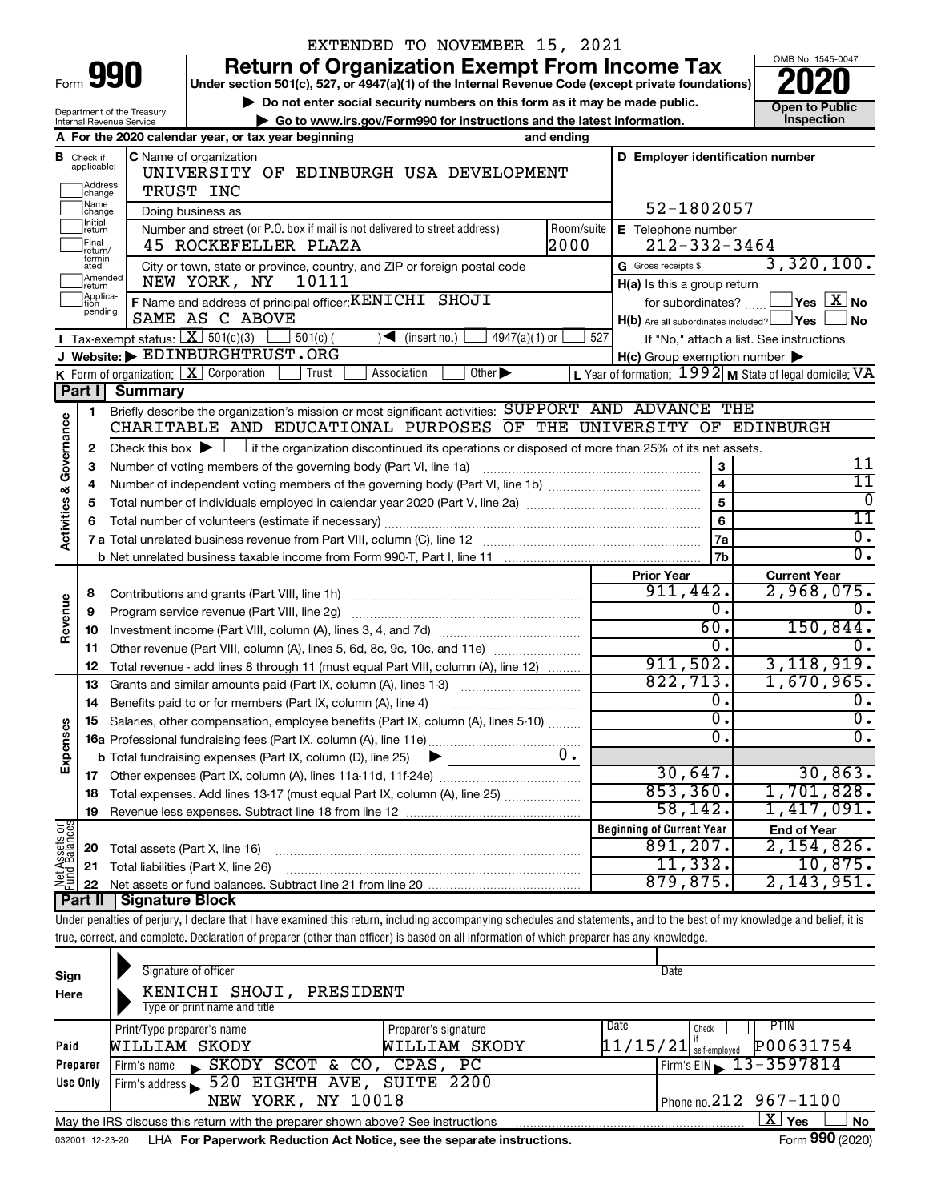EXTENDED TO NOVEMBER 15, 2021

# Form 990 — Return of Organization Exempt From Income Tax — 2020

Under section 501(c), 527, or 4947(a)(1) of the Internal Revenue Code (except private foundations)

▶ Do not enter social security numbers on this form as it may be made public.

▶ Go to www.irs.gov/Form990 for instructions and the latest information.

Department of the Treasury
Internal Revenue Service

OMB No. 1545-0047

**Open to Public Inspection**

**A** For the 2020 calendar year, or tax year beginning and ending

**B** Check if applicable: Address change, Name change, Initial return, Final return/terminated, Amended return, Application pending

**C** Name of organization: UNIVERSITY OF EDINBURGH USA DEVELOPMENT TRUST INC

Doing business as

Number and street (or P.O. box if mail is not delivered to street address): 45 ROCKEFELLER PLAZA — Room/suite: 2000

City or town, state or province, country, and ZIP or foreign postal code: NEW YORK, NY 10111

**D** Employer identification number: 52-1802057

**E** Telephone number: 212-332-3464

**G** Gross receipts $ 3,320,100.

**F** Name and address of principal officer: KENICHI SHOJI, SAME AS C ABOVE

H(a) Is this a group return for subordinates? ☐ Yes ☒ No

H(b) Are all subordinates included? ☐ Yes ☐ No — If "No," attach a list. See instructions

H(c) Group exemption number ▶

**I** Tax-exempt status: ☒ 501(c)(3) ☐ 501(c) ( ) ◀ (insert no.) ☐ 4947(a)(1) or ☐ 527

**J** Website: ▶ EDINBURGHTRUST.ORG

**K** Form of organization: ☒ Corporation ☐ Trust ☐ Association ☐ Other ▶

**L** Year of formation: 1992 **M** State of legal domicile: VA

## Part I Summary

**Activities & Governance**

1. Briefly describe the organization's mission or most significant activities: SUPPORT AND ADVANCE THE CHARITABLE AND EDUCATIONAL PURPOSES OF THE UNIVERSITY OF EDINBURGH
2. Check this box ▶ ☐ if the organization discontinued its operations or disposed of more than 25% of its net assets.

| | | | |
|---|---|---|---|
| 3 | Number of voting members of the governing body (Part VI, line 1a) | 3 | 11 |
| 4 | Number of independent voting members of the governing body (Part VI, line 1b) | 4 | 11 |
| 5 | Total number of individuals employed in calendar year 2020 (Part V, line 2a) | 5 | 0 |
| 6 | Total number of volunteers (estimate if necessary) | 6 | 11 |
| 7a | Total unrelated business revenue from Part VIII, column (C), line 12 | 7a | 0. |
| b | Net unrelated business taxable income from Form 990-T, Part I, line 11 | 7b | 0. |

| | | Prior Year | Current Year |
|---|---|---|---|
| **Revenue** | | | |
| 8 | Contributions and grants (Part VIII, line 1h) | 911,442. | 2,968,075. |
| 9 | Program service revenue (Part VIII, line 2g) | 0. | 0. |
| 10 | Investment income (Part VIII, column (A), lines 3, 4, and 7d) | 60. | 150,844. |
| 11 | Other revenue (Part VIII, column (A), lines 5, 6d, 8c, 9c, 10c, and 11e) | 0. | 0. |
| 12 | Total revenue - add lines 8 through 11 (must equal Part VIII, column (A), line 12) | 911,502. | 3,118,919. |
| **Expenses** | | | |
| 13 | Grants and similar amounts paid (Part IX, column (A), lines 1-3) | 822,713. | 1,670,965. |
| 14 | Benefits paid to or for members (Part IX, column (A), line 4) | 0. | 0. |
| 15 | Salaries, other compensation, employee benefits (Part IX, column (A), lines 5-10) | 0. | 0. |
| 16a | Professional fundraising fees (Part IX, column (A), line 11e) | 0. | 0. |
| b | Total fundraising expenses (Part IX, column (D), line 25) ▶ 0. | | |
| 17 | Other expenses (Part IX, column (A), lines 11a-11d, 11f-24e) | 30,647. | 30,863. |
| 18 | Total expenses. Add lines 13-17 (must equal Part IX, column (A), line 25) | 853,360. | 1,701,828. |
| 19 | Revenue less expenses. Subtract line 18 from line 12 | 58,142. | 1,417,091. |

| **Net Assets or Fund Balances** | | Beginning of Current Year | End of Year |
|---|---|---|---|
| 20 | Total assets (Part X, line 16) | 891,207. | 2,154,826. |
| 21 | Total liabilities (Part X, line 26) | 11,332. | 10,875. |
| 22 | Net assets or fund balances. Subtract line 21 from line 20 | 879,875. | 2,143,951. |

## Part II Signature Block

Under penalties of perjury, I declare that I have examined this return, including accompanying schedules and statements, and to the best of my knowledge and belief, it is true, correct, and complete. Declaration of preparer (other than officer) is based on all information of which preparer has any knowledge.

**Sign Here**

Signature of officer — Date

KENICHI SHOJI, PRESIDENT
Type or print name and title

**Paid Preparer Use Only**

| Print/Type preparer's name | Preparer's signature | Date | Check if self-employed | PTIN |
|---|---|---|---|---|
| WILLIAM SKODY | WILLIAM SKODY | 11/15/21 | | P00631754 |

Firm's name ▶ SKODY SCOT & CO, CPAS, PC — Firm's EIN ▶ 13-3597814

Firm's address ▶ 520 EIGHTH AVE, SUITE 2200, NEW YORK, NY 10018 — Phone no. 212 967-1100

May the IRS discuss this return with the preparer shown above? See instructions ☒ Yes ☐ No

032001 12-23-20 LHA For Paperwork Reduction Act Notice, see the separate instructions. Form **990** (2020)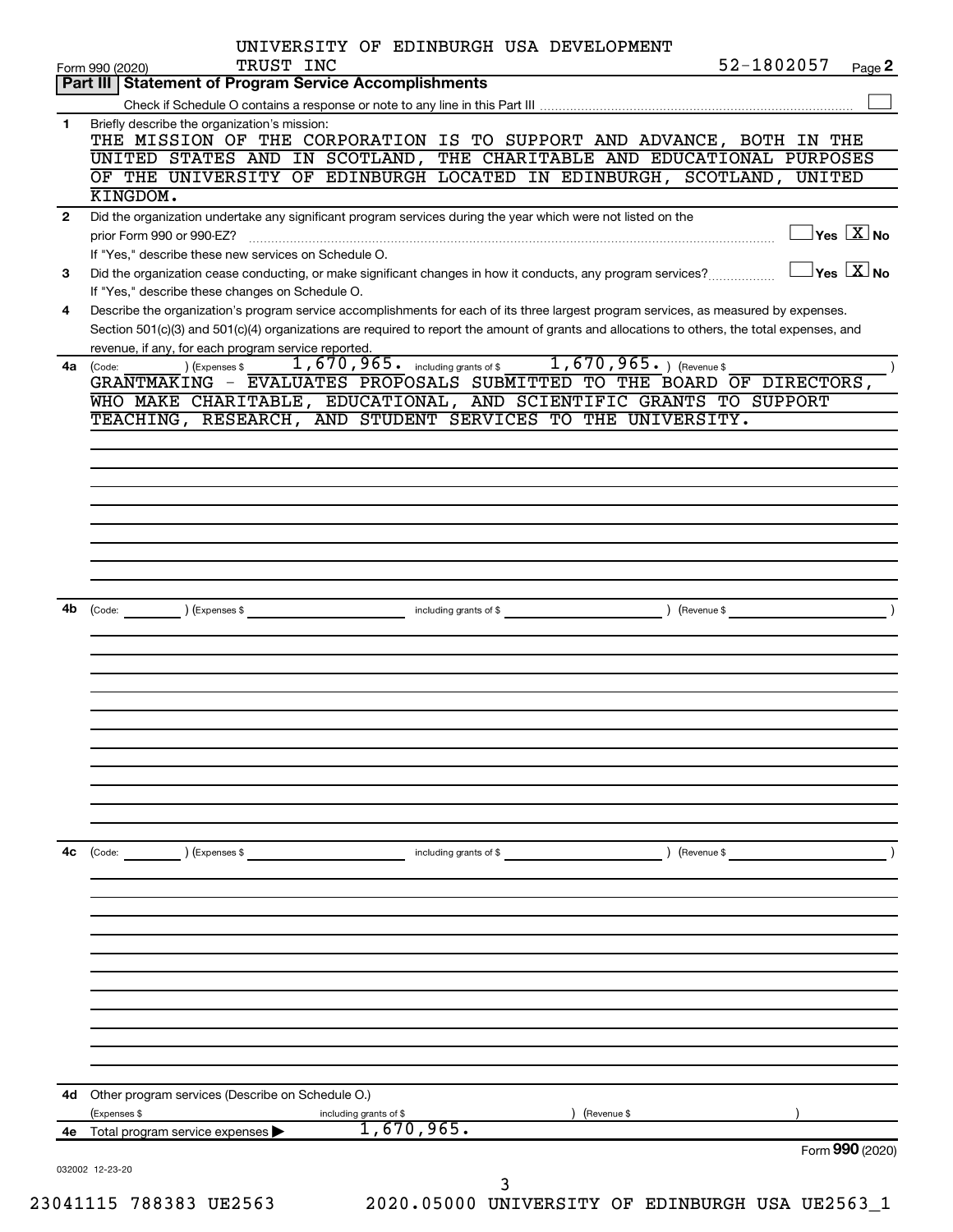UNIVERSITY OF EDINBURGH USA DEVELOPMENT TRUST INC 52-1802057

Form 990 (2020) Page **2**

## Part III Statement of Program Service Accomplishments

Check if Schedule O contains a response or note to any line in this Part III ☐

**1** Briefly describe the organization's mission:

THE MISSION OF THE CORPORATION IS TO SUPPORT AND ADVANCE, BOTH IN THE UNITED STATES AND IN SCOTLAND, THE CHARITABLE AND EDUCATIONAL PURPOSES OF THE UNIVERSITY OF EDINBURGH LOCATED IN EDINBURGH, SCOTLAND, UNITED KINGDOM.

**2** Did the organization undertake any significant program services during the year which were not listed on the prior Form 990 or 990-EZ? ☐ Yes ☒ No

If "Yes," describe these new services on Schedule O.

**3** Did the organization cease conducting, or make significant changes in how it conducts, any program services? ☐ Yes ☒ No

If "Yes," describe these changes on Schedule O.

**4** Describe the organization's program service accomplishments for each of its three largest program services, as measured by expenses. Section 501(c)(3) and 501(c)(4) organizations are required to report the amount of grants and allocations to others, the total expenses, and revenue, if any, for each program service reported.

**4a** (Code: ) (Expenses $ 1,670,965. including grants of $ 1,670,965. ) (Revenue $ )

GRANTMAKING - EVALUATES PROPOSALS SUBMITTED TO THE BOARD OF DIRECTORS, WHO MAKE CHARITABLE, EDUCATIONAL, AND SCIENTIFIC GRANTS TO SUPPORT TEACHING, RESEARCH, AND STUDENT SERVICES TO THE UNIVERSITY.

**4b** (Code: ) (Expenses $ including grants of $ ) (Revenue $ )

**4c** (Code: ) (Expenses $ including grants of $ ) (Revenue $ )

**4d** Other program services (Describe on Schedule O.)

(Expenses $ including grants of $ ) (Revenue $ )

**4e** Total program service expenses ▶ 1,670,965.

Form **990** (2020)

032002 12-23-20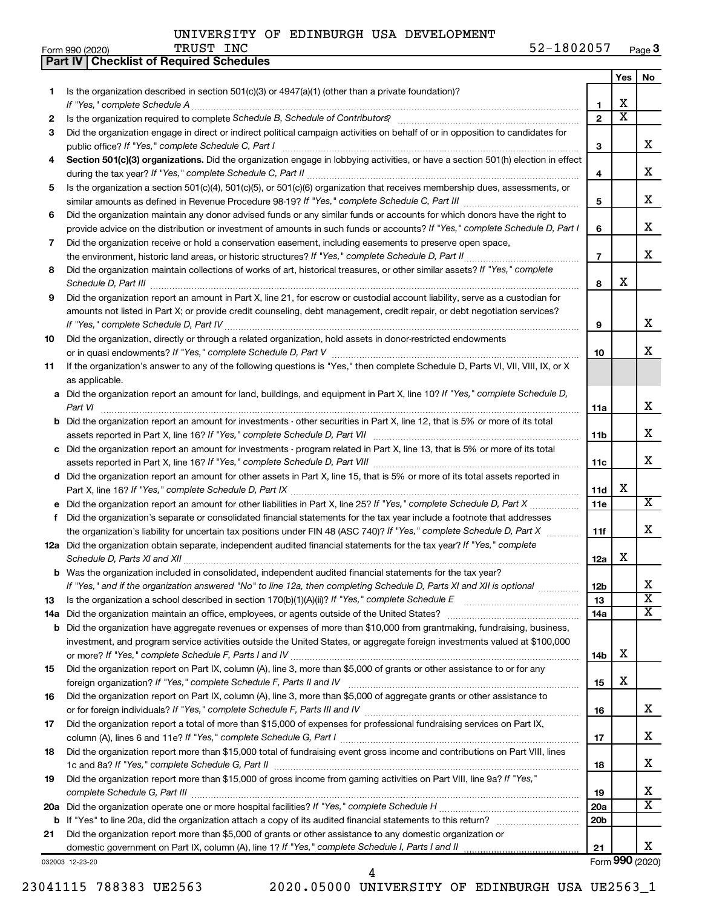UNIVERSITY OF EDINBURGH USA DEVELOPMENT TRUST INC 52-1802057

Form 990 (2020) Page 3

**Part IV | Checklist of Required Schedules**

| | | | Yes | No |
|---|---|---|---|---|
| 1 | Is the organization described in section 501(c)(3) or 4947(a)(1) (other than a private foundation)? *If "Yes," complete Schedule A* | 1 | X | |
| 2 | Is the organization required to complete *Schedule B, Schedule of Contributors*? | 2 | X | |
| 3 | Did the organization engage in direct or indirect political campaign activities on behalf of or in opposition to candidates for public office? *If "Yes," complete Schedule C, Part I* | 3 | | X |
| 4 | **Section 501(c)(3) organizations.** Did the organization engage in lobbying activities, or have a section 501(h) election in effect during the tax year? *If "Yes," complete Schedule C, Part II* | 4 | | X |
| 5 | Is the organization a section 501(c)(4), 501(c)(5), or 501(c)(6) organization that receives membership dues, assessments, or similar amounts as defined in Revenue Procedure 98-19? *If "Yes," complete Schedule C, Part III* | 5 | | X |
| 6 | Did the organization maintain any donor advised funds or any similar funds or accounts for which donors have the right to provide advice on the distribution or investment of amounts in such funds or accounts? *If "Yes," complete Schedule D, Part I* | 6 | | X |
| 7 | Did the organization receive or hold a conservation easement, including easements to preserve open space, the environment, historic land areas, or historic structures? *If "Yes," complete Schedule D, Part II* | 7 | | X |
| 8 | Did the organization maintain collections of works of art, historical treasures, or other similar assets? *If "Yes," complete Schedule D, Part III* | 8 | X | |
| 9 | Did the organization report an amount in Part X, line 21, for escrow or custodial account liability, serve as a custodian for amounts not listed in Part X; or provide credit counseling, debt management, credit repair, or debt negotiation services? *If "Yes," complete Schedule D, Part IV* | 9 | | X |
| 10 | Did the organization, directly or through a related organization, hold assets in donor-restricted endowments or in quasi endowments? *If "Yes," complete Schedule D, Part V* | 10 | | X |
| 11 | If the organization's answer to any of the following questions is "Yes," then complete Schedule D, Parts VI, VII, VIII, IX, or X as applicable. | | | |
| a | Did the organization report an amount for land, buildings, and equipment in Part X, line 10? *If "Yes," complete Schedule D, Part VI* | 11a | | X |
| b | Did the organization report an amount for investments - other securities in Part X, line 12, that is 5% or more of its total assets reported in Part X, line 16? *If "Yes," complete Schedule D, Part VII* | 11b | | X |
| c | Did the organization report an amount for investments - program related in Part X, line 13, that is 5% or more of its total assets reported in Part X, line 16? *If "Yes," complete Schedule D, Part VIII* | 11c | | X |
| d | Did the organization report an amount for other assets in Part X, line 15, that is 5% or more of its total assets reported in Part X, line 16? *If "Yes," complete Schedule D, Part IX* | 11d | X | |
| e | Did the organization report an amount for other liabilities in Part X, line 25? *If "Yes," complete Schedule D, Part X* | 11e | | X |
| f | Did the organization's separate or consolidated financial statements for the tax year include a footnote that addresses the organization's liability for uncertain tax positions under FIN 48 (ASC 740)? *If "Yes," complete Schedule D, Part X* | 11f | | X |
| 12a | Did the organization obtain separate, independent audited financial statements for the tax year? *If "Yes," complete Schedule D, Parts XI and XII* | 12a | X | |
| b | Was the organization included in consolidated, independent audited financial statements for the tax year? *If "Yes," and if the organization answered "No" to line 12a, then completing Schedule D, Parts XI and XII is optional* | 12b | | X |
| 13 | Is the organization a school described in section 170(b)(1)(A)(ii)? *If "Yes," complete Schedule E* | 13 | | X |
| 14a | Did the organization maintain an office, employees, or agents outside of the United States? | 14a | | X |
| b | Did the organization have aggregate revenues or expenses of more than $10,000 from grantmaking, fundraising, business, investment, and program service activities outside the United States, or aggregate foreign investments valued at $100,000 or more? *If "Yes," complete Schedule F, Parts I and IV* | 14b | X | |
| 15 | Did the organization report on Part IX, column (A), line 3, more than $5,000 of grants or other assistance to or for any foreign organization? *If "Yes," complete Schedule F, Parts II and IV* | 15 | X | |
| 16 | Did the organization report on Part IX, column (A), line 3, more than $5,000 of aggregate grants or other assistance to or for foreign individuals? *If "Yes," complete Schedule F, Parts III and IV* | 16 | | X |
| 17 | Did the organization report a total of more than $15,000 of expenses for professional fundraising services on Part IX, column (A), lines 6 and 11e? *If "Yes," complete Schedule G, Part I* | 17 | | X |
| 18 | Did the organization report more than $15,000 total of fundraising event gross income and contributions on Part VIII, lines 1c and 8a? *If "Yes," complete Schedule G, Part II* | 18 | | X |
| 19 | Did the organization report more than $15,000 of gross income from gaming activities on Part VIII, line 9a? *If "Yes," complete Schedule G, Part III* | 19 | | X |
| 20a | Did the organization operate one or more hospital facilities? *If "Yes," complete Schedule H* | 20a | | X |
| b | If "Yes" to line 20a, did the organization attach a copy of its audited financial statements to this return? | 20b | | |
| 21 | Did the organization report more than $5,000 of grants or other assistance to any domestic organization or domestic government on Part IX, column (A), line 1? *If "Yes," complete Schedule I, Parts I and II* | 21 | | X |

032003 12-23-20 Form 990 (2020)

23041115 788383 UE2563 2020.05000 UNIVERSITY OF EDINBURGH USA UE2563_1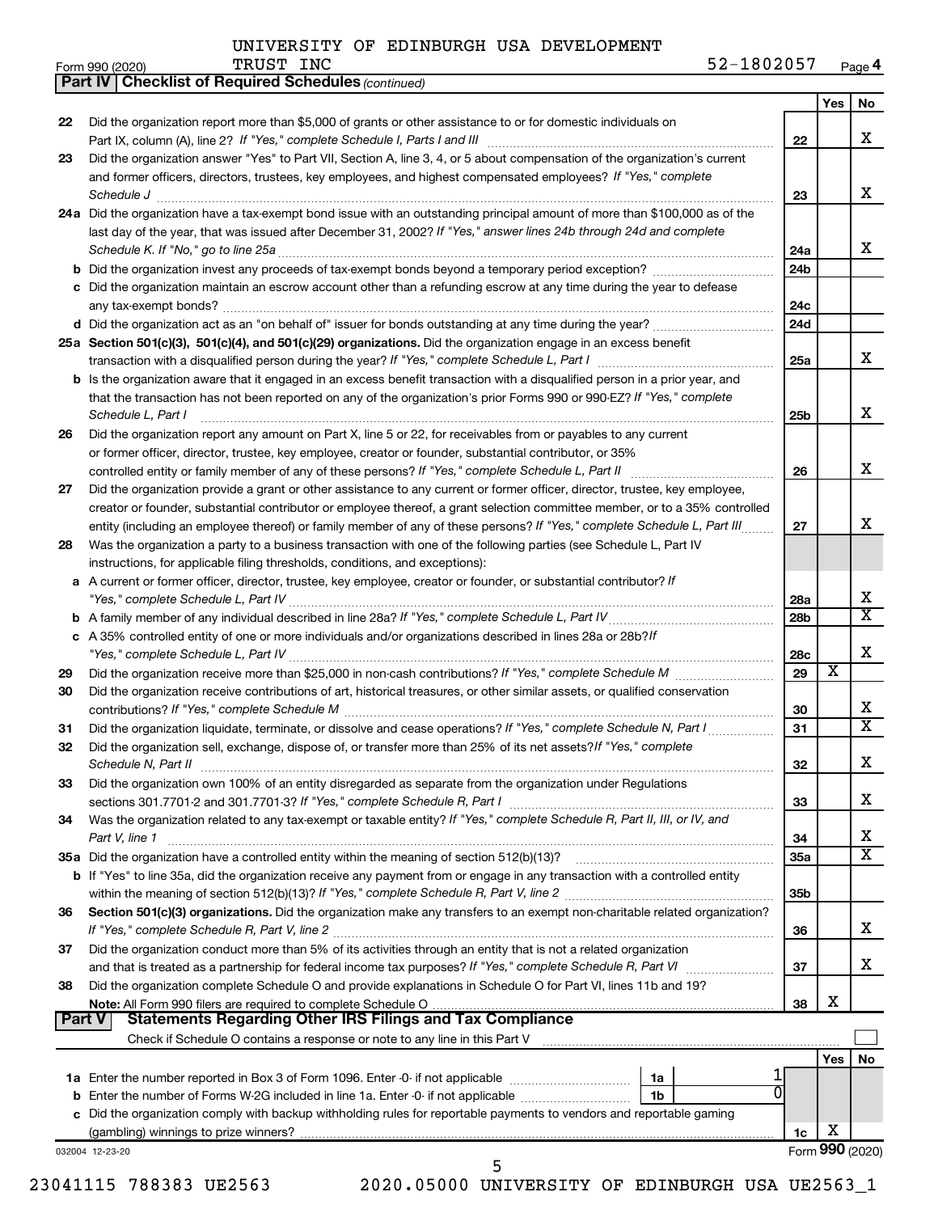UNIVERSITY OF EDINBURGH USA DEVELOPMENT TRUST INC 52-1802057

Form 990 (2020)

**Part IV | Checklist of Required Schedules** *(continued)*

| | | | Yes | No |
|---|---|---|---|---|
| 22 | Did the organization report more than $5,000 of grants or other assistance to or for domestic individuals on Part IX, column (A), line 2? *If "Yes," complete Schedule I, Parts I and III* | 22 | | X |
| 23 | Did the organization answer "Yes" to Part VII, Section A, line 3, 4, or 5 about compensation of the organization's current and former officers, directors, trustees, key employees, and highest compensated employees? *If "Yes," complete Schedule J* | 23 | | X |
| 24a | Did the organization have a tax-exempt bond issue with an outstanding principal amount of more than $100,000 as of the last day of the year, that was issued after December 31, 2002? *If "Yes," answer lines 24b through 24d and complete Schedule K. If "No," go to line 25a* | 24a | | X |
| b | Did the organization invest any proceeds of tax-exempt bonds beyond a temporary period exception? | 24b | | |
| c | Did the organization maintain an escrow account other than a refunding escrow at any time during the year to defease any tax-exempt bonds? | 24c | | |
| d | Did the organization act as an "on behalf of" issuer for bonds outstanding at any time during the year? | 24d | | |
| 25a | **Section 501(c)(3), 501(c)(4), and 501(c)(29) organizations.** Did the organization engage in an excess benefit transaction with a disqualified person during the year? *If "Yes," complete Schedule L, Part I* | 25a | | X |
| b | Is the organization aware that it engaged in an excess benefit transaction with a disqualified person in a prior year, and that the transaction has not been reported on any of the organization's prior Forms 990 or 990-EZ? *If "Yes," complete Schedule L, Part I* | 25b | | X |
| 26 | Did the organization report any amount on Part X, line 5 or 22, for receivables from or payables to any current or former officer, director, trustee, key employee, creator or founder, substantial contributor, or 35% controlled entity or family member of any of these persons? *If "Yes," complete Schedule L, Part II* | 26 | | X |
| 27 | Did the organization provide a grant or other assistance to any current or former officer, director, trustee, key employee, creator or founder, substantial contributor or employee thereof, a grant selection committee member, or to a 35% controlled entity (including an employee thereof) or family member of any of these persons? *If "Yes," complete Schedule L, Part III* | 27 | | X |
| 28 | Was the organization a party to a business transaction with one of the following parties (see Schedule L, Part IV instructions, for applicable filing thresholds, conditions, and exceptions): | | | |
| a | A current or former officer, director, trustee, key employee, creator or founder, or substantial contributor? *If "Yes," complete Schedule L, Part IV* | 28a | | X |
| b | A family member of any individual described in line 28a? *If "Yes," complete Schedule L, Part IV* | 28b | | X |
| c | A 35% controlled entity of one or more individuals and/or organizations described in lines 28a or 28b? *If "Yes," complete Schedule L, Part IV* | 28c | | X |
| 29 | Did the organization receive more than $25,000 in non-cash contributions? *If "Yes," complete Schedule M* | 29 | X | |
| 30 | Did the organization receive contributions of art, historical treasures, or other similar assets, or qualified conservation contributions? *If "Yes," complete Schedule M* | 30 | | X |
| 31 | Did the organization liquidate, terminate, or dissolve and cease operations? *If "Yes," complete Schedule N, Part I* | 31 | | X |
| 32 | Did the organization sell, exchange, dispose of, or transfer more than 25% of its net assets? *If "Yes," complete Schedule N, Part II* | 32 | | X |
| 33 | Did the organization own 100% of an entity disregarded as separate from the organization under Regulations sections 301.7701-2 and 301.7701-3? *If "Yes," complete Schedule R, Part I* | 33 | | X |
| 34 | Was the organization related to any tax-exempt or taxable entity? *If "Yes," complete Schedule R, Part II, III, or IV, and Part V, line 1* | 34 | | X |
| 35a | Did the organization have a controlled entity within the meaning of section 512(b)(13)? | 35a | | X |
| b | If "Yes" to line 35a, did the organization receive any payment from or engage in any transaction with a controlled entity within the meaning of section 512(b)(13)? *If "Yes," complete Schedule R, Part V, line 2* | 35b | | |
| 36 | **Section 501(c)(3) organizations.** Did the organization make any transfers to an exempt non-charitable related organization? *If "Yes," complete Schedule R, Part V, line 2* | 36 | | X |
| 37 | Did the organization conduct more than 5% of its activities through an entity that is not a related organization and that is treated as a partnership for federal income tax purposes? *If "Yes," complete Schedule R, Part VI* | 37 | | X |
| 38 | Did the organization complete Schedule O and provide explanations in Schedule O for Part VI, lines 11b and 19? **Note:** All Form 990 filers are required to complete Schedule O | 38 | X | |

**Part V | Statements Regarding Other IRS Filings and Tax Compliance**

Check if Schedule O contains a response or note to any line in this Part V ☐

| | | | | | Yes | No |
|---|---|---|---|---|---|---|
| 1a | Enter the number reported in Box 3 of Form 1096. Enter -0- if not applicable | 1a | 1 | | | |
| b | Enter the number of Forms W-2G included in line 1a. Enter -0- if not applicable | 1b | 0 | | | |
| c | Did the organization comply with backup withholding rules for reportable payments to vendors and reportable gaming (gambling) winnings to prize winners? | | | 1c | X | |

032004 12-23-20 Form **990** (2020)

23041115 788383 UE2563 2020.05000 UNIVERSITY OF EDINBURGH USA UE2563_1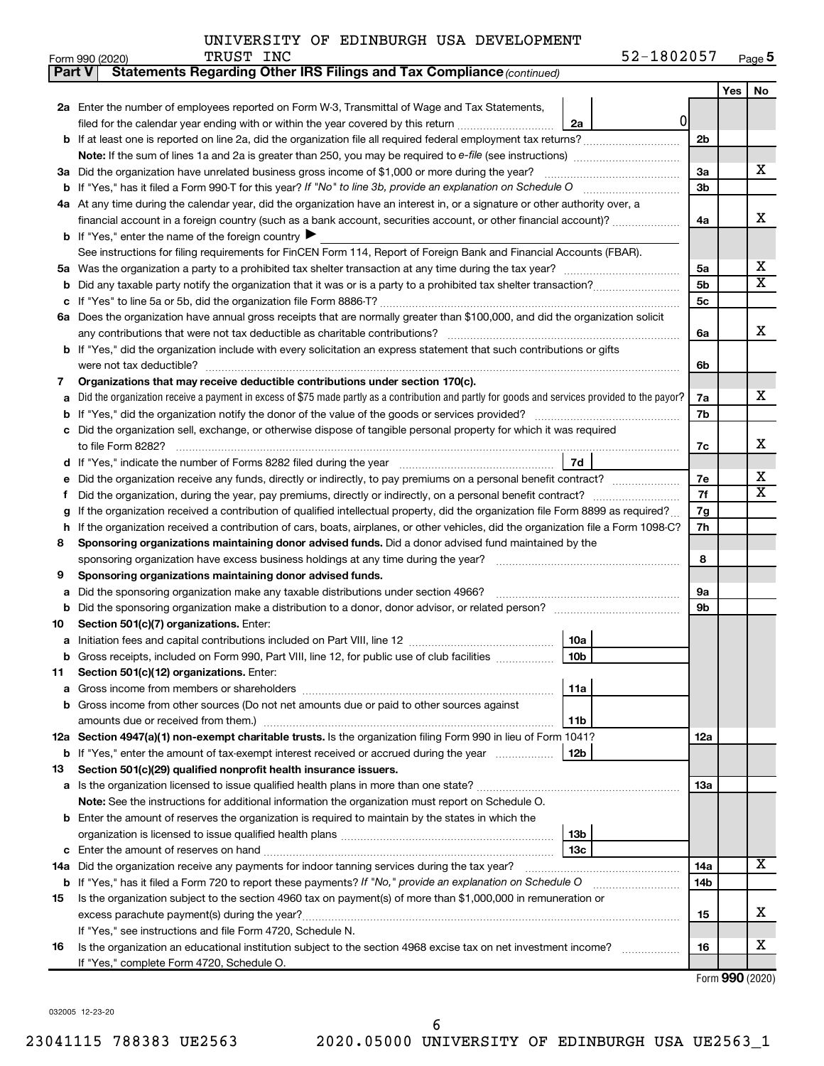UNIVERSITY OF EDINBURGH USA DEVELOPMENT TRUST INC 52-1802057

Form 990 (2020)

**Part V — Statements Regarding Other IRS Filings and Tax Compliance** *(continued)*

| | | | | Line | Yes | No |
|---|---|---|---|---|---|---|
| **2a** | Enter the number of employees reported on Form W-3, Transmittal of Wage and Tax Statements, filed for the calendar year ending with or within the year covered by this return | 2a | 0 | | | |
| **b** | If at least one is reported on line 2a, did the organization file all required federal employment tax returns? | | | 2b | | |
| | **Note:** If the sum of lines 1a and 2a is greater than 250, you may be required to *e-file* (see instructions) | | | | | |
| **3a** | Did the organization have unrelated business gross income of $1,000 or more during the year? | | | 3a | | X |
| **b** | If "Yes," has it filed a Form 990-T for this year? *If "No" to line 3b, provide an explanation on Schedule O* | | | 3b | | |
| **4a** | At any time during the calendar year, did the organization have an interest in, or a signature or other authority over, a financial account in a foreign country (such as a bank account, securities account, or other financial account)? | | | 4a | | X |
| **b** | If "Yes," enter the name of the foreign country ▶ | | | | | |
| | See instructions for filing requirements for FinCEN Form 114, Report of Foreign Bank and Financial Accounts (FBAR). | | | | | |
| **5a** | Was the organization a party to a prohibited tax shelter transaction at any time during the tax year? | | | 5a | | X |
| **b** | Did any taxable party notify the organization that it was or is a party to a prohibited tax shelter transaction? | | | 5b | | X |
| **c** | If "Yes" to line 5a or 5b, did the organization file Form 8886-T? | | | 5c | | |
| **6a** | Does the organization have annual gross receipts that are normally greater than $100,000, and did the organization solicit any contributions that were not tax deductible as charitable contributions? | | | 6a | | X |
| **b** | If "Yes," did the organization include with every solicitation an express statement that such contributions or gifts were not tax deductible? | | | 6b | | |
| **7** | **Organizations that may receive deductible contributions under section 170(c).** | | | | | |
| **a** | Did the organization receive a payment in excess of $75 made partly as a contribution and partly for goods and services provided to the payor? | | | 7a | | X |
| **b** | If "Yes," did the organization notify the donor of the value of the goods or services provided? | | | 7b | | |
| **c** | Did the organization sell, exchange, or otherwise dispose of tangible personal property for which it was required to file Form 8282? | | | 7c | | X |
| **d** | If "Yes," indicate the number of Forms 8282 filed during the year | 7d | | | | |
| **e** | Did the organization receive any funds, directly or indirectly, to pay premiums on a personal benefit contract? | | | 7e | | X |
| **f** | Did the organization, during the year, pay premiums, directly or indirectly, on a personal benefit contract? | | | 7f | | X |
| **g** | If the organization received a contribution of qualified intellectual property, did the organization file Form 8899 as required? | | | 7g | | |
| **h** | If the organization received a contribution of cars, boats, airplanes, or other vehicles, did the organization file a Form 1098-C? | | | 7h | | |
| **8** | **Sponsoring organizations maintaining donor advised funds.** Did a donor advised fund maintained by the sponsoring organization have excess business holdings at any time during the year? | | | 8 | | |
| **9** | **Sponsoring organizations maintaining donor advised funds.** | | | | | |
| **a** | Did the sponsoring organization make any taxable distributions under section 4966? | | | 9a | | |
| **b** | Did the sponsoring organization make a distribution to a donor, donor advisor, or related person? | | | 9b | | |
| **10** | **Section 501(c)(7) organizations.** Enter: | | | | | |
| **a** | Initiation fees and capital contributions included on Part VIII, line 12 | 10a | | | | |
| **b** | Gross receipts, included on Form 990, Part VIII, line 12, for public use of club facilities | 10b | | | | |
| **11** | **Section 501(c)(12) organizations.** Enter: | | | | | |
| **a** | Gross income from members or shareholders | 11a | | | | |
| **b** | Gross income from other sources (Do not net amounts due or paid to other sources against amounts due or received from them.) | 11b | | | | |
| **12a** | **Section 4947(a)(1) non-exempt charitable trusts.** Is the organization filing Form 990 in lieu of Form 1041? | | | 12a | | |
| **b** | If "Yes," enter the amount of tax-exempt interest received or accrued during the year | 12b | | | | |
| **13** | **Section 501(c)(29) qualified nonprofit health insurance issuers.** | | | | | |
| **a** | Is the organization licensed to issue qualified health plans in more than one state? | | | 13a | | |
| | **Note:** See the instructions for additional information the organization must report on Schedule O. | | | | | |
| **b** | Enter the amount of reserves the organization is required to maintain by the states in which the organization is licensed to issue qualified health plans | 13b | | | | |
| **c** | Enter the amount of reserves on hand | 13c | | | | |
| **14a** | Did the organization receive any payments for indoor tanning services during the tax year? | | | 14a | | X |
| **b** | If "Yes," has it filed a Form 720 to report these payments? *If "No," provide an explanation on Schedule O* | | | 14b | | |
| **15** | Is the organization subject to the section 4960 tax on payment(s) of more than $1,000,000 in remuneration or excess parachute payment(s) during the year? | | | 15 | | X |
| | If "Yes," see instructions and file Form 4720, Schedule N. | | | | | |
| **16** | Is the organization an educational institution subject to the section 4968 excise tax on net investment income? | | | 16 | | X |
| | If "Yes," complete Form 4720, Schedule O. | | | | | |

Form **990** (2020)

032005 12-23-20

23041115 788383 UE2563 2020.05000 UNIVERSITY OF EDINBURGH USA UE2563_1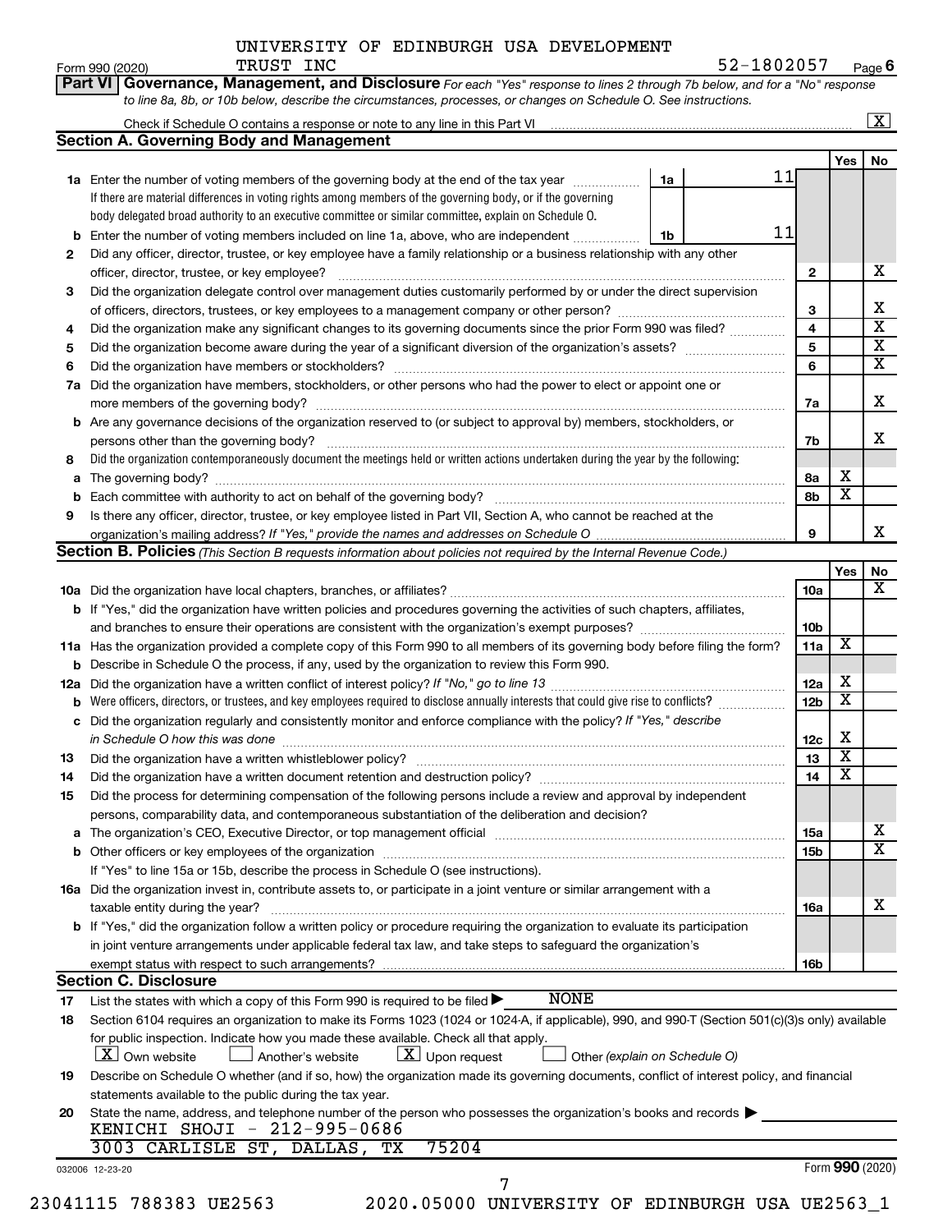UNIVERSITY OF EDINBURGH USA DEVELOPMENT TRUST INC

Form 990 (2020) 52-1802057 Page 6

**Part VI Governance, Management, and Disclosure** *For each "Yes" response to lines 2 through 7b below, and for a "No" response to line 8a, 8b, or 10b below, describe the circumstances, processes, or changes on Schedule O. See instructions.*

Check if Schedule O contains a response or note to any line in this Part VI [X]

## Section A. Governing Body and Management

| | | | | Yes | No |
|---|---|---|---|---|---|
| **1a** | Enter the number of voting members of the governing body at the end of the tax year | 1a | 11 | | |
| | If there are material differences in voting rights among members of the governing body, or if the governing body delegated broad authority to an executive committee or similar committee, explain on Schedule O. | | | | |
| **b** | Enter the number of voting members included on line 1a, above, who are independent | 1b | 11 | | |
| **2** | Did any officer, director, trustee, or key employee have a family relationship or a business relationship with any other officer, director, trustee, or key employee? | 2 | | | X |
| **3** | Did the organization delegate control over management duties customarily performed by or under the direct supervision of officers, directors, trustees, or key employees to a management company or other person? | 3 | | | X |
| **4** | Did the organization make any significant changes to its governing documents since the prior Form 990 was filed? | 4 | | | X |
| **5** | Did the organization become aware during the year of a significant diversion of the organization's assets? | 5 | | | X |
| **6** | Did the organization have members or stockholders? | 6 | | | X |
| **7a** | Did the organization have members, stockholders, or other persons who had the power to elect or appoint one or more members of the governing body? | 7a | | | X |
| **b** | Are any governance decisions of the organization reserved to (or subject to approval by) members, stockholders, or persons other than the governing body? | 7b | | | X |
| **8** | Did the organization contemporaneously document the meetings held or written actions undertaken during the year by the following: | | | | |
| **a** | The governing body? | 8a | | X | |
| **b** | Each committee with authority to act on behalf of the governing body? | 8b | | X | |
| **9** | Is there any officer, director, trustee, or key employee listed in Part VII, Section A, who cannot be reached at the organization's mailing address? *If "Yes," provide the names and addresses on Schedule O* | 9 | | | X |

## Section B. Policies *(This Section B requests information about policies not required by the Internal Revenue Code.)*

| | | | Yes | No |
|---|---|---|---|---|
| **10a** | Did the organization have local chapters, branches, or affiliates? | 10a | | X |
| **b** | If "Yes," did the organization have written policies and procedures governing the activities of such chapters, affiliates, and branches to ensure their operations are consistent with the organization's exempt purposes? | 10b | | |
| **11a** | Has the organization provided a complete copy of this Form 990 to all members of its governing body before filing the form? | 11a | X | |
| **b** | Describe in Schedule O the process, if any, used by the organization to review this Form 990. | | | |
| **12a** | Did the organization have a written conflict of interest policy? *If "No," go to line 13* | 12a | X | |
| **b** | Were officers, directors, or trustees, and key employees required to disclose annually interests that could give rise to conflicts? | 12b | X | |
| **c** | Did the organization regularly and consistently monitor and enforce compliance with the policy? *If "Yes," describe in Schedule O how this was done* | 12c | X | |
| **13** | Did the organization have a written whistleblower policy? | 13 | X | |
| **14** | Did the organization have a written document retention and destruction policy? | 14 | X | |
| **15** | Did the process for determining compensation of the following persons include a review and approval by independent persons, comparability data, and contemporaneous substantiation of the deliberation and decision? | | | |
| **a** | The organization's CEO, Executive Director, or top management official | 15a | | X |
| **b** | Other officers or key employees of the organization | 15b | | X |
| | If "Yes" to line 15a or 15b, describe the process in Schedule O (see instructions). | | | |
| **16a** | Did the organization invest in, contribute assets to, or participate in a joint venture or similar arrangement with a taxable entity during the year? | 16a | | X |
| **b** | If "Yes," did the organization follow a written policy or procedure requiring the organization to evaluate its participation in joint venture arrangements under applicable federal tax law, and take steps to safeguard the organization's exempt status with respect to such arrangements? | 16b | | |

## Section C. Disclosure

**17** List the states with which a copy of this Form 990 is required to be filed ▶ NONE

**18** Section 6104 requires an organization to make its Forms 1023 (1024 or 1024-A, if applicable), 990, and 990-T (Section 501(c)(3)s only) available for public inspection. Indicate how you made these available. Check all that apply.

[X] Own website [ ] Another's website [X] Upon request [ ] Other *(explain on Schedule O)*

**19** Describe on Schedule O whether (and if so, how) the organization made its governing documents, conflict of interest policy, and financial statements available to the public during the tax year.

**20** State the name, address, and telephone number of the person who possesses the organization's books and records ▶

KENICHI SHOJI - 212-995-0686
3003 CARLISLE ST, DALLAS, TX 75204

032006 12-23-20 Form **990** (2020)

23041115 788383 UE2563 2020.05000 UNIVERSITY OF EDINBURGH USA UE2563_1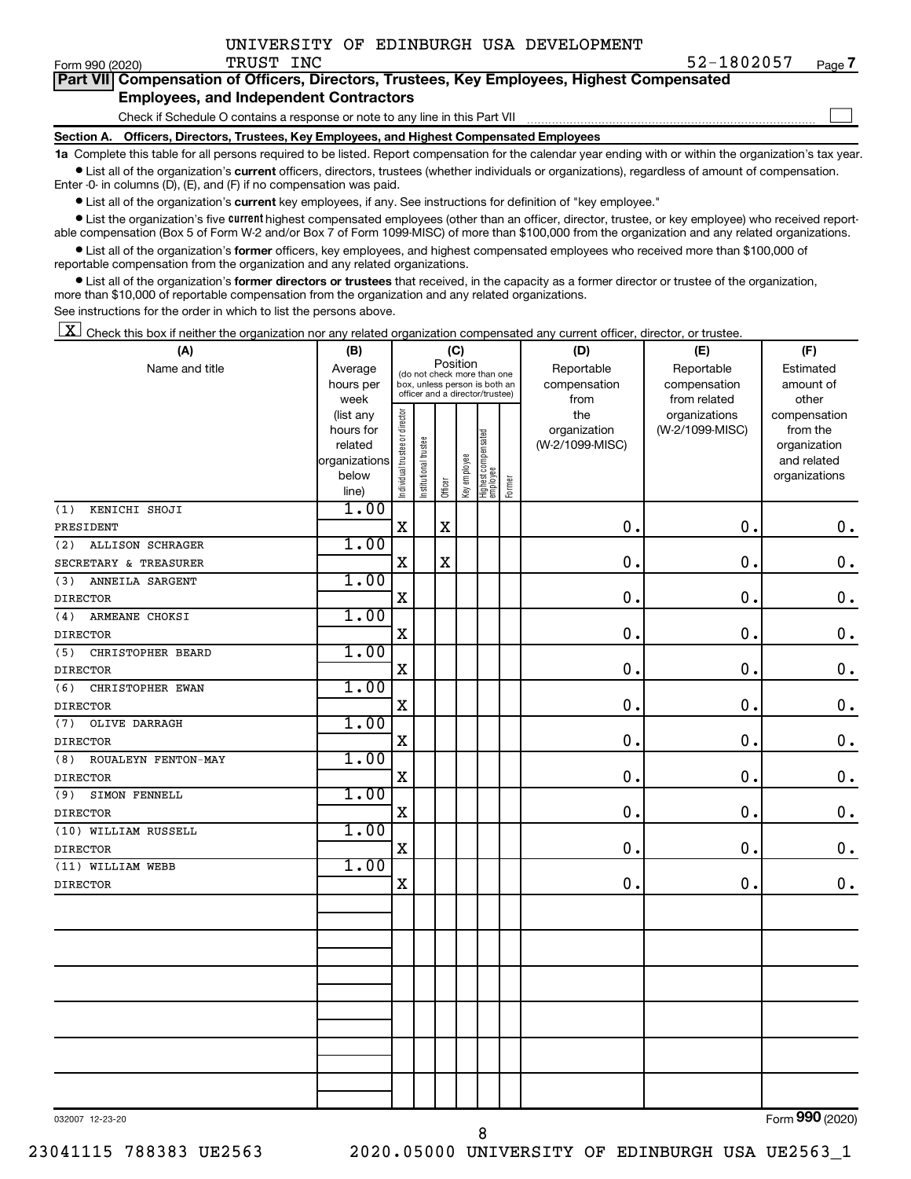UNIVERSITY OF EDINBURGH USA DEVELOPMENT TRUST INC 52-1802057

Form 990 (2020) Page 7

## Part VII Compensation of Officers, Directors, Trustees, Key Employees, Highest Compensated Employees, and Independent Contractors

Check if Schedule O contains a response or note to any line in this Part VII ☐

### Section A. Officers, Directors, Trustees, Key Employees, and Highest Compensated Employees

**1a** Complete this table for all persons required to be listed. Report compensation for the calendar year ending with or within the organization's tax year.

- List all of the organization's **current** officers, directors, trustees (whether individuals or organizations), regardless of amount of compensation. Enter -0- in columns (D), (E), and (F) if no compensation was paid.
- List all of the organization's **current** key employees, if any. See instructions for definition of "key employee."
- List the organization's five **current** highest compensated employees (other than an officer, director, trustee, or key employee) who received reportable compensation (Box 5 of Form W-2 and/or Box 7 of Form 1099-MISC) of more than $100,000 from the organization and any related organizations.
- List all of the organization's **former** officers, key employees, and highest compensated employees who received more than $100,000 of reportable compensation from the organization and any related organizations.
- List all of the organization's **former directors or trustees** that received, in the capacity as a former director or trustee of the organization, more than $10,000 of reportable compensation from the organization and any related organizations.

See instructions for the order in which to list the persons above.

☒ Check this box if neither the organization nor any related organization compensated any current officer, director, or trustee.

| (A) Name and title | (B) Average hours per week (list any hours for related organizations below line) | (C) Position (do not check more than one box, unless person is both an officer and a director/trustee) | | | | | | (D) Reportable compensation from the organization (W-2/1099-MISC) | (E) Reportable compensation from related organizations (W-2/1099-MISC) | (F) Estimated amount of other compensation from the organization and related organizations |
|---|---|---|---|---|---|---|---|---|---|---|
| | | Individual trustee or director | Institutional trustee | Officer | Key employee | Highest compensated employee | Former | | | |
| (1) KENICHI SHOJI<br>PRESIDENT | 1.00 | X | | X | | | | 0. | 0. | 0. |
| (2) ALLISON SCHRAGER<br>SECRETARY & TREASURER | 1.00 | X | | X | | | | 0. | 0. | 0. |
| (3) ANNEILA SARGENT<br>DIRECTOR | 1.00 | X | | | | | | 0. | 0. | 0. |
| (4) ARMEANE CHOKSI<br>DIRECTOR | 1.00 | X | | | | | | 0. | 0. | 0. |
| (5) CHRISTOPHER BEARD<br>DIRECTOR | 1.00 | X | | | | | | 0. | 0. | 0. |
| (6) CHRISTOPHER EWAN<br>DIRECTOR | 1.00 | X | | | | | | 0. | 0. | 0. |
| (7) OLIVE DARRAGH<br>DIRECTOR | 1.00 | X | | | | | | 0. | 0. | 0. |
| (8) ROUALEYN FENTON-MAY<br>DIRECTOR | 1.00 | X | | | | | | 0. | 0. | 0. |
| (9) SIMON FENNELL<br>DIRECTOR | 1.00 | X | | | | | | 0. | 0. | 0. |
| (10) WILLIAM RUSSELL<br>DIRECTOR | 1.00 | X | | | | | | 0. | 0. | 0. |
| (11) WILLIAM WEBB<br>DIRECTOR | 1.00 | X | | | | | | 0. | 0. | 0. |

032007 12-23-20 Form 990 (2020)

23041115 788383 UE2563 2020.05000 UNIVERSITY OF EDINBURGH USA UE2563_1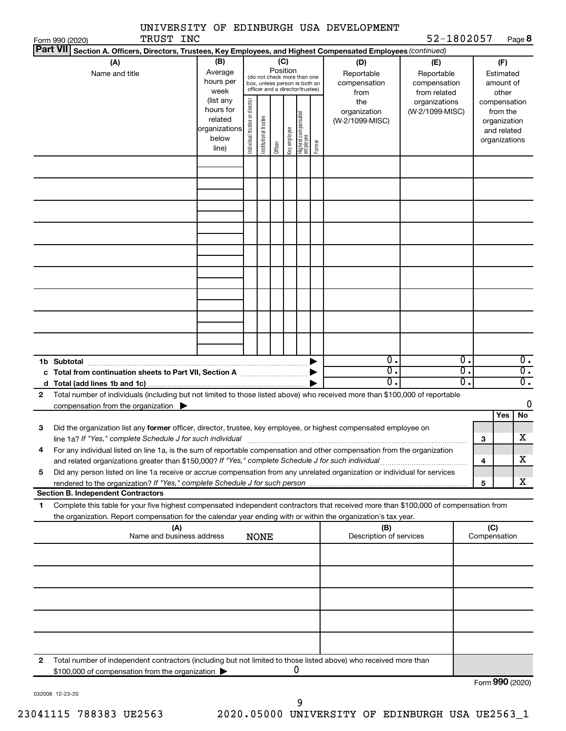UNIVERSITY OF EDINBURGH USA DEVELOPMENT TRUST INC

52-1802057

Form 990 (2020)

**Part VII** **Section A. Officers, Directors, Trustees, Key Employees, and Highest Compensated Employees** *(continued)*

| (A) Name and title | (B) Average hours per week (list any hours for related organizations below line) | (C) Position (do not check more than one box, unless person is both an officer and a director/trustee): Individual trustee or director | Institutional trustee | Officer | Key employee | Highest compensated employee | Former | (D) Reportable compensation from the organization (W-2/1099-MISC) | (E) Reportable compensation from related organizations (W-2/1099-MISC) | (F) Estimated amount of other compensation from the organization and related organizations |
|---|---|---|---|---|---|---|---|---|---|---|
| | | | | | | | | | | |
| | | | | | | | | | | |
| | | | | | | | | | | |
| | | | | | | | | | | |
| | | | | | | | | | | |
| | | | | | | | | | | |
| | | | | | | | | | | |
| | | | | | | | | | | |
| | | | | | | | | | | |
| **1b Subtotal** | | | | | | | ▶ | 0. | 0. | 0. |
| **c Total from continuation sheets to Part VII, Section A** | | | | | | | ▶ | 0. | 0. | 0. |
| **d Total (add lines 1b and 1c)** | | | | | | | ▶ | 0. | 0. | 0. |

**2** Total number of individuals (including but not limited to those listed above) who received more than $100,000 of reportable compensation from the organization ▶ 0

| | | | Yes | No |
|---|---|---|---|---|
| **3** | Did the organization list any **former** officer, director, trustee, key employee, or highest compensated employee on line 1a? *If "Yes," complete Schedule J for such individual* | **3** | | X |
| **4** | For any individual listed on line 1a, is the sum of reportable compensation and other compensation from the organization and related organizations greater than $150,000? *If "Yes," complete Schedule J for such individual* | **4** | | X |
| **5** | Did any person listed on line 1a receive or accrue compensation from any unrelated organization or individual for services rendered to the organization? *If "Yes," complete Schedule J for such person* | **5** | | X |

**Section B. Independent Contractors**

**1** Complete this table for your five highest compensated independent contractors that received more than $100,000 of compensation from the organization. Report compensation for the calendar year ending with or within the organization's tax year.

| (A) Name and business address | (B) Description of services | (C) Compensation |
|---|---|---|
| NONE | | |
| | | |
| | | |
| | | |
| | | |

**2** Total number of independent contractors (including but not limited to those listed above) who received more than $100,000 of compensation from the organization ▶ 0

Form **990** (2020)

032008 12-23-20

23041115 788383 UE2563 2020.05000 UNIVERSITY OF EDINBURGH USA UE2563_1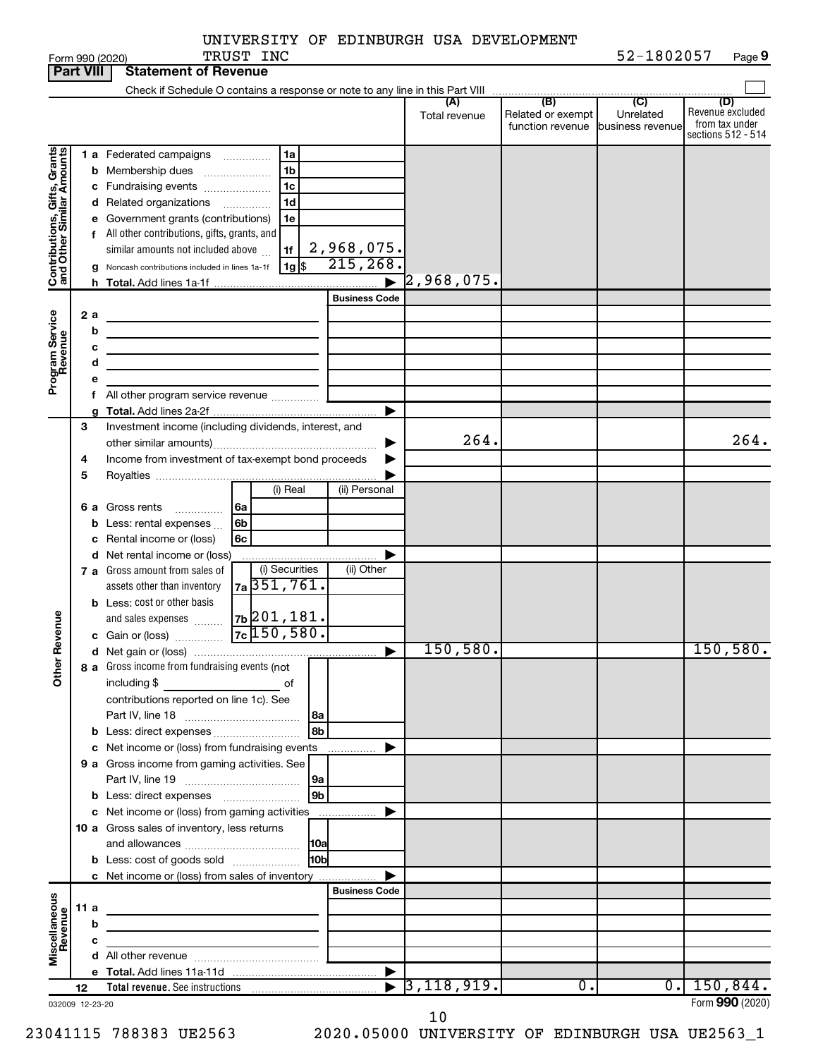UNIVERSITY OF EDINBURGH USA DEVELOPMENT TRUST INC — 52-1802057

Form 990 (2020)

## Part VIII Statement of Revenue

Check if Schedule O contains a response or note to any line in this Part VIII

| | | | (A) Total revenue | (B) Related or exempt function revenue | (C) Unrelated business revenue | (D) Revenue excluded from tax under sections 512 - 514 |
|---|---|---|---|---|---|---|
| **Contributions, Gifts, Grants and Other Similar Amounts** | 1a Federated campaigns | 1a | | | | |
| | b Membership dues | 1b | | | | |
| | c Fundraising events | 1c | | | | |
| | d Related organizations | 1d | | | | |
| | e Government grants (contributions) | 1e | | | | |
| | f All other contributions, gifts, grants, and similar amounts not included above | 1f 2,968,075. | | | | |
| | g Noncash contributions included in lines 1a-1f | 1g $ 215,268. | | | | |
| | h Total. Add lines 1a-1f | | 2,968,075. | | | |
| **Program Service Revenue** | | Business Code | | | | |
| | 2a | | | | | |
| | b | | | | | |
| | c | | | | | |
| | d | | | | | |
| | e | | | | | |
| | f All other program service revenue | | | | | |
| | g Total. Add lines 2a-2f | | | | | |
| **Other Revenue** | 3 Investment income (including dividends, interest, and other similar amounts) | | 264. | | | 264. |
| | 4 Income from investment of tax-exempt bond proceeds | | | | | |
| | 5 Royalties | | | | | |
| | 6a Gross rents — 6a (i) Real / (ii) Personal | | | | | |
| | b Less: rental expenses — 6b | | | | | |
| | c Rental income or (loss) — 6c | | | | | |
| | d Net rental income or (loss) | | | | | |
| | 7a Gross amount from sales of assets other than inventory — 7a (i) Securities 351,761. (ii) Other | | | | | |
| | b Less: cost or other basis and sales expenses — 7b (i) Securities 201,181. | | | | | |
| | c Gain or (loss) — 7c (i) Securities 150,580. | | | | | |
| | d Net gain or (loss) | | 150,580. | | | 150,580. |
| | 8a Gross income from fundraising events (not including $ ______ of contributions reported on line 1c). See Part IV, line 18 | 8a | | | | |
| | b Less: direct expenses | 8b | | | | |
| | c Net income or (loss) from fundraising events | | | | | |
| | 9a Gross income from gaming activities. See Part IV, line 19 | 9a | | | | |
| | b Less: direct expenses | 9b | | | | |
| | c Net income or (loss) from gaming activities | | | | | |
| | 10a Gross sales of inventory, less returns and allowances | 10a | | | | |
| | b Less: cost of goods sold | 10b | | | | |
| | c Net income or (loss) from sales of inventory | | | | | |
| **Miscellaneous Revenue** | | Business Code | | | | |
| | 11a | | | | | |
| | b | | | | | |
| | c | | | | | |
| | d All other revenue | | | | | |
| | e Total. Add lines 11a-11d | | | | | |
| | 12 Total revenue. See instructions | | 3,118,919. | 0. | 0. | 150,844. |

032009 12-23-20

Form 990 (2020)

23041115 788383 UE2563 2020.05000 UNIVERSITY OF EDINBURGH USA UE2563_1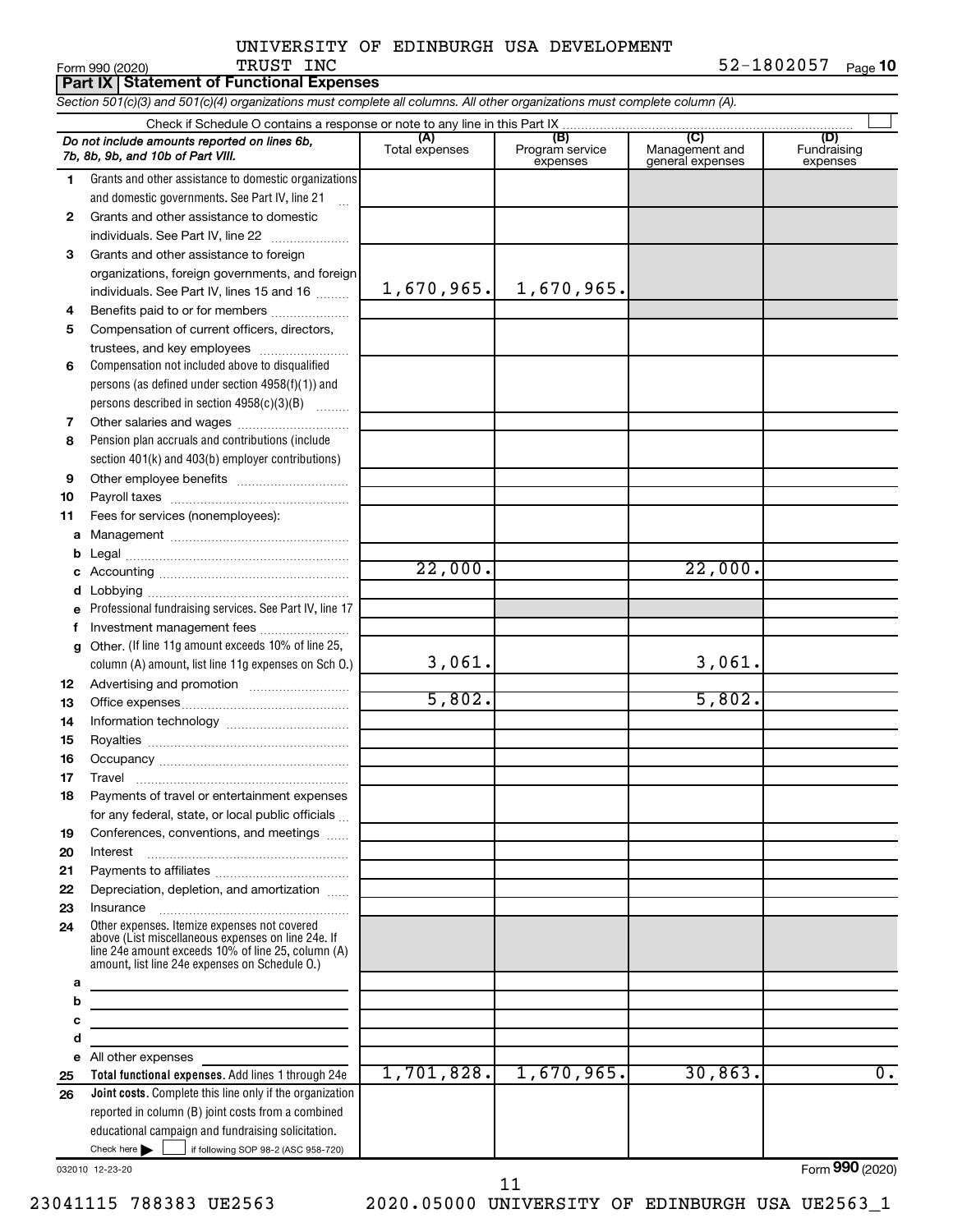UNIVERSITY OF EDINBURGH USA DEVELOPMENT TRUST INC

52-1802057

Form 990 (2020)

## Part IX Statement of Functional Expenses

*Section 501(c)(3) and 501(c)(4) organizations must complete all columns. All other organizations must complete column (A).*

Check if Schedule O contains a response or note to any line in this Part IX

| | *Do not include amounts reported on lines 6b, 7b, 8b, 9b, and 10b of Part VIII.* | (A) Total expenses | (B) Program service expenses | (C) Management and general expenses | (D) Fundraising expenses |
|---|---|---|---|---|---|
| 1 | Grants and other assistance to domestic organizations and domestic governments. See Part IV, line 21 | | | | |
| 2 | Grants and other assistance to domestic individuals. See Part IV, line 22 | | | | |
| 3 | Grants and other assistance to foreign organizations, foreign governments, and foreign individuals. See Part IV, lines 15 and 16 | 1,670,965. | 1,670,965. | | |
| 4 | Benefits paid to or for members | | | | |
| 5 | Compensation of current officers, directors, trustees, and key employees | | | | |
| 6 | Compensation not included above to disqualified persons (as defined under section 4958(f)(1)) and persons described in section 4958(c)(3)(B) | | | | |
| 7 | Other salaries and wages | | | | |
| 8 | Pension plan accruals and contributions (include section 401(k) and 403(b) employer contributions) | | | | |
| 9 | Other employee benefits | | | | |
| 10 | Payroll taxes | | | | |
| 11 | Fees for services (nonemployees): | | | | |
| a | Management | | | | |
| b | Legal | | | | |
| c | Accounting | 22,000. | | 22,000. | |
| d | Lobbying | | | | |
| e | Professional fundraising services. See Part IV, line 17 | | | | |
| f | Investment management fees | | | | |
| g | Other. (If line 11g amount exceeds 10% of line 25, column (A) amount, list line 11g expenses on Sch O.) | 3,061. | | 3,061. | |
| 12 | Advertising and promotion | | | | |
| 13 | Office expenses | 5,802. | | 5,802. | |
| 14 | Information technology | | | | |
| 15 | Royalties | | | | |
| 16 | Occupancy | | | | |
| 17 | Travel | | | | |
| 18 | Payments of travel or entertainment expenses for any federal, state, or local public officials | | | | |
| 19 | Conferences, conventions, and meetings | | | | |
| 20 | Interest | | | | |
| 21 | Payments to affiliates | | | | |
| 22 | Depreciation, depletion, and amortization | | | | |
| 23 | Insurance | | | | |
| 24 | Other expenses. Itemize expenses not covered above (List miscellaneous expenses on line 24e. If line 24e amount exceeds 10% of line 25, column (A) amount, list line 24e expenses on Schedule O.) | | | | |
| a | | | | | |
| b | | | | | |
| c | | | | | |
| d | | | | | |
| e | All other expenses | | | | |
| 25 | **Total functional expenses.** Add lines 1 through 24e | 1,701,828. | 1,670,965. | 30,863. | 0. |
| 26 | **Joint costs.** Complete this line only if the organization reported in column (B) joint costs from a combined educational campaign and fundraising solicitation. Check here ☐ if following SOP 98-2 (ASC 958-720) | | | | |

032010 12-23-20

Form **990** (2020)

23041115 788383 UE2563 2020.05000 UNIVERSITY OF EDINBURGH USA UE2563_1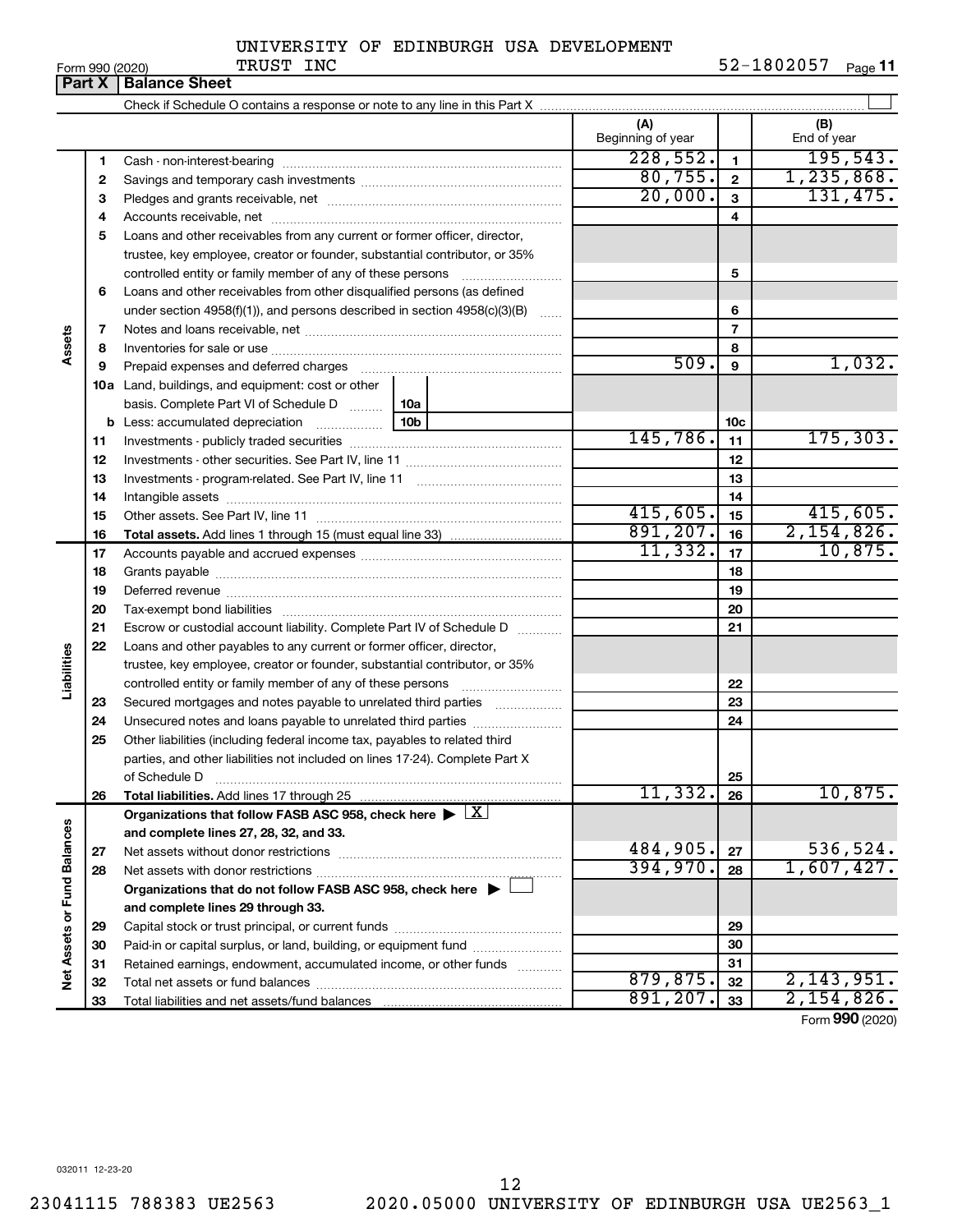UNIVERSITY OF EDINBURGH USA DEVELOPMENT TRUST INC

Form 990 (2020) 52-1802057 Page 11

## Part X | Balance Sheet

Check if Schedule O contains a response or note to any line in this Part X ☐

| | | | (A) Beginning of year | | (B) End of year |
|---|---|---|---|---|---|
| **Assets** | 1 | Cash - non-interest-bearing | 228,552. | 1 | 195,543. |
| | 2 | Savings and temporary cash investments | 80,755. | 2 | 1,235,868. |
| | 3 | Pledges and grants receivable, net | 20,000. | 3 | 131,475. |
| | 4 | Accounts receivable, net | | 4 | |
| | 5 | Loans and other receivables from any current or former officer, director, trustee, key employee, creator or founder, substantial contributor, or 35% controlled entity or family member of any of these persons | | 5 | |
| | 6 | Loans and other receivables from other disqualified persons (as defined under section 4958(f)(1)), and persons described in section 4958(c)(3)(B) | | 6 | |
| | 7 | Notes and loans receivable, net | | 7 | |
| | 8 | Inventories for sale or use | | 8 | |
| | 9 | Prepaid expenses and deferred charges | 509. | 9 | 1,032. |
| | 10a | Land, buildings, and equipment: cost or other basis. Complete Part VI of Schedule D — 10a | | | |
| | b | Less: accumulated depreciation — 10b | | 10c | |
| | 11 | Investments - publicly traded securities | 145,786. | 11 | 175,303. |
| | 12 | Investments - other securities. See Part IV, line 11 | | 12 | |
| | 13 | Investments - program-related. See Part IV, line 11 | | 13 | |
| | 14 | Intangible assets | | 14 | |
| | 15 | Other assets. See Part IV, line 11 | 415,605. | 15 | 415,605. |
| | 16 | **Total assets.** Add lines 1 through 15 (must equal line 33) | 891,207. | 16 | 2,154,826. |
| **Liabilities** | 17 | Accounts payable and accrued expenses | 11,332. | 17 | 10,875. |
| | 18 | Grants payable | | 18 | |
| | 19 | Deferred revenue | | 19 | |
| | 20 | Tax-exempt bond liabilities | | 20 | |
| | 21 | Escrow or custodial account liability. Complete Part IV of Schedule D | | 21 | |
| | 22 | Loans and other payables to any current or former officer, director, trustee, key employee, creator or founder, substantial contributor, or 35% controlled entity or family member of any of these persons | | 22 | |
| | 23 | Secured mortgages and notes payable to unrelated third parties | | 23 | |
| | 24 | Unsecured notes and loans payable to unrelated third parties | | 24 | |
| | 25 | Other liabilities (including federal income tax, payables to related third parties, and other liabilities not included on lines 17-24). Complete Part X of Schedule D | | 25 | |
| | 26 | **Total liabilities.** Add lines 17 through 25 | 11,332. | 26 | 10,875. |
| **Net Assets or Fund Balances** | | **Organizations that follow FASB ASC 958, check here ▶ ☒ and complete lines 27, 28, 32, and 33.** | | | |
| | 27 | Net assets without donor restrictions | 484,905. | 27 | 536,524. |
| | 28 | Net assets with donor restrictions | 394,970. | 28 | 1,607,427. |
| | | **Organizations that do not follow FASB ASC 958, check here ▶ ☐ and complete lines 29 through 33.** | | | |
| | 29 | Capital stock or trust principal, or current funds | | 29 | |
| | 30 | Paid-in or capital surplus, or land, building, or equipment fund | | 30 | |
| | 31 | Retained earnings, endowment, accumulated income, or other funds | | 31 | |
| | 32 | Total net assets or fund balances | 879,875. | 32 | 2,143,951. |
| | 33 | Total liabilities and net assets/fund balances | 891,207. | 33 | 2,154,826. |

Form **990** (2020)

032011 12-23-20

23041115 788383 UE2563 2020.05000 UNIVERSITY OF EDINBURGH USA UE2563_1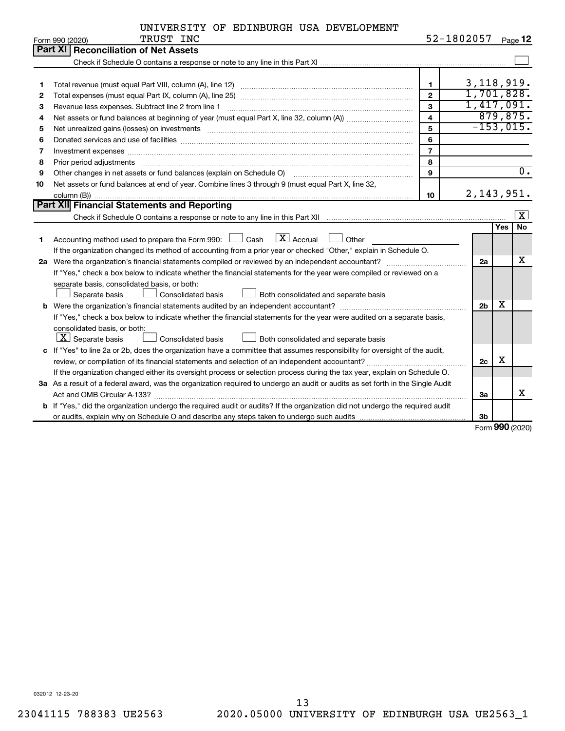UNIVERSITY OF EDINBURGH USA DEVELOPMENT TRUST INC 52-1802057

Form 990 (2020)

## Part XI Reconciliation of Net Assets

Check if Schedule O contains a response or note to any line in this Part XI ☐

| | | | |
|---|---|---|---|
| 1 | Total revenue (must equal Part VIII, column (A), line 12) | 1 | 3,118,919. |
| 2 | Total expenses (must equal Part IX, column (A), line 25) | 2 | 1,701,828. |
| 3 | Revenue less expenses. Subtract line 2 from line 1 | 3 | 1,417,091. |
| 4 | Net assets or fund balances at beginning of year (must equal Part X, line 32, column (A)) | 4 | 879,875. |
| 5 | Net unrealized gains (losses) on investments | 5 | -153,015. |
| 6 | Donated services and use of facilities | 6 | |
| 7 | Investment expenses | 7 | |
| 8 | Prior period adjustments | 8 | |
| 9 | Other changes in net assets or fund balances (explain on Schedule O) | 9 | 0. |
| 10 | Net assets or fund balances at end of year. Combine lines 3 through 9 (must equal Part X, line 32, column (B)) | 10 | 2,143,951. |

## Part XII Financial Statements and Reporting

Check if Schedule O contains a response or note to any line in this Part XII ☒

| | | | Yes | No |
|---|---|---|---|---|
| 1 | Accounting method used to prepare the Form 990: ☐ Cash ☒ Accrual ☐ Other<br>If the organization changed its method of accounting from a prior year or checked "Other," explain in Schedule O. | | | |
| 2a | Were the organization's financial statements compiled or reviewed by an independent accountant?<br>If "Yes," check a box below to indicate whether the financial statements for the year were compiled or reviewed on a separate basis, consolidated basis, or both:<br>☐ Separate basis ☐ Consolidated basis ☐ Both consolidated and separate basis | 2a | | X |
| b | Were the organization's financial statements audited by an independent accountant?<br>If "Yes," check a box below to indicate whether the financial statements for the year were audited on a separate basis, consolidated basis, or both:<br>☒ Separate basis ☐ Consolidated basis ☐ Both consolidated and separate basis | 2b | X | |
| c | If "Yes" to line 2a or 2b, does the organization have a committee that assumes responsibility for oversight of the audit, review, or compilation of its financial statements and selection of an independent accountant?<br>If the organization changed either its oversight process or selection process during the tax year, explain on Schedule O. | 2c | X | |
| 3a | As a result of a federal award, was the organization required to undergo an audit or audits as set forth in the Single Audit Act and OMB Circular A-133? | 3a | | X |
| b | If "Yes," did the organization undergo the required audit or audits? If the organization did not undergo the required audit or audits, explain why on Schedule O and describe any steps taken to undergo such audits | 3b | | |

Form 990 (2020)

032012 12-23-20

23041115 788383 UE2563 2020.05000 UNIVERSITY OF EDINBURGH USA UE2563_1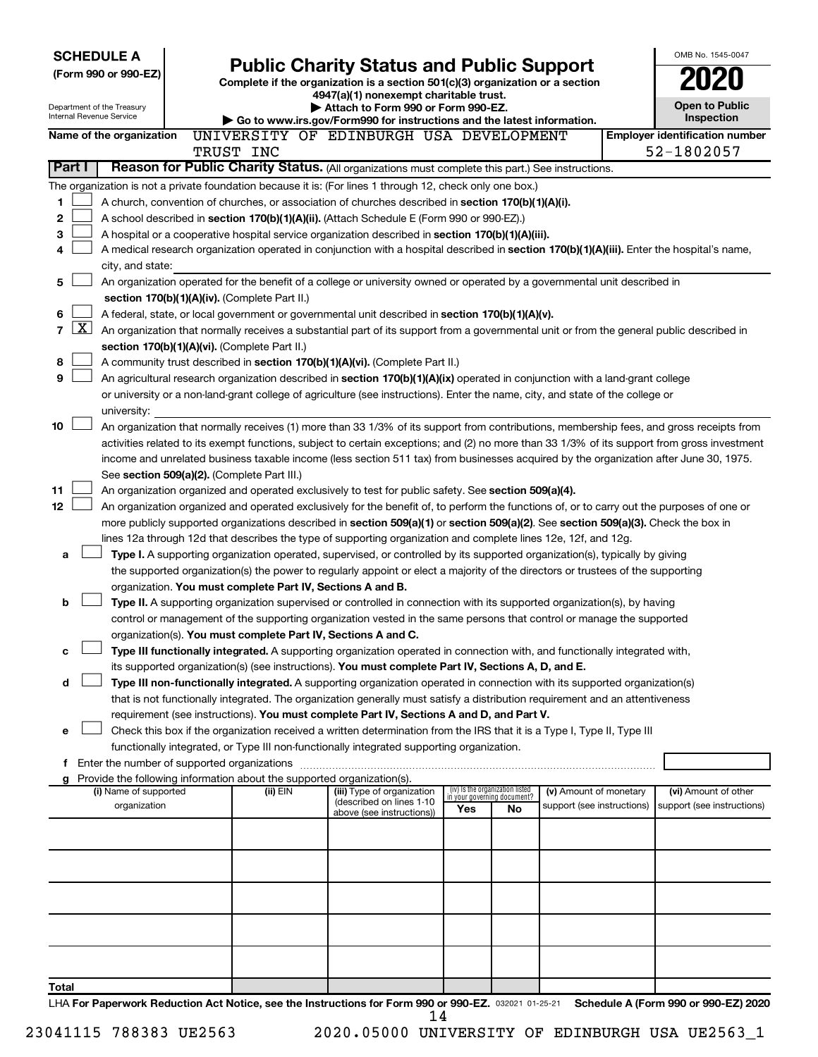**SCHEDULE A**
**(Form 990 or 990-EZ)**

Department of the Treasury
Internal Revenue Service

# Public Charity Status and Public Support

**Complete if the organization is a section 501(c)(3) organization or a section 4947(a)(1) nonexempt charitable trust.**
**▶ Attach to Form 990 or Form 990-EZ.**
**▶ Go to www.irs.gov/Form990 for instructions and the latest information.**

OMB No. 1545-0047

**2020**

**Open to Public Inspection**

**Name of the organization** UNIVERSITY OF EDINBURGH USA DEVELOPMENT TRUST INC

**Employer identification number** 52-1802057

**Part I** **Reason for Public Charity Status.** (All organizations must complete this part.) See instructions.

The organization is not a private foundation because it is: (For lines 1 through 12, check only one box.)

1 [ ] A church, convention of churches, or association of churches described in **section 170(b)(1)(A)(i).**
2 [ ] A school described in **section 170(b)(1)(A)(ii).** (Attach Schedule E (Form 990 or 990-EZ).)
3 [ ] A hospital or a cooperative hospital service organization described in **section 170(b)(1)(A)(iii).**
4 [ ] A medical research organization operated in conjunction with a hospital described in **section 170(b)(1)(A)(iii).** Enter the hospital's name, city, and state:
5 [ ] An organization operated for the benefit of a college or university owned or operated by a governmental unit described in **section 170(b)(1)(A)(iv).** (Complete Part II.)
6 [ ] A federal, state, or local government or governmental unit described in **section 170(b)(1)(A)(v).**
7 [X] An organization that normally receives a substantial part of its support from a governmental unit or from the general public described in **section 170(b)(1)(A)(vi).** (Complete Part II.)
8 [ ] A community trust described in **section 170(b)(1)(A)(vi).** (Complete Part II.)
9 [ ] An agricultural research organization described in **section 170(b)(1)(A)(ix)** operated in conjunction with a land-grant college or university or a non-land-grant college of agriculture (see instructions). Enter the name, city, and state of the college or university:
10 [ ] An organization that normally receives (1) more than 33 1/3% of its support from contributions, membership fees, and gross receipts from activities related to its exempt functions, subject to certain exceptions; and (2) no more than 33 1/3% of its support from gross investment income and unrelated business taxable income (less section 511 tax) from businesses acquired by the organization after June 30, 1975. See **section 509(a)(2).** (Complete Part III.)
11 [ ] An organization organized and operated exclusively to test for public safety. See **section 509(a)(4).**
12 [ ] An organization organized and operated exclusively for the benefit of, to perform the functions of, or to carry out the purposes of one or more publicly supported organizations described in **section 509(a)(1)** or **section 509(a)(2).** See **section 509(a)(3).** Check the box in lines 12a through 12d that describes the type of supporting organization and complete lines 12e, 12f, and 12g.

a [ ] **Type I.** A supporting organization operated, supervised, or controlled by its supported organization(s), typically by giving the supported organization(s) the power to regularly appoint or elect a majority of the directors or trustees of the supporting organization. **You must complete Part IV, Sections A and B.**
b [ ] **Type II.** A supporting organization supervised or controlled in connection with its supported organization(s), by having control or management of the supporting organization vested in the same persons that control or manage the supported organization(s). **You must complete Part IV, Sections A and C.**
c [ ] **Type III functionally integrated.** A supporting organization operated in connection with, and functionally integrated with, its supported organization(s) (see instructions). **You must complete Part IV, Sections A, D, and E.**
d [ ] **Type III non-functionally integrated.** A supporting organization operated in connection with its supported organization(s) that is not functionally integrated. The organization generally must satisfy a distribution requirement and an attentiveness requirement (see instructions). **You must complete Part IV, Sections A and D, and Part V.**
e [ ] Check this box if the organization received a written determination from the IRS that it is a Type I, Type II, Type III functionally integrated, or Type III non-functionally integrated supporting organization.

f Enter the number of supported organizations

g Provide the following information about the supported organization(s).

| (i) Name of supported organization | (ii) EIN | (iii) Type of organization (described on lines 1-10 above (see instructions)) | (iv) Is the organization listed in your governing document? Yes | No | (v) Amount of monetary support (see instructions) | (vi) Amount of other support (see instructions) |
|---|---|---|---|---|---|---|
| | | | | | | |
| | | | | | | |
| | | | | | | |
| | | | | | | |
| | | | | | | |
| **Total** | | | | | | |

LHA **For Paperwork Reduction Act Notice, see the Instructions for Form 990 or 990-EZ.** 032021 01-25-21 **Schedule A (Form 990 or 990-EZ) 2020**

23041115 788383 UE2563 2020.05000 UNIVERSITY OF EDINBURGH USA UE2563_1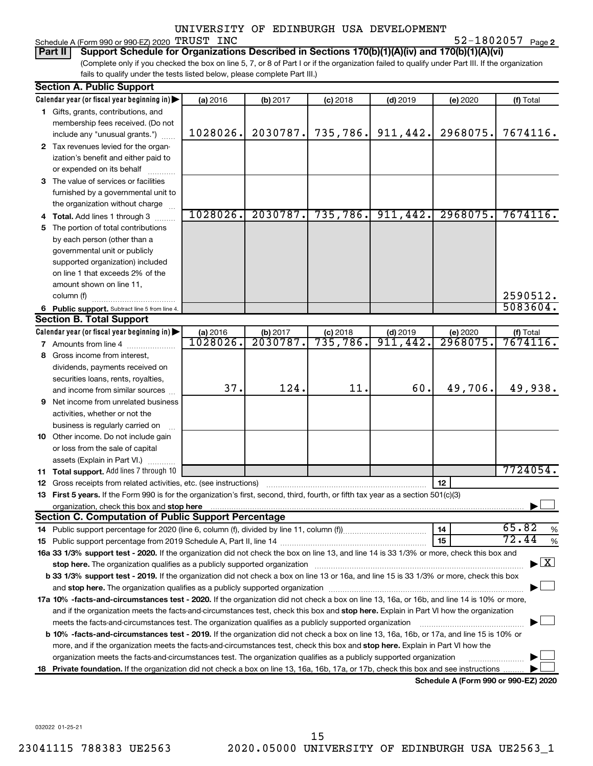UNIVERSITY OF EDINBURGH USA DEVELOPMENT

Schedule A (Form 990 or 990-EZ) 2020 TRUST INC 52-1802057 Page 2

**Part II** **Support Schedule for Organizations Described in Sections 170(b)(1)(A)(iv) and 170(b)(1)(A)(vi)**

(Complete only if you checked the box on line 5, 7, or 8 of Part I or if the organization failed to qualify under Part III. If the organization fails to qualify under the tests listed below, please complete Part III.)

## Section A. Public Support

| Calendar year (or fiscal year beginning in) ▶ | (a) 2016 | (b) 2017 | (c) 2018 | (d) 2019 | (e) 2020 | (f) Total |
|---|---|---|---|---|---|---|
| **1** Gifts, grants, contributions, and membership fees received. (Do not include any "unusual grants.") | 1028026. | 2030787. | 735,786. | 911,442. | 2968075. | 7674116. |
| **2** Tax revenues levied for the organization's benefit and either paid to or expended on its behalf | | | | | | |
| **3** The value of services or facilities furnished by a governmental unit to the organization without charge | | | | | | |
| **4 Total.** Add lines 1 through 3 | 1028026. | 2030787. | 735,786. | 911,442. | 2968075. | 7674116. |
| **5** The portion of total contributions by each person (other than a governmental unit or publicly supported organization) included on line 1 that exceeds 2% of the amount shown on line 11, column (f) | | | | | | 2590512. |
| **6 Public support.** Subtract line 5 from line 4. | | | | | | 5083604. |

## Section B. Total Support

| Calendar year (or fiscal year beginning in) ▶ | (a) 2016 | (b) 2017 | (c) 2018 | (d) 2019 | (e) 2020 | (f) Total |
|---|---|---|---|---|---|---|
| **7** Amounts from line 4 | 1028026. | 2030787. | 735,786. | 911,442. | 2968075. | 7674116. |
| **8** Gross income from interest, dividends, payments received on securities loans, rents, royalties, and income from similar sources | 37. | 124. | 11. | 60. | 49,706. | 49,938. |
| **9** Net income from unrelated business activities, whether or not the business is regularly carried on | | | | | | |
| **10** Other income. Do not include gain or loss from the sale of capital assets (Explain in Part VI.) | | | | | | |
| **11 Total support.** Add lines 7 through 10 | | | | | | 7724054. |

**12** Gross receipts from related activities, etc. (see instructions) | **12** |

**13 First 5 years.** If the Form 990 is for the organization's first, second, third, fourth, or fifth tax year as a section 501(c)(3) organization, check this box and **stop here** ▶ ☐

## Section C. Computation of Public Support Percentage

**14** Public support percentage for 2020 (line 6, column (f), divided by line 11, column (f)) | **14** | 65.82 %

**15** Public support percentage from 2019 Schedule A, Part II, line 14 | **15** | 72.44 %

**16a 33 1/3% support test - 2020.** If the organization did not check the box on line 13, and line 14 is 33 1/3% or more, check this box and **stop here.** The organization qualifies as a publicly supported organization ▶ ☒

**b 33 1/3% support test - 2019.** If the organization did not check a box on line 13 or 16a, and line 15 is 33 1/3% or more, check this box and **stop here.** The organization qualifies as a publicly supported organization ▶ ☐

**17a 10% -facts-and-circumstances test - 2020.** If the organization did not check a box on line 13, 16a, or 16b, and line 14 is 10% or more, and if the organization meets the facts-and-circumstances test, check this box and **stop here.** Explain in Part VI how the organization meets the facts-and-circumstances test. The organization qualifies as a publicly supported organization ▶ ☐

**b 10% -facts-and-circumstances test - 2019.** If the organization did not check a box on line 13, 16a, 16b, or 17a, and line 15 is 10% or more, and if the organization meets the facts-and-circumstances test, check this box and **stop here.** Explain in Part VI how the organization meets the facts-and-circumstances test. The organization qualifies as a publicly supported organization ▶ ☐

**18 Private foundation.** If the organization did not check a box on line 13, 16a, 16b, 17a, or 17b, check this box and see instructions ▶ ☐

**Schedule A (Form 990 or 990-EZ) 2020**

032022 01-25-21

23041115 788383 UE2563 2020.05000 UNIVERSITY OF EDINBURGH USA UE2563_1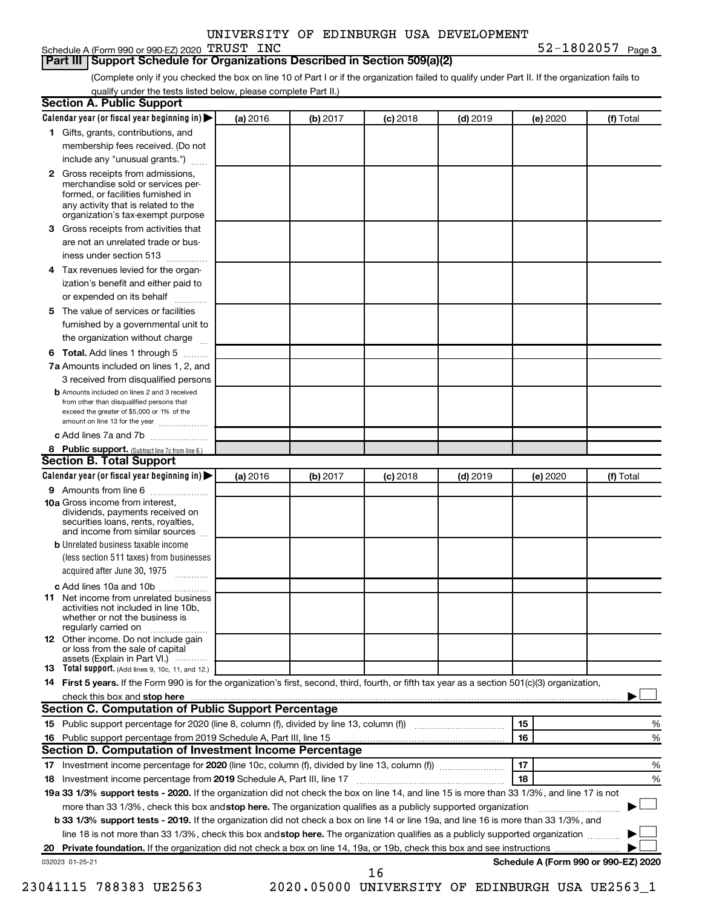UNIVERSITY OF EDINBURGH USA DEVELOPMENT TRUST INC 52-1802057

Schedule A (Form 990 or 990-EZ) 2020

## Part III Support Schedule for Organizations Described in Section 509(a)(2)

(Complete only if you checked the box on line 10 of Part I or if the organization failed to qualify under Part II. If the organization fails to qualify under the tests listed below, please complete Part II.)

### Section A. Public Support

| Calendar year (or fiscal year beginning in) | (a) 2016 | (b) 2017 | (c) 2018 | (d) 2019 | (e) 2020 | (f) Total |
|---|---|---|---|---|---|---|
| **1** Gifts, grants, contributions, and membership fees received. (Do not include any "unusual grants.") | | | | | | |
| **2** Gross receipts from admissions, merchandise sold or services performed, or facilities furnished in any activity that is related to the organization's tax-exempt purpose | | | | | | |
| **3** Gross receipts from activities that are not an unrelated trade or business under section 513 | | | | | | |
| **4** Tax revenues levied for the organization's benefit and either paid to or expended on its behalf | | | | | | |
| **5** The value of services or facilities furnished by a governmental unit to the organization without charge | | | | | | |
| **6 Total.** Add lines 1 through 5 | | | | | | |
| **7a** Amounts included on lines 1, 2, and 3 received from disqualified persons | | | | | | |
| **b** Amounts included on lines 2 and 3 received from other than disqualified persons that exceed the greater of $5,000 or 1% of the amount on line 13 for the year | | | | | | |
| **c** Add lines 7a and 7b | | | | | | |
| **8 Public support.** (Subtract line 7c from line 6.) | | | | | | |

### Section B. Total Support

| Calendar year (or fiscal year beginning in) | (a) 2016 | (b) 2017 | (c) 2018 | (d) 2019 | (e) 2020 | (f) Total |
|---|---|---|---|---|---|---|
| **9** Amounts from line 6 | | | | | | |
| **10a** Gross income from interest, dividends, payments received on securities loans, rents, royalties, and income from similar sources | | | | | | |
| **b** Unrelated business taxable income (less section 511 taxes) from businesses acquired after June 30, 1975 | | | | | | |
| **c** Add lines 10a and 10b | | | | | | |
| **11** Net income from unrelated business activities not included in line 10b, whether or not the business is regularly carried on | | | | | | |
| **12** Other income. Do not include gain or loss from the sale of capital assets (Explain in Part VI.) | | | | | | |
| **13 Total support.** (Add lines 9, 10c, 11, and 12.) | | | | | | |

**14 First 5 years.** If the Form 990 is for the organization's first, second, third, fourth, or fifth tax year as a section 501(c)(3) organization, check this box and **stop here** ☐

### Section C. Computation of Public Support Percentage

| | | | |
|---|---|---|---|
| **15** Public support percentage for 2020 (line 8, column (f), divided by line 13, column (f)) | 15 | | % |
| **16** Public support percentage from 2019 Schedule A, Part III, line 15 | 16 | | % |

### Section D. Computation of Investment Income Percentage

| | | | |
|---|---|---|---|
| **17** Investment income percentage for **2020** (line 10c, column (f), divided by line 13, column (f)) | 17 | | % |
| **18** Investment income percentage from **2019** Schedule A, Part III, line 17 | 18 | | % |

**19a 33 1/3% support tests - 2020.** If the organization did not check the box on line 14, and line 15 is more than 33 1/3%, and line 17 is not more than 33 1/3%, check this box and **stop here.** The organization qualifies as a publicly supported organization ☐

**b 33 1/3% support tests - 2019.** If the organization did not check a box on line 14 or line 19a, and line 16 is more than 33 1/3%, and line 18 is not more than 33 1/3%, check this box and **stop here.** The organization qualifies as a publicly supported organization ☐

**20 Private foundation.** If the organization did not check a box on line 14, 19a, or 19b, check this box and see instructions ☐

032023 01-25-21 **Schedule A (Form 990 or 990-EZ) 2020**

23041115 788383 UE2563 2020.05000 UNIVERSITY OF EDINBURGH USA UE2563_1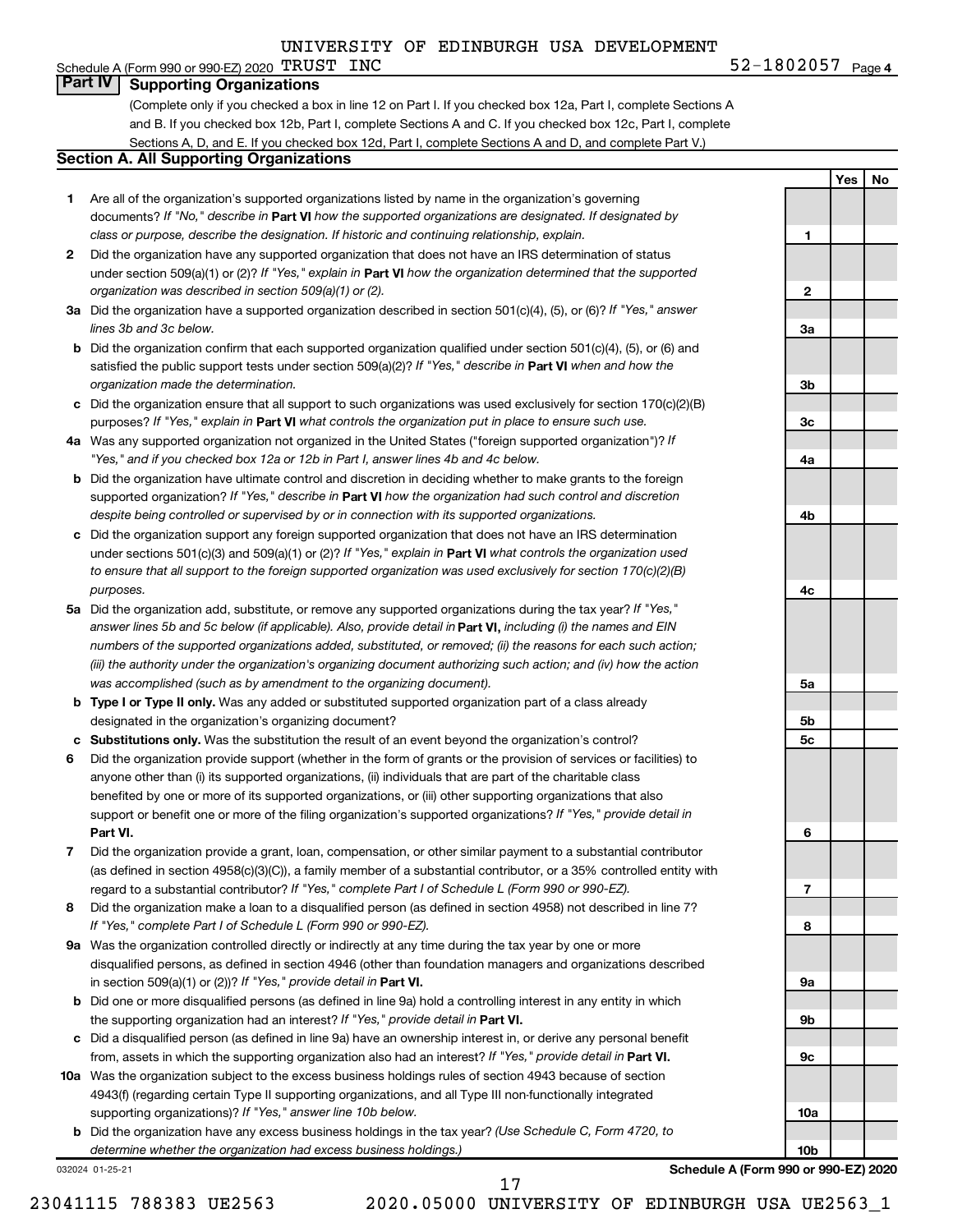UNIVERSITY OF EDINBURGH USA DEVELOPMENT TRUST INC 52-1802057

Schedule A (Form 990 or 990-EZ) 2020

## Part IV Supporting Organizations

(Complete only if you checked a box in line 12 on Part I. If you checked box 12a, Part I, complete Sections A and B. If you checked box 12b, Part I, complete Sections A and C. If you checked box 12c, Part I, complete Sections A, D, and E. If you checked box 12d, Part I, complete Sections A and D, and complete Part V.)

### Section A. All Supporting Organizations

| | | Line | Yes | No |
|---|---|---|---|---|
| **1** | Are all of the organization's supported organizations listed by name in the organization's governing documents? *If "No," describe in* **Part VI** *how the supported organizations are designated. If designated by class or purpose, describe the designation. If historic and continuing relationship, explain.* | 1 | | |
| **2** | Did the organization have any supported organization that does not have an IRS determination of status under section 509(a)(1) or (2)? *If "Yes," explain in* **Part VI** *how the organization determined that the supported organization was described in section 509(a)(1) or (2).* | 2 | | |
| **3a** | Did the organization have a supported organization described in section 501(c)(4), (5), or (6)? *If "Yes," answer lines 3b and 3c below.* | 3a | | |
| **b** | Did the organization confirm that each supported organization qualified under section 501(c)(4), (5), or (6) and satisfied the public support tests under section 509(a)(2)? *If "Yes," describe in* **Part VI** *when and how the organization made the determination.* | 3b | | |
| **c** | Did the organization ensure that all support to such organizations was used exclusively for section 170(c)(2)(B) purposes? *If "Yes," explain in* **Part VI** *what controls the organization put in place to ensure such use.* | 3c | | |
| **4a** | Was any supported organization not organized in the United States ("foreign supported organization")? *If "Yes," and if you checked box 12a or 12b in Part I, answer lines 4b and 4c below.* | 4a | | |
| **b** | Did the organization have ultimate control and discretion in deciding whether to make grants to the foreign supported organization? *If "Yes," describe in* **Part VI** *how the organization had such control and discretion despite being controlled or supervised by or in connection with its supported organizations.* | 4b | | |
| **c** | Did the organization support any foreign supported organization that does not have an IRS determination under sections 501(c)(3) and 509(a)(1) or (2)? *If "Yes," explain in* **Part VI** *what controls the organization used to ensure that all support to the foreign supported organization was used exclusively for section 170(c)(2)(B) purposes.* | 4c | | |
| **5a** | Did the organization add, substitute, or remove any supported organizations during the tax year? *If "Yes," answer lines 5b and 5c below (if applicable). Also, provide detail in* **Part VI,** *including (i) the names and EIN numbers of the supported organizations added, substituted, or removed; (ii) the reasons for each such action; (iii) the authority under the organization's organizing document authorizing such action; and (iv) how the action was accomplished (such as by amendment to the organizing document).* | 5a | | |
| **b** | **Type I or Type II only.** Was any added or substituted supported organization part of a class already designated in the organization's organizing document? | 5b | | |
| **c** | **Substitutions only.** Was the substitution the result of an event beyond the organization's control? | 5c | | |
| **6** | Did the organization provide support (whether in the form of grants or the provision of services or facilities) to anyone other than (i) its supported organizations, (ii) individuals that are part of the charitable class benefited by one or more of its supported organizations, or (iii) other supporting organizations that also support or benefit one or more of the filing organization's supported organizations? *If "Yes," provide detail in* **Part VI.** | 6 | | |
| **7** | Did the organization provide a grant, loan, compensation, or other similar payment to a substantial contributor (as defined in section 4958(c)(3)(C)), a family member of a substantial contributor, or a 35% controlled entity with regard to a substantial contributor? *If "Yes," complete Part I of Schedule L (Form 990 or 990-EZ).* | 7 | | |
| **8** | Did the organization make a loan to a disqualified person (as defined in section 4958) not described in line 7? *If "Yes," complete Part I of Schedule L (Form 990 or 990-EZ).* | 8 | | |
| **9a** | Was the organization controlled directly or indirectly at any time during the tax year by one or more disqualified persons, as defined in section 4946 (other than foundation managers and organizations described in section 509(a)(1) or (2))? *If "Yes," provide detail in* **Part VI.** | 9a | | |
| **b** | Did one or more disqualified persons (as defined in line 9a) hold a controlling interest in any entity in which the supporting organization had an interest? *If "Yes," provide detail in* **Part VI.** | 9b | | |
| **c** | Did a disqualified person (as defined in line 9a) have an ownership interest in, or derive any personal benefit from, assets in which the supporting organization also had an interest? *If "Yes," provide detail in* **Part VI.** | 9c | | |
| **10a** | Was the organization subject to the excess business holdings rules of section 4943 because of section 4943(f) (regarding certain Type II supporting organizations, and all Type III non-functionally integrated supporting organizations)? *If "Yes," answer line 10b below.* | 10a | | |
| **b** | Did the organization have any excess business holdings in the tax year? *(Use Schedule C, Form 4720, to determine whether the organization had excess business holdings.)* | 10b | | |

032024 01-25-21

**Schedule A (Form 990 or 990-EZ) 2020**

23041115 788383 UE2563 2020.05000 UNIVERSITY OF EDINBURGH USA UE2563_1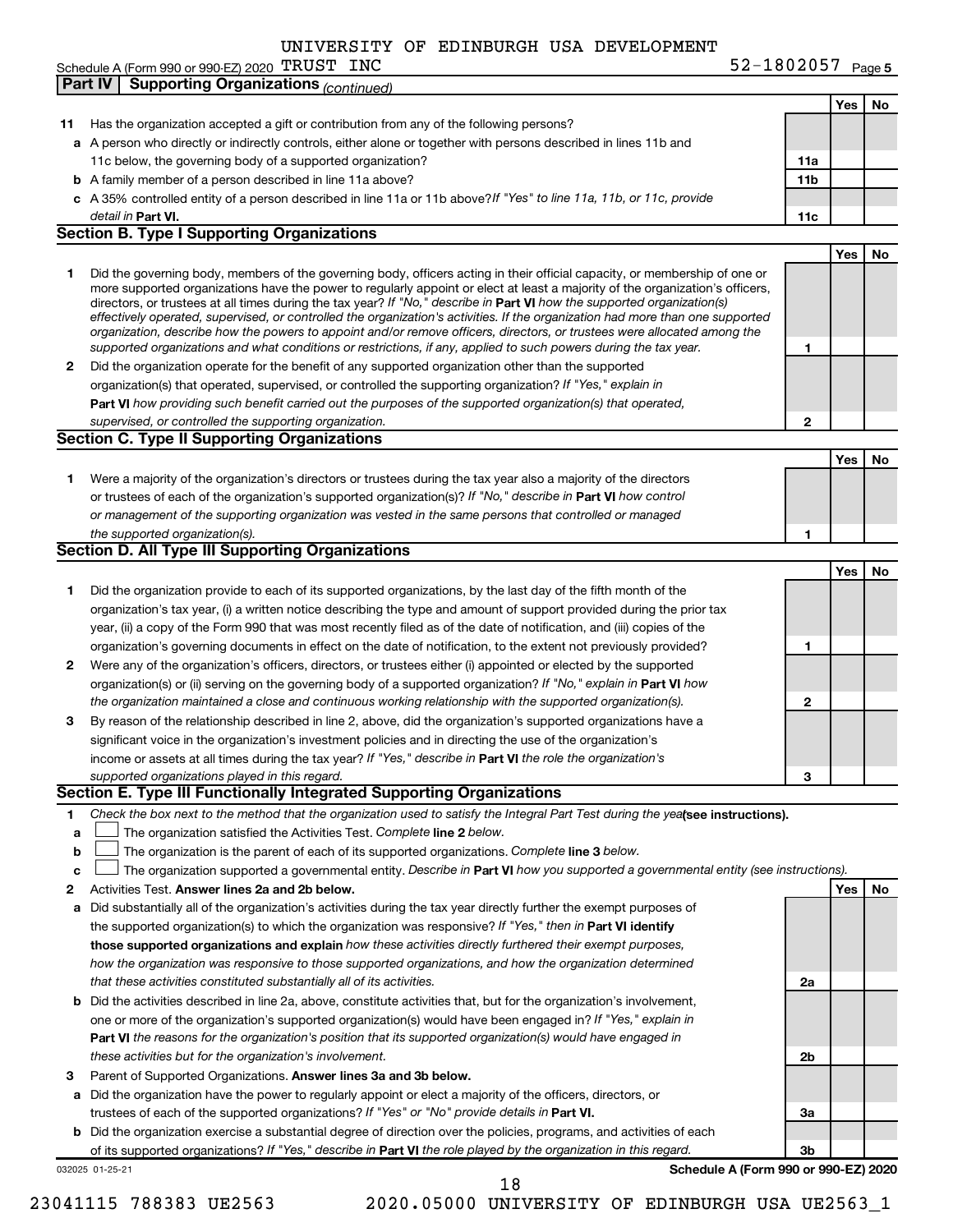UNIVERSITY OF EDINBURGH USA DEVELOPMENT

Schedule A (Form 990 or 990-EZ) 2020 TRUST INC 52-1802057 Page 5

**Part IV | Supporting Organizations** *(continued)*

| | | | Yes | No |
|---|---|---|---|---|
| **11** | Has the organization accepted a gift or contribution from any of the following persons? | | | |
| **a** | A person who directly or indirectly controls, either alone or together with persons described in lines 11b and 11c below, the governing body of a supported organization? | **11a** | | |
| **b** | A family member of a person described in line 11a above? | **11b** | | |
| **c** | A 35% controlled entity of a person described in line 11a or 11b above? *If "Yes" to line 11a, 11b, or 11c, provide detail in* **Part VI.** | **11c** | | |

**Section B. Type I Supporting Organizations**

| | | | Yes | No |
|---|---|---|---|---|
| **1** | Did the governing body, members of the governing body, officers acting in their official capacity, or membership of one or more supported organizations have the power to regularly appoint or elect at least a majority of the organization's officers, directors, or trustees at all times during the tax year? *If "No," describe in* **Part VI** *how the supported organization(s) effectively operated, supervised, or controlled the organization's activities. If the organization had more than one supported organization, describe how the powers to appoint and/or remove officers, directors, or trustees were allocated among the supported organizations and what conditions or restrictions, if any, applied to such powers during the tax year.* | **1** | | |
| **2** | Did the organization operate for the benefit of any supported organization other than the supported organization(s) that operated, supervised, or controlled the supporting organization? *If "Yes," explain in* **Part VI** *how providing such benefit carried out the purposes of the supported organization(s) that operated, supervised, or controlled the supporting organization.* | **2** | | |

**Section C. Type II Supporting Organizations**

| | | | Yes | No |
|---|---|---|---|---|
| **1** | Were a majority of the organization's directors or trustees during the tax year also a majority of the directors or trustees of each of the organization's supported organization(s)? *If "No," describe in* **Part VI** *how control or management of the supporting organization was vested in the same persons that controlled or managed the supported organization(s).* | **1** | | |

**Section D. All Type III Supporting Organizations**

| | | | Yes | No |
|---|---|---|---|---|
| **1** | Did the organization provide to each of its supported organizations, by the last day of the fifth month of the organization's tax year, (i) a written notice describing the type and amount of support provided during the prior tax year, (ii) a copy of the Form 990 that was most recently filed as of the date of notification, and (iii) copies of the organization's governing documents in effect on the date of notification, to the extent not previously provided? | **1** | | |
| **2** | Were any of the organization's officers, directors, or trustees either (i) appointed or elected by the supported organization(s) or (ii) serving on the governing body of a supported organization? *If "No," explain in* **Part VI** *how the organization maintained a close and continuous working relationship with the supported organization(s).* | **2** | | |
| **3** | By reason of the relationship described in line 2, above, did the organization's supported organizations have a significant voice in the organization's investment policies and in directing the use of the organization's income or assets at all times during the tax year? *If "Yes," describe in* **Part VI** *the role the organization's supported organizations played in this regard.* | **3** | | |

**Section E. Type III Functionally Integrated Supporting Organizations**

**1** *Check the box next to the method that the organization used to satisfy the Integral Part Test during the year* **(see instructions).**

- **a** ☐ The organization satisfied the Activities Test. *Complete* **line 2** *below.*
- **b** ☐ The organization is the parent of each of its supported organizations. *Complete* **line 3** *below.*
- **c** ☐ The organization supported a governmental entity. *Describe in* **Part VI** *how you supported a governmental entity (see instructions).*

| | | | Yes | No |
|---|---|---|---|---|
| **2** | Activities Test. **Answer lines 2a and 2b below.** | | | |
| **a** | Did substantially all of the organization's activities during the tax year directly further the exempt purposes of the supported organization(s) to which the organization was responsive? *If "Yes," then in* **Part VI identify those supported organizations and explain** *how these activities directly furthered their exempt purposes, how the organization was responsive to those supported organizations, and how the organization determined that these activities constituted substantially all of its activities.* | **2a** | | |
| **b** | Did the activities described in line 2a, above, constitute activities that, but for the organization's involvement, one or more of the organization's supported organization(s) would have been engaged in? *If "Yes," explain in* **Part VI** *the reasons for the organization's position that its supported organization(s) would have engaged in these activities but for the organization's involvement.* | **2b** | | |
| **3** | Parent of Supported Organizations. **Answer lines 3a and 3b below.** | | | |
| **a** | Did the organization have the power to regularly appoint or elect a majority of the officers, directors, or trustees of each of the supported organizations? *If "Yes" or "No" provide details in* **Part VI.** | **3a** | | |
| **b** | Did the organization exercise a substantial degree of direction over the policies, programs, and activities of each of its supported organizations? *If "Yes," describe in* **Part VI** *the role played by the organization in this regard.* | **3b** | | |

032025 01-25-21 **Schedule A (Form 990 or 990-EZ) 2020**

23041115 788383 UE2563 2020.05000 UNIVERSITY OF EDINBURGH USA UE2563_1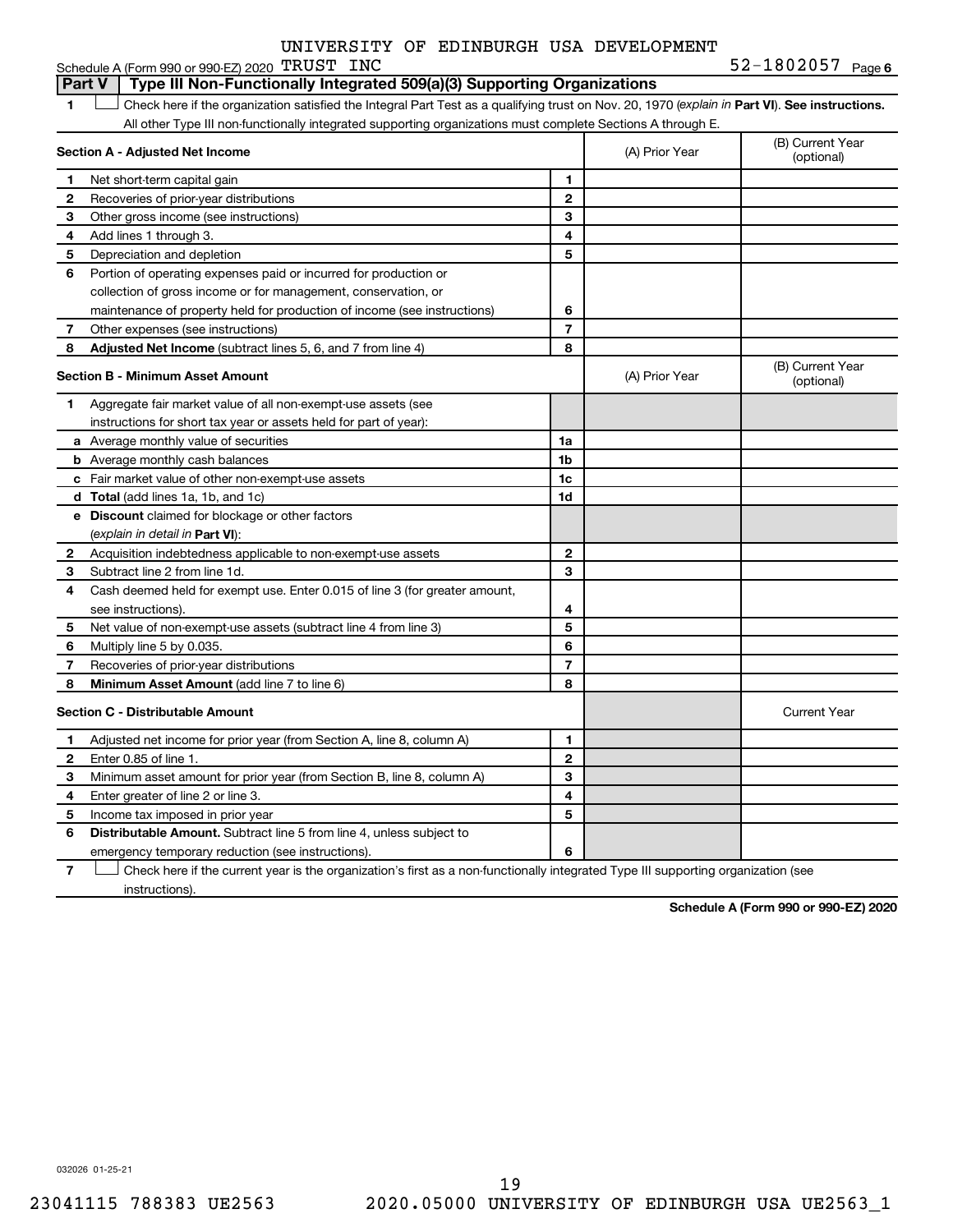UNIVERSITY OF EDINBURGH USA DEVELOPMENT

Schedule A (Form 990 or 990-EZ) 2020 TRUST INC 52-1802057 Page 6

## Part V Type III Non-Functionally Integrated 509(a)(3) Supporting Organizations

1 ☐ Check here if the organization satisfied the Integral Part Test as a qualifying trust on Nov. 20, 1970 (*explain in* **Part VI**). **See instructions.** All other Type III non-functionally integrated supporting organizations must complete Sections A through E.

| **Section A - Adjusted Net Income** | | | (A) Prior Year | (B) Current Year (optional) |
|---|---|---|---|---|
| 1 | Net short-term capital gain | 1 | | |
| 2 | Recoveries of prior-year distributions | 2 | | |
| 3 | Other gross income (see instructions) | 3 | | |
| 4 | Add lines 1 through 3. | 4 | | |
| 5 | Depreciation and depletion | 5 | | |
| 6 | Portion of operating expenses paid or incurred for production or collection of gross income or for management, conservation, or maintenance of property held for production of income (see instructions) | 6 | | |
| 7 | Other expenses (see instructions) | 7 | | |
| 8 | **Adjusted Net Income** (subtract lines 5, 6, and 7 from line 4) | 8 | | |

| **Section B - Minimum Asset Amount** | | | (A) Prior Year | (B) Current Year (optional) |
|---|---|---|---|---|
| 1 | Aggregate fair market value of all non-exempt-use assets (see instructions for short tax year or assets held for part of year): | | | |
| a | Average monthly value of securities | 1a | | |
| b | Average monthly cash balances | 1b | | |
| c | Fair market value of other non-exempt-use assets | 1c | | |
| d | **Total** (add lines 1a, 1b, and 1c) | 1d | | |
| e | **Discount** claimed for blockage or other factors (*explain in detail in* **Part VI**): | | | |
| 2 | Acquisition indebtedness applicable to non-exempt-use assets | 2 | | |
| 3 | Subtract line 2 from line 1d. | 3 | | |
| 4 | Cash deemed held for exempt use. Enter 0.015 of line 3 (for greater amount, see instructions). | 4 | | |
| 5 | Net value of non-exempt-use assets (subtract line 4 from line 3) | 5 | | |
| 6 | Multiply line 5 by 0.035. | 6 | | |
| 7 | Recoveries of prior-year distributions | 7 | | |
| 8 | **Minimum Asset Amount** (add line 7 to line 6) | 8 | | |

| **Section C - Distributable Amount** | | | | Current Year |
|---|---|---|---|---|
| 1 | Adjusted net income for prior year (from Section A, line 8, column A) | 1 | | |
| 2 | Enter 0.85 of line 1. | 2 | | |
| 3 | Minimum asset amount for prior year (from Section B, line 8, column A) | 3 | | |
| 4 | Enter greater of line 2 or line 3. | 4 | | |
| 5 | Income tax imposed in prior year | 5 | | |
| 6 | **Distributable Amount.** Subtract line 5 from line 4, unless subject to emergency temporary reduction (see instructions). | 6 | | |

7 ☐ Check here if the current year is the organization's first as a non-functionally integrated Type III supporting organization (see instructions).

**Schedule A (Form 990 or 990-EZ) 2020**

032026 01-25-21

23041115 788383 UE2563 2020.05000 UNIVERSITY OF EDINBURGH USA UE2563_1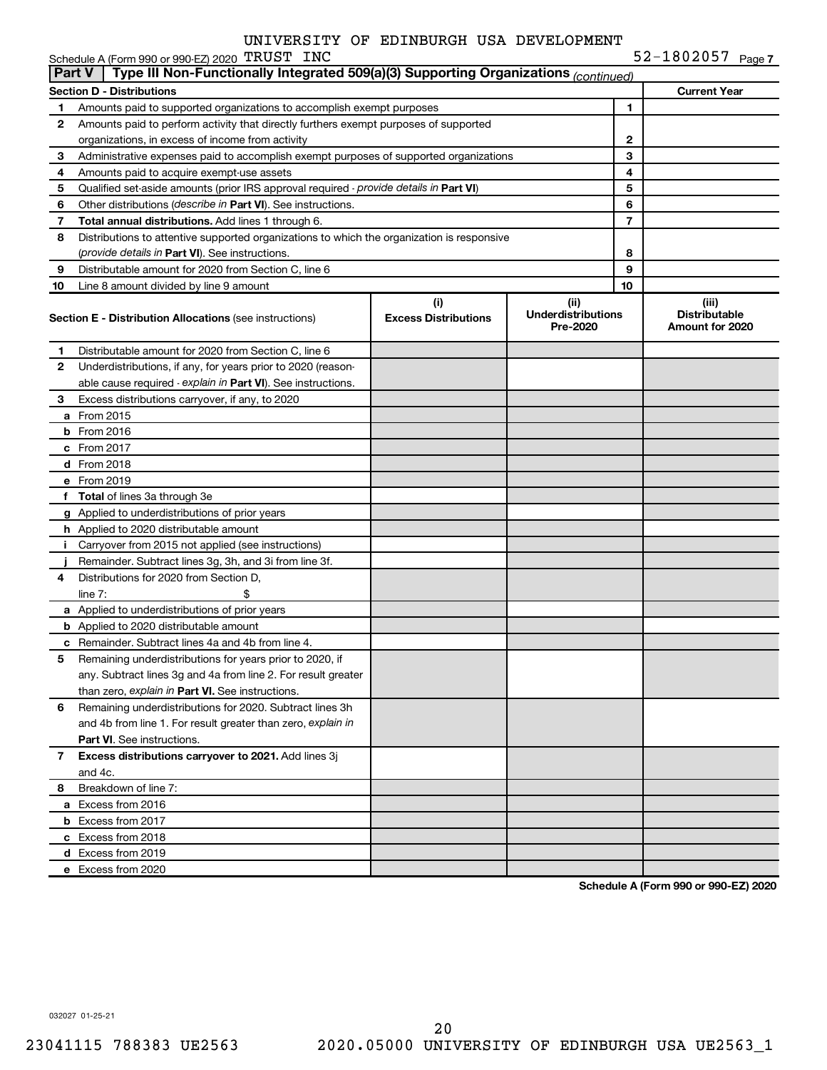UNIVERSITY OF EDINBURGH USA DEVELOPMENT TRUST INC 52-1802057

Schedule A (Form 990 or 990-EZ) 2020

## Part V — Type III Non-Functionally Integrated 509(a)(3) Supporting Organizations *(continued)*

| Section D - Distributions | | | Current Year |
|---|---|---|---|
| 1 | Amounts paid to supported organizations to accomplish exempt purposes | 1 | |
| 2 | Amounts paid to perform activity that directly furthers exempt purposes of supported organizations, in excess of income from activity | 2 | |
| 3 | Administrative expenses paid to accomplish exempt purposes of supported organizations | 3 | |
| 4 | Amounts paid to acquire exempt-use assets | 4 | |
| 5 | Qualified set-aside amounts (prior IRS approval required - *provide details in* **Part VI**) | 5 | |
| 6 | Other distributions (*describe in* **Part VI**). See instructions. | 6 | |
| 7 | **Total annual distributions.** Add lines 1 through 6. | 7 | |
| 8 | Distributions to attentive supported organizations to which the organization is responsive (*provide details in* **Part VI**). See instructions. | 8 | |
| 9 | Distributable amount for 2020 from Section C, line 6 | 9 | |
| 10 | Line 8 amount divided by line 9 amount | 10 | |

| | **Section E - Distribution Allocations** (see instructions) | (i) Excess Distributions | (ii) Underdistributions Pre-2020 | (iii) Distributable Amount for 2020 |
|---|---|---|---|---|
| 1 | Distributable amount for 2020 from Section C, line 6 | | | |
| 2 | Underdistributions, if any, for years prior to 2020 (reasonable cause required - *explain in* **Part VI**). See instructions. | | | |
| 3 | Excess distributions carryover, if any, to 2020 | | | |
| a | From 2015 | | | |
| b | From 2016 | | | |
| c | From 2017 | | | |
| d | From 2018 | | | |
| e | From 2019 | | | |
| f | **Total** of lines 3a through 3e | | | |
| g | Applied to underdistributions of prior years | | | |
| h | Applied to 2020 distributable amount | | | |
| i | Carryover from 2015 not applied (see instructions) | | | |
| j | Remainder. Subtract lines 3g, 3h, and 3i from line 3f. | | | |
| 4 | Distributions for 2020 from Section D, line 7: $ | | | |
| a | Applied to underdistributions of prior years | | | |
| b | Applied to 2020 distributable amount | | | |
| c | Remainder. Subtract lines 4a and 4b from line 4. | | | |
| 5 | Remaining underdistributions for years prior to 2020, if any. Subtract lines 3g and 4a from line 2. For result greater than zero, *explain in* **Part VI.** See instructions. | | | |
| 6 | Remaining underdistributions for 2020. Subtract lines 3h and 4b from line 1. For result greater than zero, *explain in* **Part VI**. See instructions. | | | |
| 7 | **Excess distributions carryover to 2021.** Add lines 3j and 4c. | | | |
| 8 | Breakdown of line 7: | | | |
| a | Excess from 2016 | | | |
| b | Excess from 2017 | | | |
| c | Excess from 2018 | | | |
| d | Excess from 2019 | | | |
| e | Excess from 2020 | | | |

**Schedule A (Form 990 or 990-EZ) 2020**

032027 01-25-21

23041115 788383 UE2563 2020.05000 UNIVERSITY OF EDINBURGH USA UE2563_1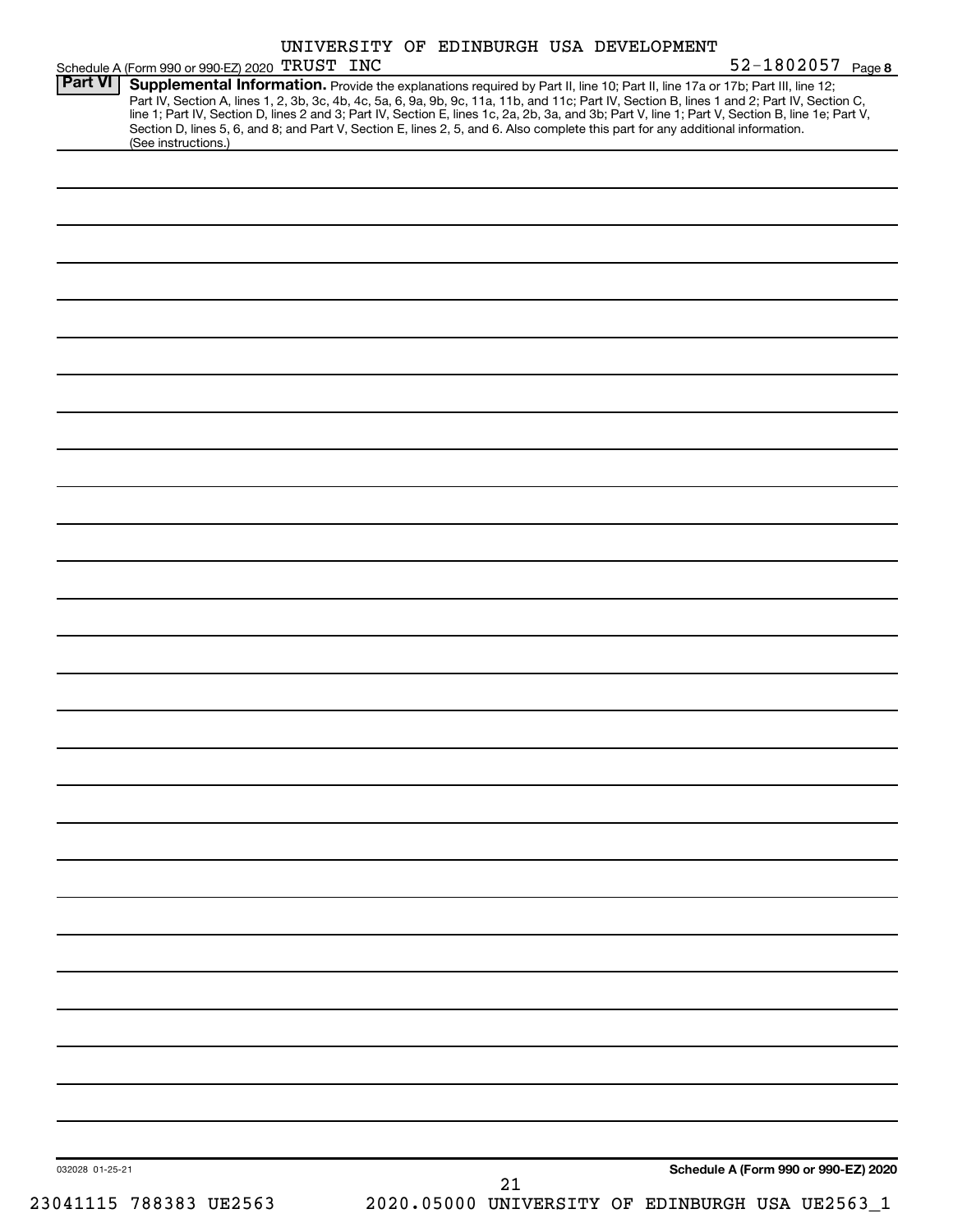UNIVERSITY OF EDINBURGH USA DEVELOPMENT

Schedule A (Form 990 or 990-EZ) 2020 TRUST INC 52-1802057 Page 8

**Part VI** **Supplemental Information.** Provide the explanations required by Part II, line 10; Part II, line 17a or 17b; Part III, line 12; Part IV, Section A, lines 1, 2, 3b, 3c, 4b, 4c, 5a, 6, 9a, 9b, 9c, 11a, 11b, and 11c; Part IV, Section B, lines 1 and 2; Part IV, Section C, line 1; Part IV, Section D, lines 2 and 3; Part IV, Section E, lines 1c, 2a, 2b, 3a, and 3b; Part V, line 1; Part V, Section B, line 1e; Part V, Section D, lines 5, 6, and 8; and Part V, Section E, lines 2, 5, and 6. Also complete this part for any additional information. (See instructions.)

032028 01-25-21

**Schedule A (Form 990 or 990-EZ) 2020**

23041115 788383 UE2563 2020.05000 UNIVERSITY OF EDINBURGH USA UE2563_1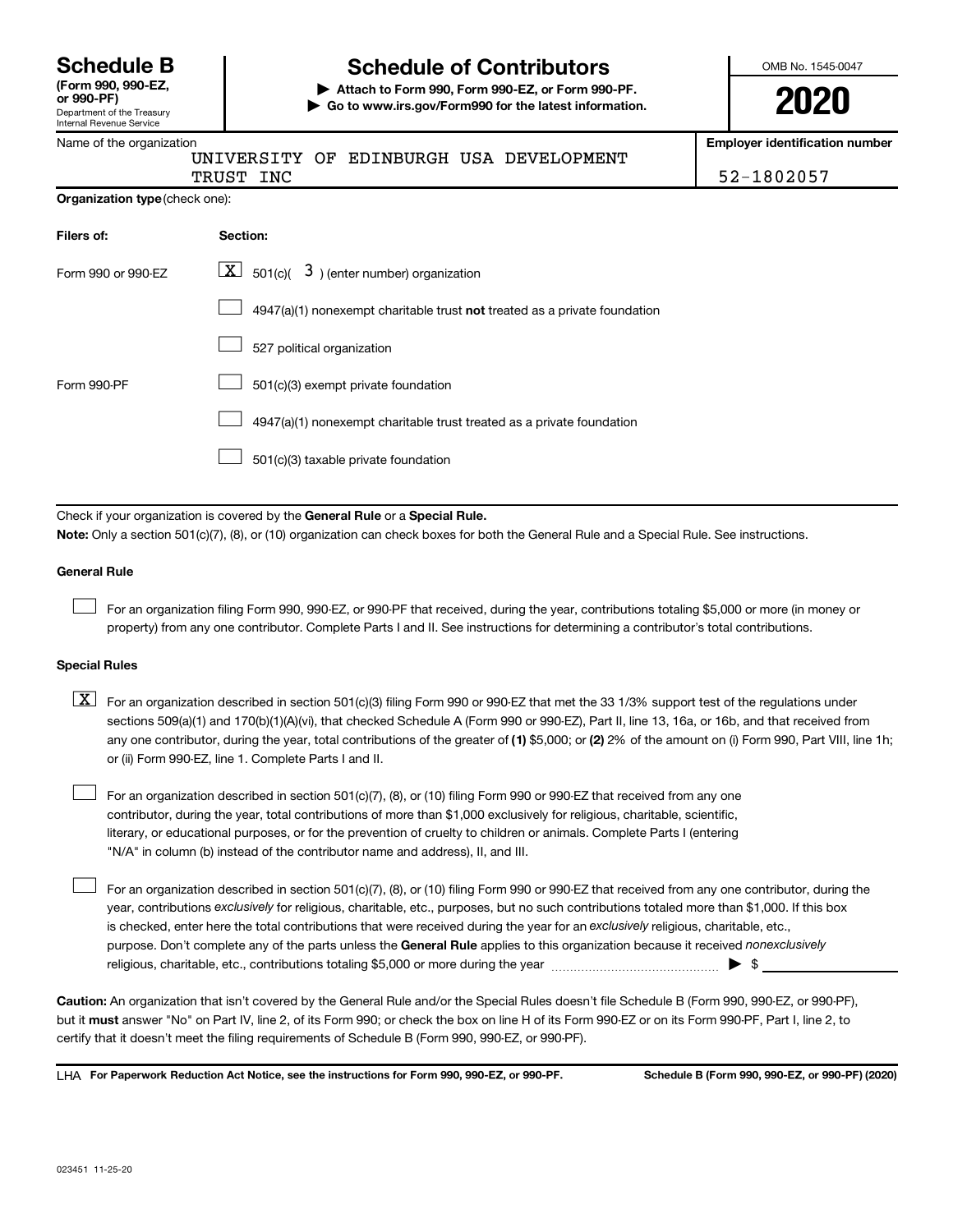# Schedule B

**(Form 990, 990-EZ, or 990-PF)**

Department of the Treasury
Internal Revenue Service

## Schedule of Contributors

▶ **Attach to Form 990, Form 990-EZ, or Form 990-PF.**

▶ **Go to www.irs.gov/Form990 for the latest information.**

OMB No. 1545-0047

**2020**

Name of the organization: UNIVERSITY OF EDINBURGH USA DEVELOPMENT TRUST INC

**Employer identification number:** 52-1802057

**Organization type** (check one):

| Filers of: | Section: |
|---|---|
| Form 990 or 990-EZ | [X] 501(c)( 3 ) (enter number) organization |
| | [ ] 4947(a)(1) nonexempt charitable trust **not** treated as a private foundation |
| | [ ] 527 political organization |
| Form 990-PF | [ ] 501(c)(3) exempt private foundation |
| | [ ] 4947(a)(1) nonexempt charitable trust treated as a private foundation |
| | [ ] 501(c)(3) taxable private foundation |

Check if your organization is covered by the **General Rule** or a **Special Rule.**

**Note:** Only a section 501(c)(7), (8), or (10) organization can check boxes for both the General Rule and a Special Rule. See instructions.

### General Rule

[ ] For an organization filing Form 990, 990-EZ, or 990-PF that received, during the year, contributions totaling $5,000 or more (in money or property) from any one contributor. Complete Parts I and II. See instructions for determining a contributor's total contributions.

### Special Rules

[X] For an organization described in section 501(c)(3) filing Form 990 or 990-EZ that met the 33 1/3% support test of the regulations under sections 509(a)(1) and 170(b)(1)(A)(vi), that checked Schedule A (Form 990 or 990-EZ), Part II, line 13, 16a, or 16b, and that received from any one contributor, during the year, total contributions of the greater of **(1)** $5,000; or **(2)** 2% of the amount on (i) Form 990, Part VIII, line 1h; or (ii) Form 990-EZ, line 1. Complete Parts I and II.

[ ] For an organization described in section 501(c)(7), (8), or (10) filing Form 990 or 990-EZ that received from any one contributor, during the year, total contributions of more than $1,000 exclusively for religious, charitable, scientific, literary, or educational purposes, or for the prevention of cruelty to children or animals. Complete Parts I (entering "N/A" in column (b) instead of the contributor name and address), II, and III.

[ ] For an organization described in section 501(c)(7), (8), or (10) filing Form 990 or 990-EZ that received from any one contributor, during the year, contributions *exclusively* for religious, charitable, etc., purposes, but no such contributions totaled more than $1,000. If this box is checked, enter here the total contributions that were received during the year for an *exclusively* religious, charitable, etc., purpose. Don't complete any of the parts unless the **General Rule** applies to this organization because it received *nonexclusively* religious, charitable, etc., contributions totaling $5,000 or more during the year ▶ $ ______

**Caution:** An organization that isn't covered by the General Rule and/or the Special Rules doesn't file Schedule B (Form 990, 990-EZ, or 990-PF), but it **must** answer "No" on Part IV, line 2, of its Form 990; or check the box on line H of its Form 990-EZ or on its Form 990-PF, Part I, line 2, to certify that it doesn't meet the filing requirements of Schedule B (Form 990, 990-EZ, or 990-PF).

LHA **For Paperwork Reduction Act Notice, see the instructions for Form 990, 990-EZ, or 990-PF.** **Schedule B (Form 990, 990-EZ, or 990-PF) (2020)**

023451 11-25-20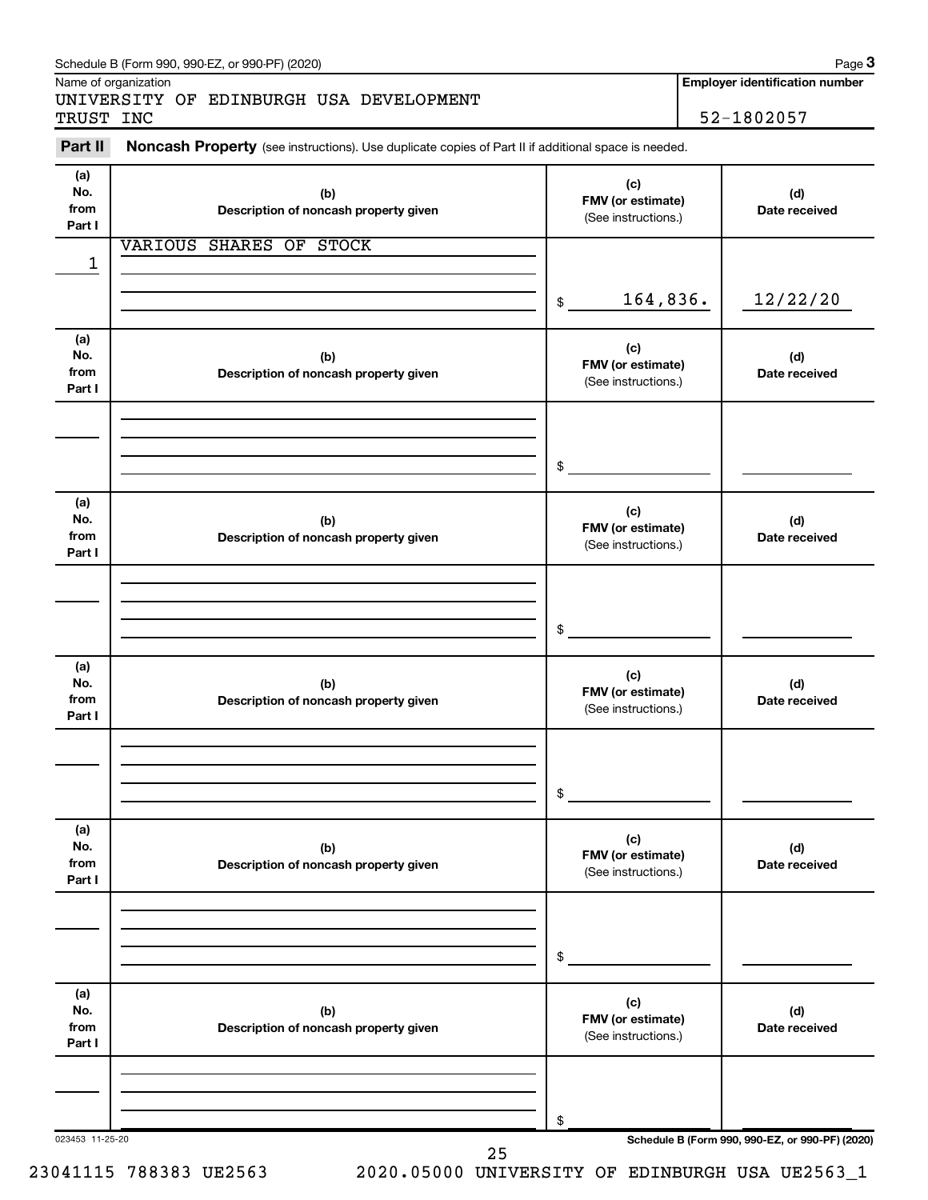Schedule B (Form 990, 990-EZ, or 990-PF) (2020)

Name of organization: UNIVERSITY OF EDINBURGH USA DEVELOPMENT TRUST INC

**Employer identification number:** 52-1802057

**Part II** **Noncash Property** (see instructions). Use duplicate copies of Part II if additional space is needed.

| (a) No. from Part I | (b) Description of noncash property given | (c) FMV (or estimate) (See instructions.) | (d) Date received |
|---|---|---|---|
| 1 | VARIOUS SHARES OF STOCK | $ 164,836. | 12/22/20 |
| | | $ | |
| | | $ | |
| | | $ | |
| | | $ | |
| | | $ | |

023453 11-25-20

Schedule B (Form 990, 990-EZ, or 990-PF) (2020)

23041115 788383 UE2563 2020.05000 UNIVERSITY OF EDINBURGH USA UE2563_1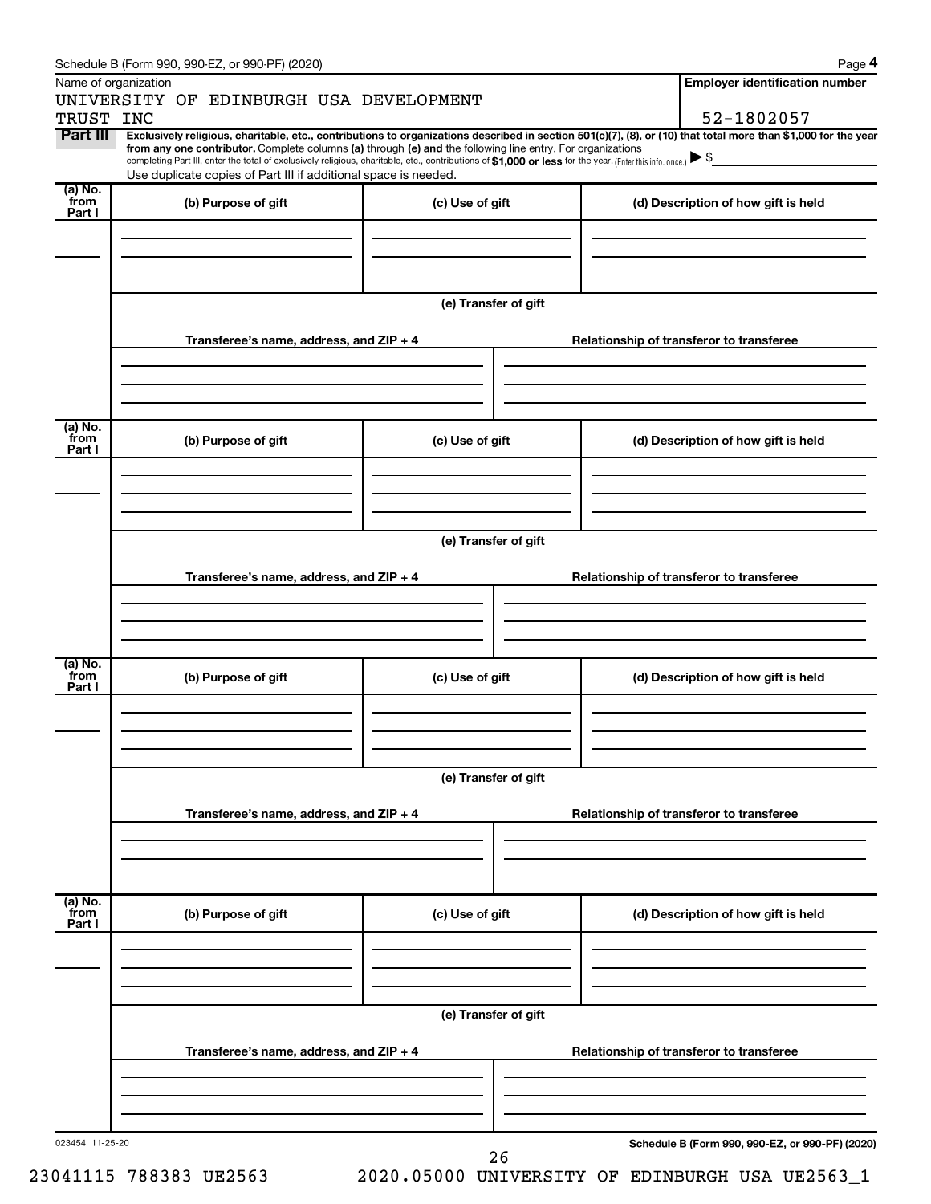Schedule B (Form 990, 990-EZ, or 990-PF) (2020)

Name of organization

UNIVERSITY OF EDINBURGH USA DEVELOPMENT TRUST INC

**Employer identification number**

52-1802057

**Part III** **Exclusively religious, charitable, etc., contributions to organizations described in section 501(c)(7), (8), or (10) that total more than $1,000 for the year from any one contributor.** Complete columns **(a)** through **(e)** and the following line entry. For organizations completing Part III, enter the total of exclusively religious, charitable, etc., contributions of **$1,000 or less** for the year. (Enter this info. once.) ▶ $

Use duplicate copies of Part III if additional space is needed.

| (a) No. from Part I | (b) Purpose of gift | (c) Use of gift | (d) Description of how gift is held |
| --- | --- | --- | --- |
| | | | |

**(e) Transfer of gift**

| Transferee's name, address, and ZIP + 4 | Relationship of transferor to transferee |
| --- | --- |
| | |

| (a) No. from Part I | (b) Purpose of gift | (c) Use of gift | (d) Description of how gift is held |
| --- | --- | --- | --- |
| | | | |

**(e) Transfer of gift**

| Transferee's name, address, and ZIP + 4 | Relationship of transferor to transferee |
| --- | --- |
| | |

| (a) No. from Part I | (b) Purpose of gift | (c) Use of gift | (d) Description of how gift is held |
| --- | --- | --- | --- |
| | | | |

**(e) Transfer of gift**

| Transferee's name, address, and ZIP + 4 | Relationship of transferor to transferee |
| --- | --- |
| | |

| (a) No. from Part I | (b) Purpose of gift | (c) Use of gift | (d) Description of how gift is held |
| --- | --- | --- | --- |
| | | | |

**(e) Transfer of gift**

| Transferee's name, address, and ZIP + 4 | Relationship of transferor to transferee |
| --- | --- |
| | |

023454 11-25-20

**Schedule B (Form 990, 990-EZ, or 990-PF) (2020)**

23041115 788383 UE2563 2020.05000 UNIVERSITY OF EDINBURGH USA UE2563_1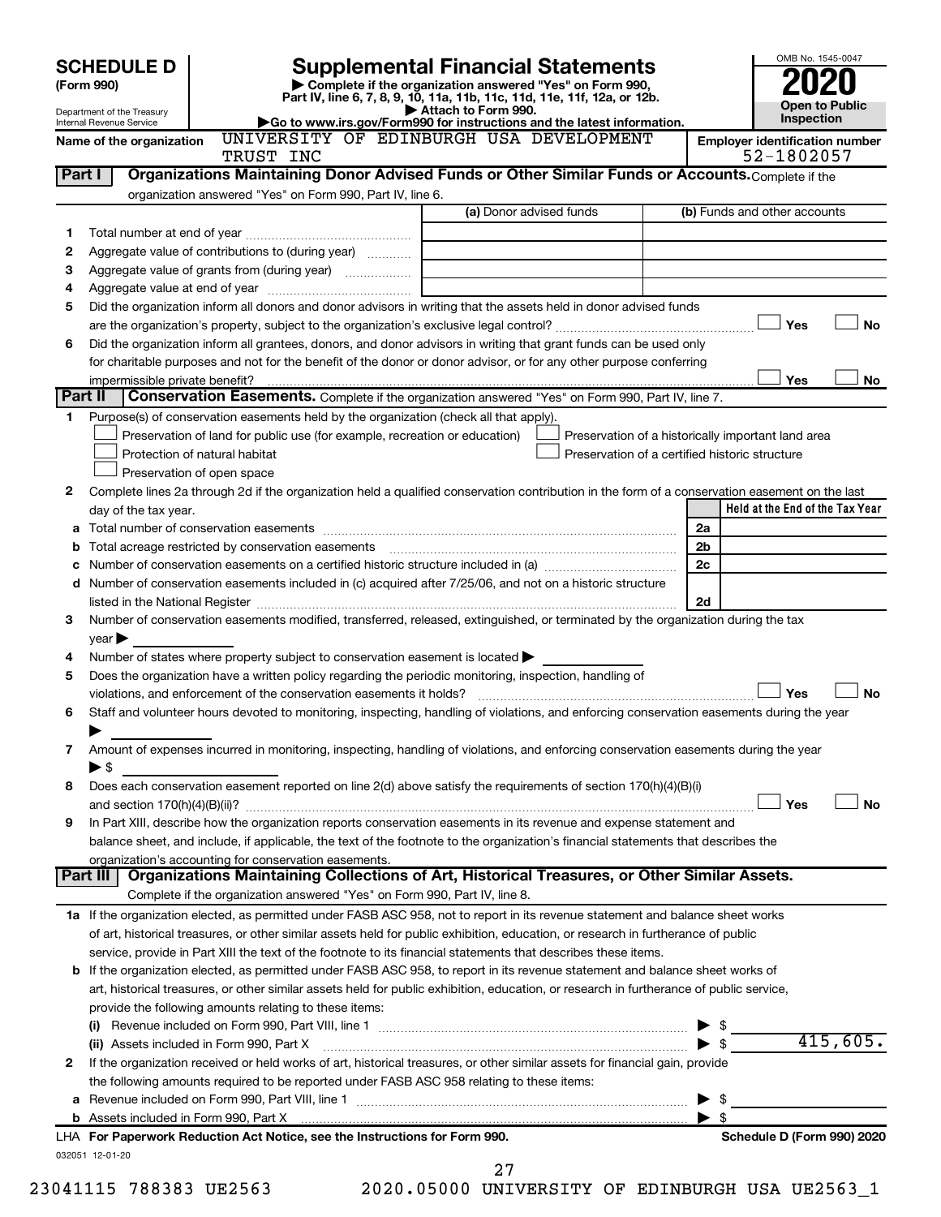# SCHEDULE D (Form 990)

Department of the Treasury
Internal Revenue Service

# Supplemental Financial Statements

▶ Complete if the organization answered "Yes" on Form 990, Part IV, line 6, 7, 8, 9, 10, 11a, 11b, 11c, 11d, 11e, 11f, 12a, or 12b.
▶ Attach to Form 990.
▶Go to www.irs.gov/Form990 for instructions and the latest information.

OMB No. 1545-0047

**2020**

**Open to Public Inspection**

Name of the organization: UNIVERSITY OF EDINBURGH USA DEVELOPMENT TRUST INC

Employer identification number: 52-1802057

## Part I — Organizations Maintaining Donor Advised Funds or Other Similar Funds or Accounts.

Complete if the organization answered "Yes" on Form 990, Part IV, line 6.

| | | (a) Donor advised funds | (b) Funds and other accounts |
|---|---|---|---|
| 1 | Total number at end of year | | |
| 2 | Aggregate value of contributions to (during year) | | |
| 3 | Aggregate value of grants from (during year) | | |
| 4 | Aggregate value at end of year | | |

5 Did the organization inform all donors and donor advisors in writing that the assets held in donor advised funds are the organization's property, subject to the organization's exclusive legal control? ☐ Yes ☐ No

6 Did the organization inform all grantees, donors, and donor advisors in writing that grant funds can be used only for charitable purposes and not for the benefit of the donor or donor advisor, or for any other purpose conferring impermissible private benefit? ☐ Yes ☐ No

## Part II — Conservation Easements.

Complete if the organization answered "Yes" on Form 990, Part IV, line 7.

1 Purpose(s) of conservation easements held by the organization (check all that apply).

- ☐ Preservation of land for public use (for example, recreation or education)
- ☐ Protection of natural habitat
- ☐ Preservation of open space
- ☐ Preservation of a historically important land area
- ☐ Preservation of a certified historic structure

2 Complete lines 2a through 2d if the organization held a qualified conservation contribution in the form of a conservation easement on the last day of the tax year.

| | | | Held at the End of the Tax Year |
|---|---|---|---|
| a | Total number of conservation easements | 2a | |
| b | Total acreage restricted by conservation easements | 2b | |
| c | Number of conservation easements on a certified historic structure included in (a) | 2c | |
| d | Number of conservation easements included in (c) acquired after 7/25/06, and not on a historic structure listed in the National Register | 2d | |

3 Number of conservation easements modified, transferred, released, extinguished, or terminated by the organization during the tax year ▶

4 Number of states where property subject to conservation easement is located ▶

5 Does the organization have a written policy regarding the periodic monitoring, inspection, handling of violations, and enforcement of the conservation easements it holds? ☐ Yes ☐ No

6 Staff and volunteer hours devoted to monitoring, inspecting, handling of violations, and enforcing conservation easements during the year ▶

7 Amount of expenses incurred in monitoring, inspecting, handling of violations, and enforcing conservation easements during the year ▶ $

8 Does each conservation easement reported on line 2(d) above satisfy the requirements of section 170(h)(4)(B)(i) and section 170(h)(4)(B)(ii)? ☐ Yes ☐ No

9 In Part XIII, describe how the organization reports conservation easements in its revenue and expense statement and balance sheet, and include, if applicable, the text of the footnote to the organization's financial statements that describes the organization's accounting for conservation easements.

## Part III — Organizations Maintaining Collections of Art, Historical Treasures, or Other Similar Assets.

Complete if the organization answered "Yes" on Form 990, Part IV, line 8.

1a If the organization elected, as permitted under FASB ASC 958, not to report in its revenue statement and balance sheet works of art, historical treasures, or other similar assets held for public exhibition, education, or research in furtherance of public service, provide in Part XIII the text of the footnote to its financial statements that describes these items.

b If the organization elected, as permitted under FASB ASC 958, to report in its revenue statement and balance sheet works of art, historical treasures, or other similar assets held for public exhibition, education, or research in furtherance of public service, provide the following amounts relating to these items:

(i) Revenue included on Form 990, Part VIII, line 1 ▶ $

(ii) Assets included in Form 990, Part X ▶ $ 415,605.

2 If the organization received or held works of art, historical treasures, or other similar assets for financial gain, provide the following amounts required to be reported under FASB ASC 958 relating to these items:

a Revenue included on Form 990, Part VIII, line 1 ▶ $

b Assets included in Form 990, Part X ▶ $

LHA **For Paperwork Reduction Act Notice, see the Instructions for Form 990.** **Schedule D (Form 990) 2020**

032051 12-01-20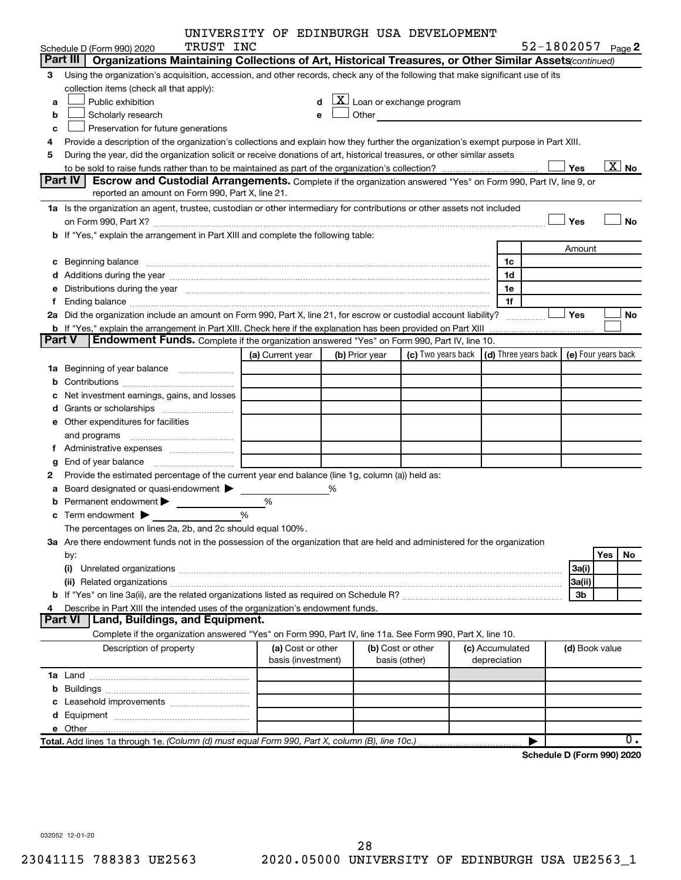UNIVERSITY OF EDINBURGH USA DEVELOPMENT TRUST INC

Schedule D (Form 990) 2020 — 52-1802057 Page 2

## Part III Organizations Maintaining Collections of Art, Historical Treasures, or Other Similar Assets *(continued)*

**3** Using the organization's acquisition, accession, and other records, check any of the following that make significant use of its collection items (check all that apply):

- **a** ☐ Public exhibition
- **b** ☐ Scholarly research
- **c** ☐ Preservation for future generations
- **d** ☒ Loan or exchange program
- **e** ☐ Other

**4** Provide a description of the organization's collections and explain how they further the organization's exempt purpose in Part XIII.

**5** During the year, did the organization solicit or receive donations of art, historical treasures, or other similar assets to be sold to raise funds rather than to be maintained as part of the organization's collection? ☐ Yes ☒ No

## Part IV Escrow and Custodial Arrangements.

Complete if the organization answered "Yes" on Form 990, Part IV, line 9, or reported an amount on Form 990, Part X, line 21.

**1a** Is the organization an agent, trustee, custodian or other intermediary for contributions or other assets not included on Form 990, Part X? ☐ Yes ☐ No

**b** If "Yes," explain the arrangement in Part XIII and complete the following table:

| | | Amount |
|---|---|---|
| **c** Beginning balance | 1c | |
| **d** Additions during the year | 1d | |
| **e** Distributions during the year | 1e | |
| **f** Ending balance | 1f | |

**2a** Did the organization include an amount on Form 990, Part X, line 21, for escrow or custodial account liability? ☐ Yes ☐ No

**b** If "Yes," explain the arrangement in Part XIII. Check here if the explanation has been provided on Part XIII ☐

## Part V Endowment Funds.

Complete if the organization answered "Yes" on Form 990, Part IV, line 10.

| | (a) Current year | (b) Prior year | (c) Two years back | (d) Three years back | (e) Four years back |
|---|---|---|---|---|---|
| **1a** Beginning of year balance | | | | | |
| **b** Contributions | | | | | |
| **c** Net investment earnings, gains, and losses | | | | | |
| **d** Grants or scholarships | | | | | |
| **e** Other expenditures for facilities and programs | | | | | |
| **f** Administrative expenses | | | | | |
| **g** End of year balance | | | | | |

**2** Provide the estimated percentage of the current year end balance (line 1g, column (a)) held as:

- **a** Board designated or quasi-endowment ▶ ______ %
- **b** Permanent endowment ▶ ______ %
- **c** Term endowment ▶ ______ %

The percentages on lines 2a, 2b, and 2c should equal 100%.

**3a** Are there endowment funds not in the possession of the organization that are held and administered for the organization by:

| | | Yes | No |
|---|---|---|---|
| **(i)** Unrelated organizations | 3a(i) | | |
| **(ii)** Related organizations | 3a(ii) | | |
| **b** If "Yes" on line 3a(ii), are the related organizations listed as required on Schedule R? | 3b | | |

**4** Describe in Part XIII the intended uses of the organization's endowment funds.

## Part VI Land, Buildings, and Equipment.

Complete if the organization answered "Yes" on Form 990, Part IV, line 11a. See Form 990, Part X, line 10.

| Description of property | (a) Cost or other basis (investment) | (b) Cost or other basis (other) | (c) Accumulated depreciation | (d) Book value |
|---|---|---|---|---|
| **1a** Land | | | | |
| **b** Buildings | | | | |
| **c** Leasehold improvements | | | | |
| **d** Equipment | | | | |
| **e** Other | | | | |
| **Total.** Add lines 1a through 1e. *(Column (d) must equal Form 990, Part X, column (B), line 10c.)* | | | ▶ | 0. |

Schedule D (Form 990) 2020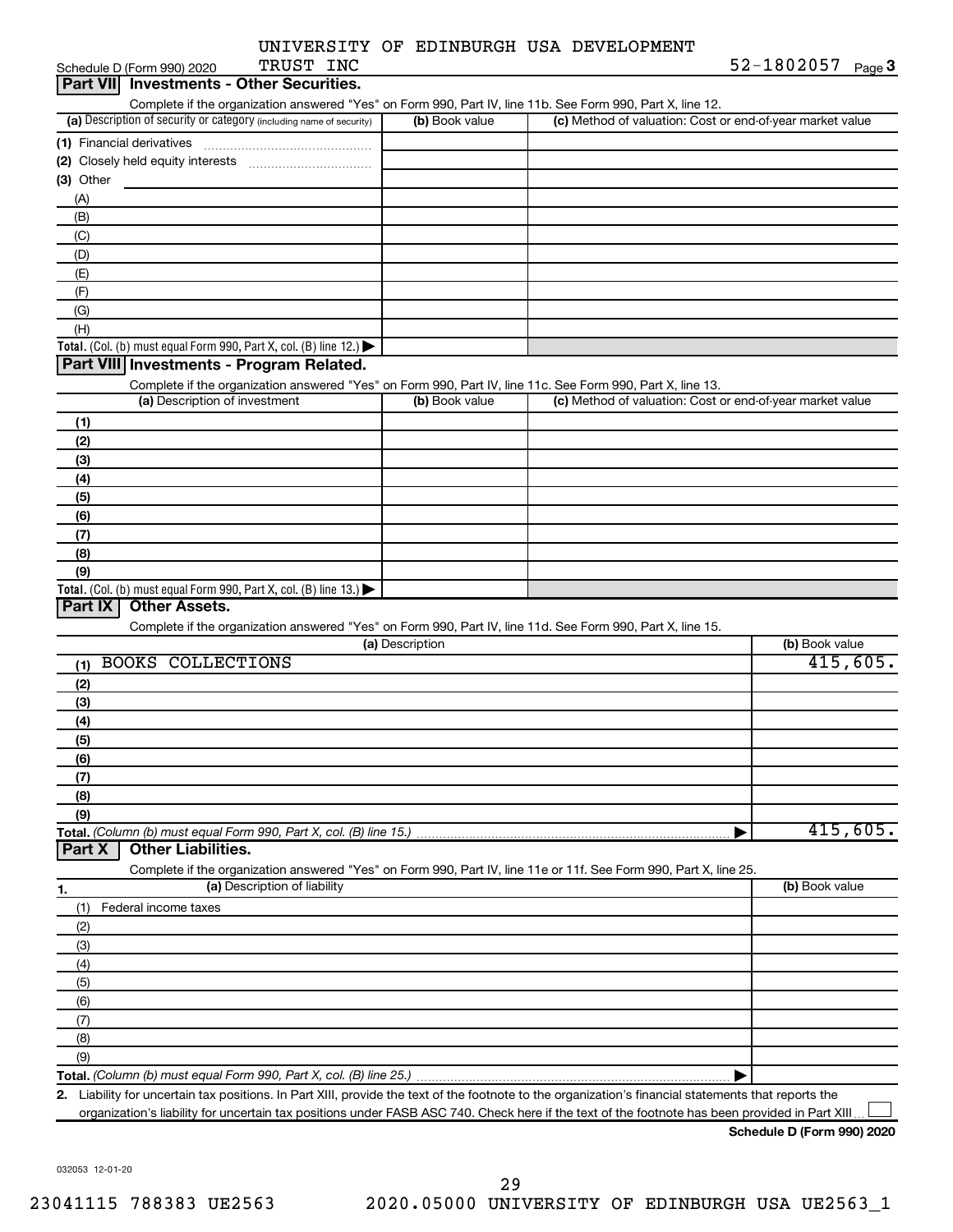UNIVERSITY OF EDINBURGH USA DEVELOPMENT TRUST INC 52-1802057

Schedule D (Form 990) 2020

## Part VII Investments - Other Securities.

Complete if the organization answered "Yes" on Form 990, Part IV, line 11b. See Form 990, Part X, line 12.

| (a) Description of security or category (including name of security) | (b) Book value | (c) Method of valuation: Cost or end-of-year market value |
|---|---|---|
| (1) Financial derivatives | | |
| (2) Closely held equity interests | | |
| (3) Other | | |
| (A) | | |
| (B) | | |
| (C) | | |
| (D) | | |
| (E) | | |
| (F) | | |
| (G) | | |
| (H) | | |
| **Total.** (Col. (b) must equal Form 990, Part X, col. (B) line 12.) | | |

## Part VIII Investments - Program Related.

Complete if the organization answered "Yes" on Form 990, Part IV, line 11c. See Form 990, Part X, line 13.

| (a) Description of investment | (b) Book value | (c) Method of valuation: Cost or end-of-year market value |
|---|---|---|
| (1) | | |
| (2) | | |
| (3) | | |
| (4) | | |
| (5) | | |
| (6) | | |
| (7) | | |
| (8) | | |
| (9) | | |
| **Total.** (Col. (b) must equal Form 990, Part X, col. (B) line 13.) | | |

## Part IX Other Assets.

Complete if the organization answered "Yes" on Form 990, Part IV, line 11d. See Form 990, Part X, line 15.

| (a) Description | (b) Book value |
|---|---|
| (1) BOOKS COLLECTIONS | 415,605. |
| (2) | |
| (3) | |
| (4) | |
| (5) | |
| (6) | |
| (7) | |
| (8) | |
| (9) | |
| **Total.** *(Column (b) must equal Form 990, Part X, col. (B) line 15.)* | 415,605. |

## Part X Other Liabilities.

Complete if the organization answered "Yes" on Form 990, Part IV, line 11e or 11f. See Form 990, Part X, line 25.

| 1. (a) Description of liability | (b) Book value |
|---|---|
| (1) Federal income taxes | |
| (2) | |
| (3) | |
| (4) | |
| (5) | |
| (6) | |
| (7) | |
| (8) | |
| (9) | |
| **Total.** *(Column (b) must equal Form 990, Part X, col. (B) line 25.)* | |

2. Liability for uncertain tax positions. In Part XIII, provide the text of the footnote to the organization's financial statements that reports the organization's liability for uncertain tax positions under FASB ASC 740. Check here if the text of the footnote has been provided in Part XIII ☐

**Schedule D (Form 990) 2020**

032053 12-01-20

23041115 788383 UE2563 2020.05000 UNIVERSITY OF EDINBURGH USA UE2563_1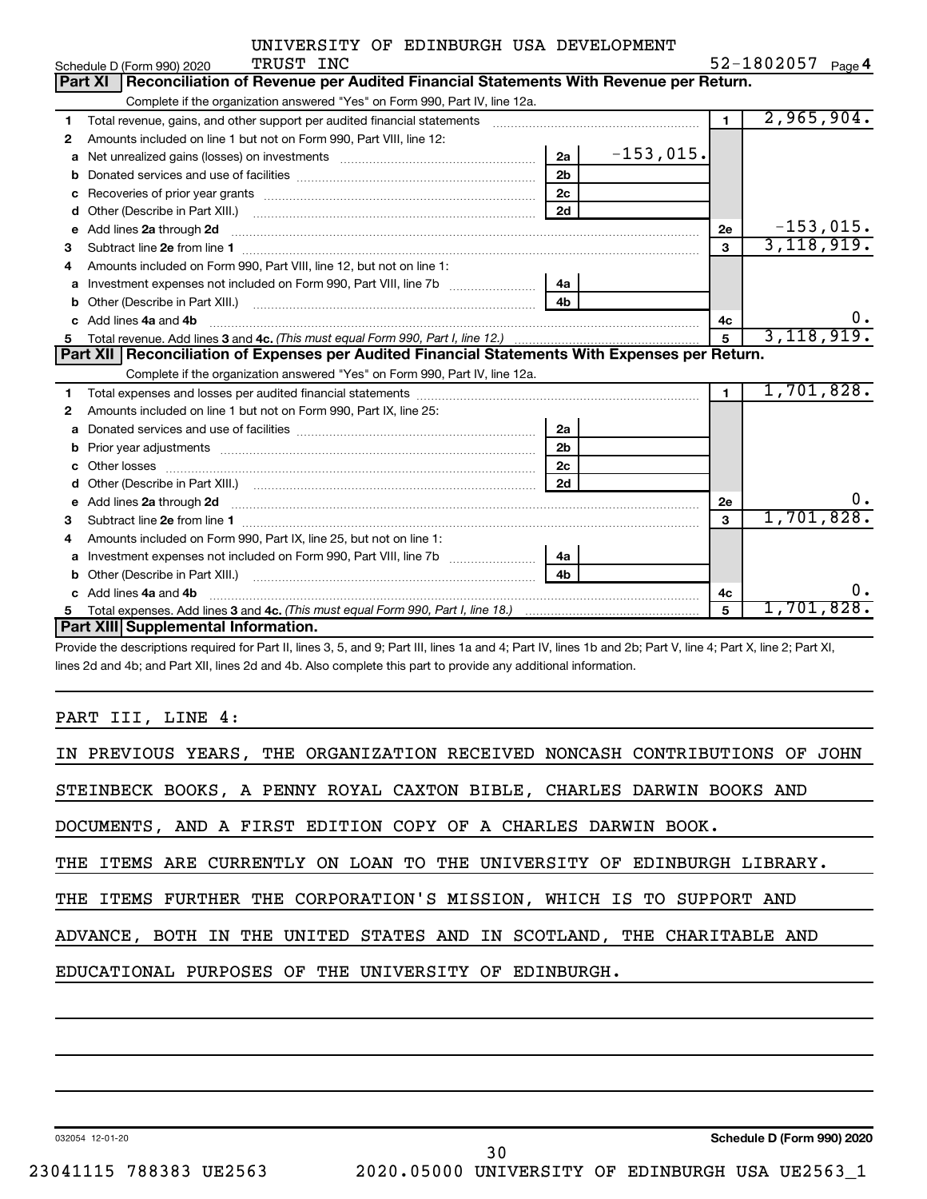UNIVERSITY OF EDINBURGH USA DEVELOPMENT TRUST INC 52-1802057

Schedule D (Form 990) 2020 Page 4

## Part XI Reconciliation of Revenue per Audited Financial Statements With Revenue per Return.

Complete if the organization answered "Yes" on Form 990, Part IV, line 12a.

| | | | | | |
|---|---|---|---|---|---|
| 1 | Total revenue, gains, and other support per audited financial statements | | | 1 | 2,965,904. |
| 2 | Amounts included on line 1 but not on Form 990, Part VIII, line 12: | | | | |
| a | Net unrealized gains (losses) on investments | 2a | -153,015. | | |
| b | Donated services and use of facilities | 2b | | | |
| c | Recoveries of prior year grants | 2c | | | |
| d | Other (Describe in Part XIII.) | 2d | | | |
| e | Add lines 2a through 2d | | | 2e | -153,015. |
| 3 | Subtract line 2e from line 1 | | | 3 | 3,118,919. |
| 4 | Amounts included on Form 990, Part VIII, line 12, but not on line 1: | | | | |
| a | Investment expenses not included on Form 990, Part VIII, line 7b | 4a | | | |
| b | Other (Describe in Part XIII.) | 4b | | | |
| c | Add lines 4a and 4b | | | 4c | 0. |
| 5 | Total revenue. Add lines 3 and 4c. *(This must equal Form 990, Part I, line 12.)* | | | 5 | 3,118,919. |

## Part XII Reconciliation of Expenses per Audited Financial Statements With Expenses per Return.

Complete if the organization answered "Yes" on Form 990, Part IV, line 12a.

| | | | | | |
|---|---|---|---|---|---|
| 1 | Total expenses and losses per audited financial statements | | | 1 | 1,701,828. |
| 2 | Amounts included on line 1 but not on Form 990, Part IX, line 25: | | | | |
| a | Donated services and use of facilities | 2a | | | |
| b | Prior year adjustments | 2b | | | |
| c | Other losses | 2c | | | |
| d | Other (Describe in Part XIII.) | 2d | | | |
| e | Add lines 2a through 2d | | | 2e | 0. |
| 3 | Subtract line 2e from line 1 | | | 3 | 1,701,828. |
| 4 | Amounts included on Form 990, Part IX, line 25, but not on line 1: | | | | |
| a | Investment expenses not included on Form 990, Part VIII, line 7b | 4a | | | |
| b | Other (Describe in Part XIII.) | 4b | | | |
| c | Add lines 4a and 4b | | | 4c | 0. |
| 5 | Total expenses. Add lines 3 and 4c. *(This must equal Form 990, Part I, line 18.)* | | | 5 | 1,701,828. |

## Part XIII Supplemental Information.

Provide the descriptions required for Part II, lines 3, 5, and 9; Part III, lines 1a and 4; Part IV, lines 1b and 2b; Part V, line 4; Part X, line 2; Part XI, lines 2d and 4b; and Part XII, lines 2d and 4b. Also complete this part to provide any additional information.

PART III, LINE 4:

IN PREVIOUS YEARS, THE ORGANIZATION RECEIVED NONCASH CONTRIBUTIONS OF JOHN STEINBECK BOOKS, A PENNY ROYAL CAXTON BIBLE, CHARLES DARWIN BOOKS AND DOCUMENTS, AND A FIRST EDITION COPY OF A CHARLES DARWIN BOOK.

THE ITEMS ARE CURRENTLY ON LOAN TO THE UNIVERSITY OF EDINBURGH LIBRARY.

THE ITEMS FURTHER THE CORPORATION'S MISSION, WHICH IS TO SUPPORT AND ADVANCE, BOTH IN THE UNITED STATES AND IN SCOTLAND, THE CHARITABLE AND EDUCATIONAL PURPOSES OF THE UNIVERSITY OF EDINBURGH.

032054 12-01-20 Schedule D (Form 990) 2020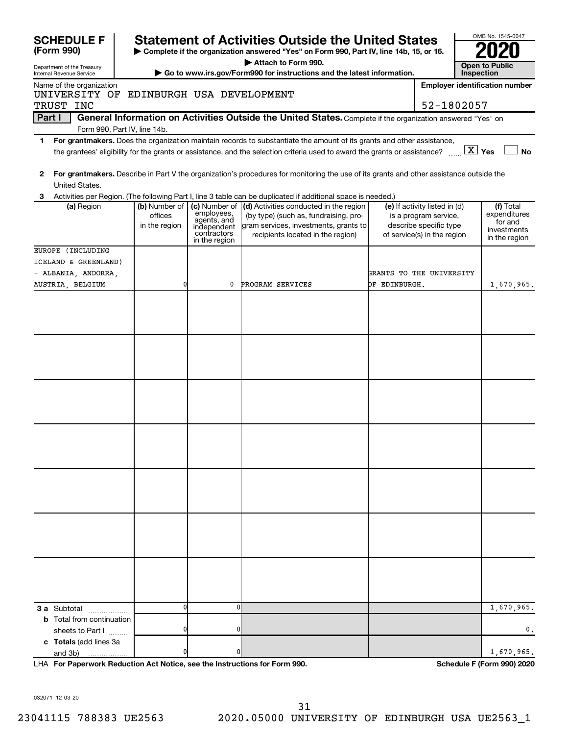**SCHEDULE F (Form 990)**

Department of the Treasury
Internal Revenue Service

# Statement of Activities Outside the United States

▶ Complete if the organization answered "Yes" on Form 990, Part IV, line 14b, 15, or 16.
▶ Attach to Form 990.
▶ Go to www.irs.gov/Form990 for instructions and the latest information.

OMB No. 1545-0047
**2020**
**Open to Public Inspection**

Name of the organization: UNIVERSITY OF EDINBURGH USA DEVELOPMENT TRUST INC

Employer identification number: 52-1802057

**Part I** **General Information on Activities Outside the United States.** Complete if the organization answered "Yes" on Form 990, Part IV, line 14b.

1 **For grantmakers.** Does the organization maintain records to substantiate the amount of its grants and other assistance, the grantees' eligibility for the grants or assistance, and the selection criteria used to award the grants or assistance? [X] Yes [ ] No

2 **For grantmakers.** Describe in Part V the organization's procedures for monitoring the use of its grants and other assistance outside the United States.

3 Activities per Region. (The following Part I, line 3 table can be duplicated if additional space is needed.)

| (a) Region | (b) Number of offices in the region | (c) Number of employees, agents, and independent contractors in the region | (d) Activities conducted in the region (by type) (such as, fundraising, program services, investments, grants to recipients located in the region) | (e) If activity listed in (d) is a program service, describe specific type of service(s) in the region | (f) Total expenditures for and investments in the region |
|---|---|---|---|---|---|
| EUROPE (INCLUDING ICELAND & GREENLAND) - ALBANIA, ANDORRA, AUSTRIA, BELGIUM | 0 | 0 | PROGRAM SERVICES | GRANTS TO THE UNIVERSITY OF EDINBURGH. | 1,670,965. |
| | | | | | |
| | | | | | |
| | | | | | |
| | | | | | |
| | | | | | |
| | | | | | |
| | | | | | |
| **3 a** Subtotal | 0 | 0 | | | 1,670,965. |
| **b** Total from continuation sheets to Part I | 0 | 0 | | | 0. |
| **c Totals** (add lines 3a and 3b) | 0 | 0 | | | 1,670,965. |

LHA **For Paperwork Reduction Act Notice, see the Instructions for Form 990.** **Schedule F (Form 990) 2020**

032071 12-03-20

23041115 788383 UE2563 2020.05000 UNIVERSITY OF EDINBURGH USA UE2563_1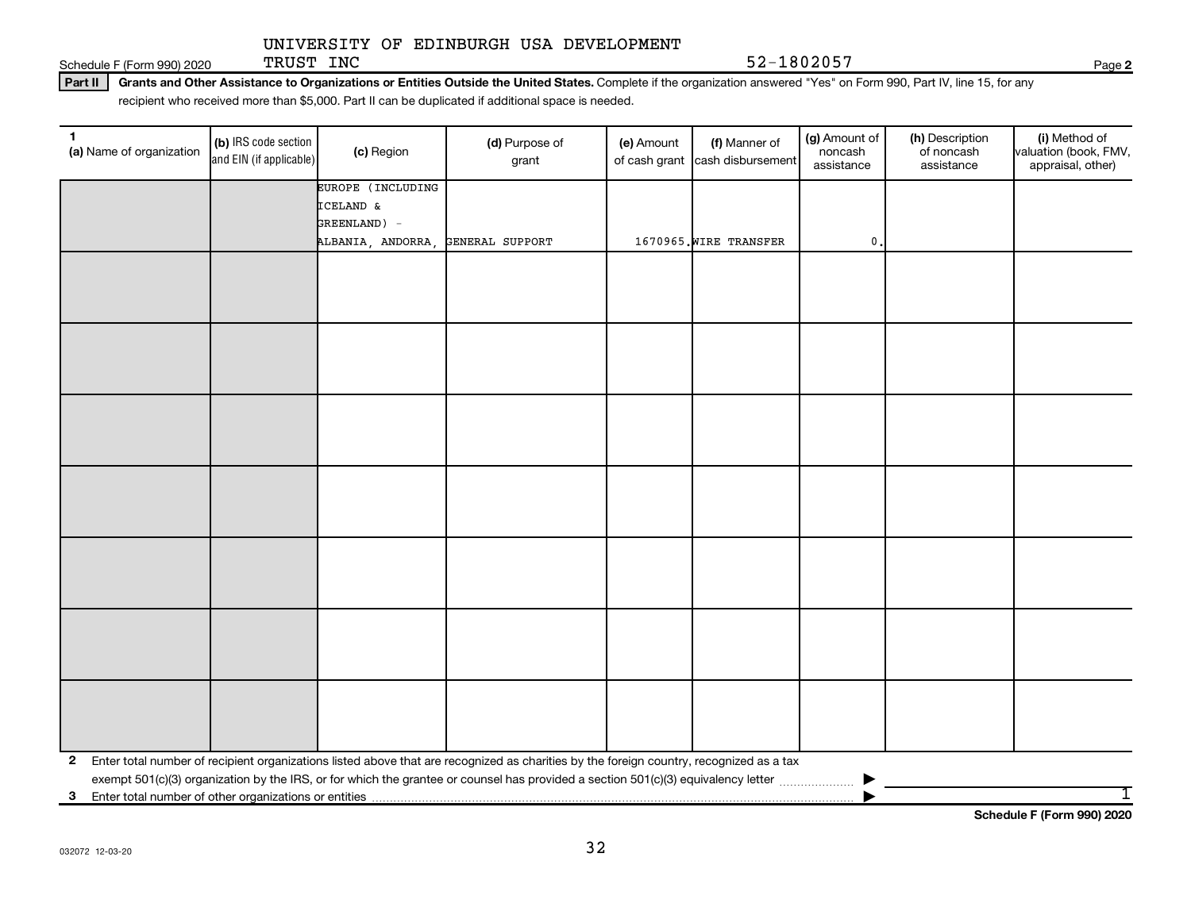UNIVERSITY OF EDINBURGH USA DEVELOPMENT TRUST INC

52-1802057

## Part II Grants and Other Assistance to Organizations or Entities Outside the United States.

**Part II Grants and Other Assistance to Organizations or Entities Outside the United States.** Complete if the organization answered "Yes" on Form 990, Part IV, line 15, for any recipient who received more than $5,000. Part II can be duplicated if additional space is needed.

| 1 (a) Name of organization | (b) IRS code section and EIN (if applicable) | (c) Region | (d) Purpose of grant | (e) Amount of cash grant | (f) Manner of cash disbursement | (g) Amount of noncash assistance | (h) Description of noncash assistance | (i) Method of valuation (book, FMV, appraisal, other) |
|---|---|---|---|---|---|---|---|---|
| | | EUROPE (INCLUDING ICELAND & GREENLAND) - ALBANIA, ANDORRA, | GENERAL SUPPORT | 1670965. | WIRE TRANSFER | 0. | | |
| | | | | | | | | |
| | | | | | | | | |
| | | | | | | | | |
| | | | | | | | | |
| | | | | | | | | |
| | | | | | | | | |
| | | | | | | | | |

**2** Enter total number of recipient organizations listed above that are recognized as charities by the foreign country, recognized as a tax exempt 501(c)(3) organization by the IRS, or for which the grantee or counsel has provided a section 501(c)(3) equivalency letter ▶

**3** Enter total number of other organizations or entities ▶ 1

Schedule F (Form 990) 2020

032072 12-03-20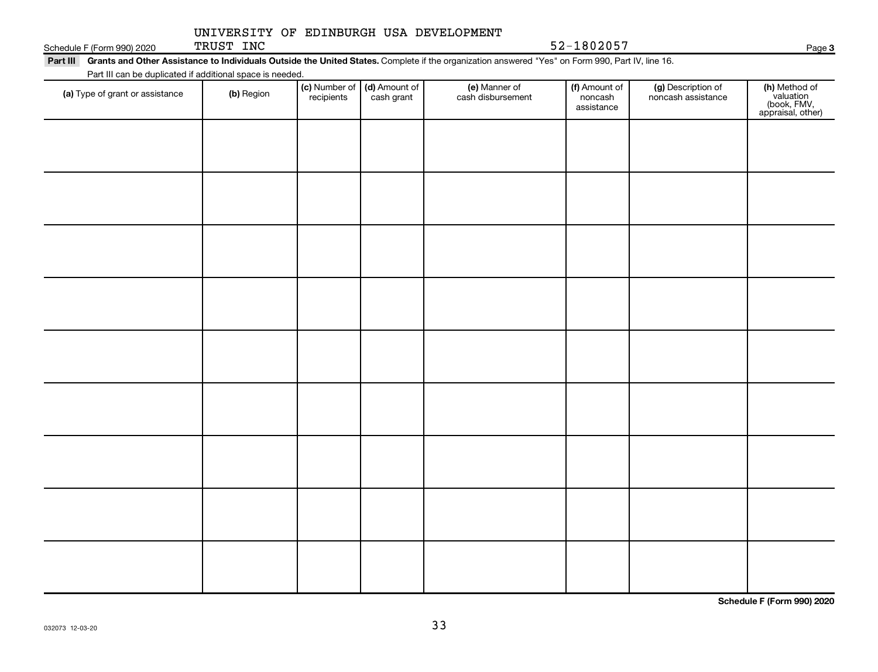UNIVERSITY OF EDINBURGH USA DEVELOPMENT TRUST INC 52-1802057

**Part III** **Grants and Other Assistance to Individuals Outside the United States.** Complete if the organization answered "Yes" on Form 990, Part IV, line 16.

Part III can be duplicated if additional space is needed.

| **(a)** Type of grant or assistance | **(b)** Region | **(c)** Number of recipients | **(d)** Amount of cash grant | **(e)** Manner of cash disbursement | **(f)** Amount of noncash assistance | **(g)** Description of noncash assistance | **(h)** Method of valuation (book, FMV, appraisal, other) |
|---|---|---|---|---|---|---|---|
| | | | | | | | |
| | | | | | | | |
| | | | | | | | |
| | | | | | | | |
| | | | | | | | |
| | | | | | | | |
| | | | | | | | |
| | | | | | | | |
| | | | | | | | |

**Schedule F (Form 990) 2020**

032073 12-03-20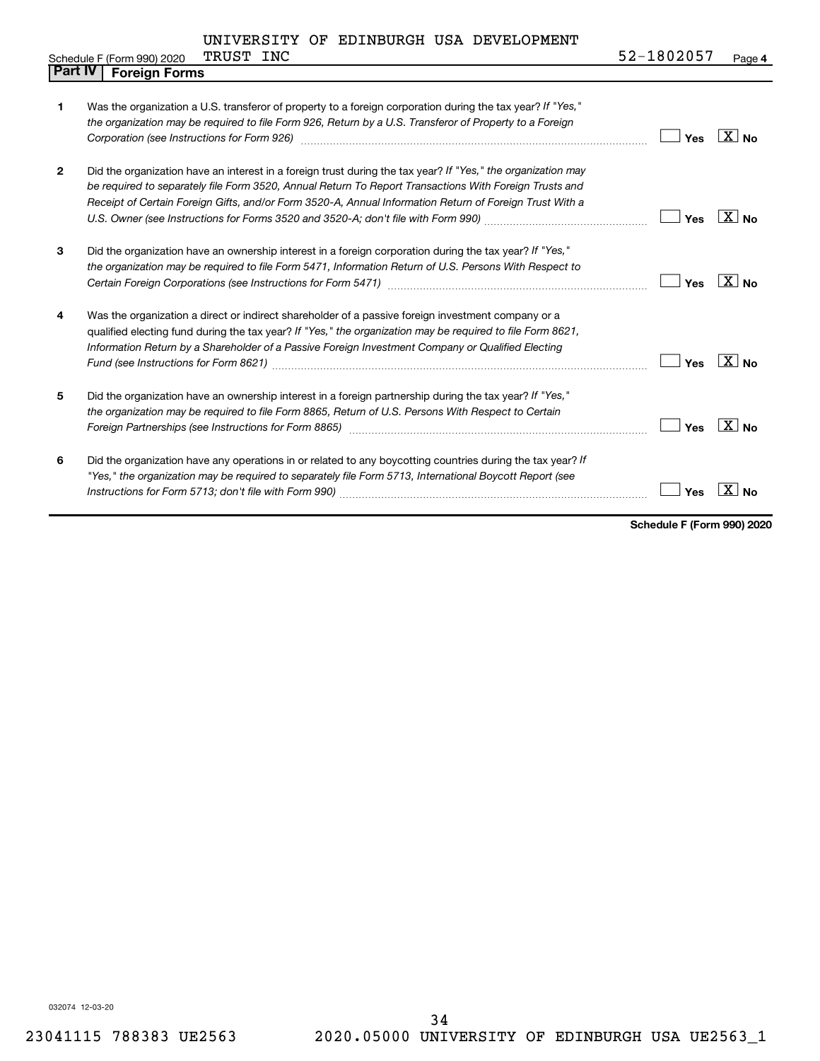Schedule F (Form 990) 2020 UNIVERSITY OF EDINBURGH USA DEVELOPMENT TRUST INC 52-1802057 Page 4

## Part IV Foreign Forms

| | | Yes | No |
|---|---|---|---|
| 1 | Was the organization a U.S. transferor of property to a foreign corporation during the tax year? *If "Yes," the organization may be required to file Form 926, Return by a U.S. Transferor of Property to a Foreign Corporation (see Instructions for Form 926)* | | X |
| 2 | Did the organization have an interest in a foreign trust during the tax year? *If "Yes," the organization may be required to separately file Form 3520, Annual Return To Report Transactions With Foreign Trusts and Receipt of Certain Foreign Gifts, and/or Form 3520-A, Annual Information Return of Foreign Trust With a U.S. Owner (see Instructions for Forms 3520 and 3520-A; don't file with Form 990)* | | X |
| 3 | Did the organization have an ownership interest in a foreign corporation during the tax year? *If "Yes," the organization may be required to file Form 5471, Information Return of U.S. Persons With Respect to Certain Foreign Corporations (see Instructions for Form 5471)* | | X |
| 4 | Was the organization a direct or indirect shareholder of a passive foreign investment company or a qualified electing fund during the tax year? *If "Yes," the organization may be required to file Form 8621, Information Return by a Shareholder of a Passive Foreign Investment Company or Qualified Electing Fund (see Instructions for Form 8621)* | | X |
| 5 | Did the organization have an ownership interest in a foreign partnership during the tax year? *If "Yes," the organization may be required to file Form 8865, Return of U.S. Persons With Respect to Certain Foreign Partnerships (see Instructions for Form 8865)* | | X |
| 6 | Did the organization have any operations in or related to any boycotting countries during the tax year? *If "Yes," the organization may be required to separately file Form 5713, International Boycott Report (see Instructions for Form 5713; don't file with Form 990)* | | X |

**Schedule F (Form 990) 2020**

032074 12-03-20

23041115 788383 UE2563 2020.05000 UNIVERSITY OF EDINBURGH USA UE2563_1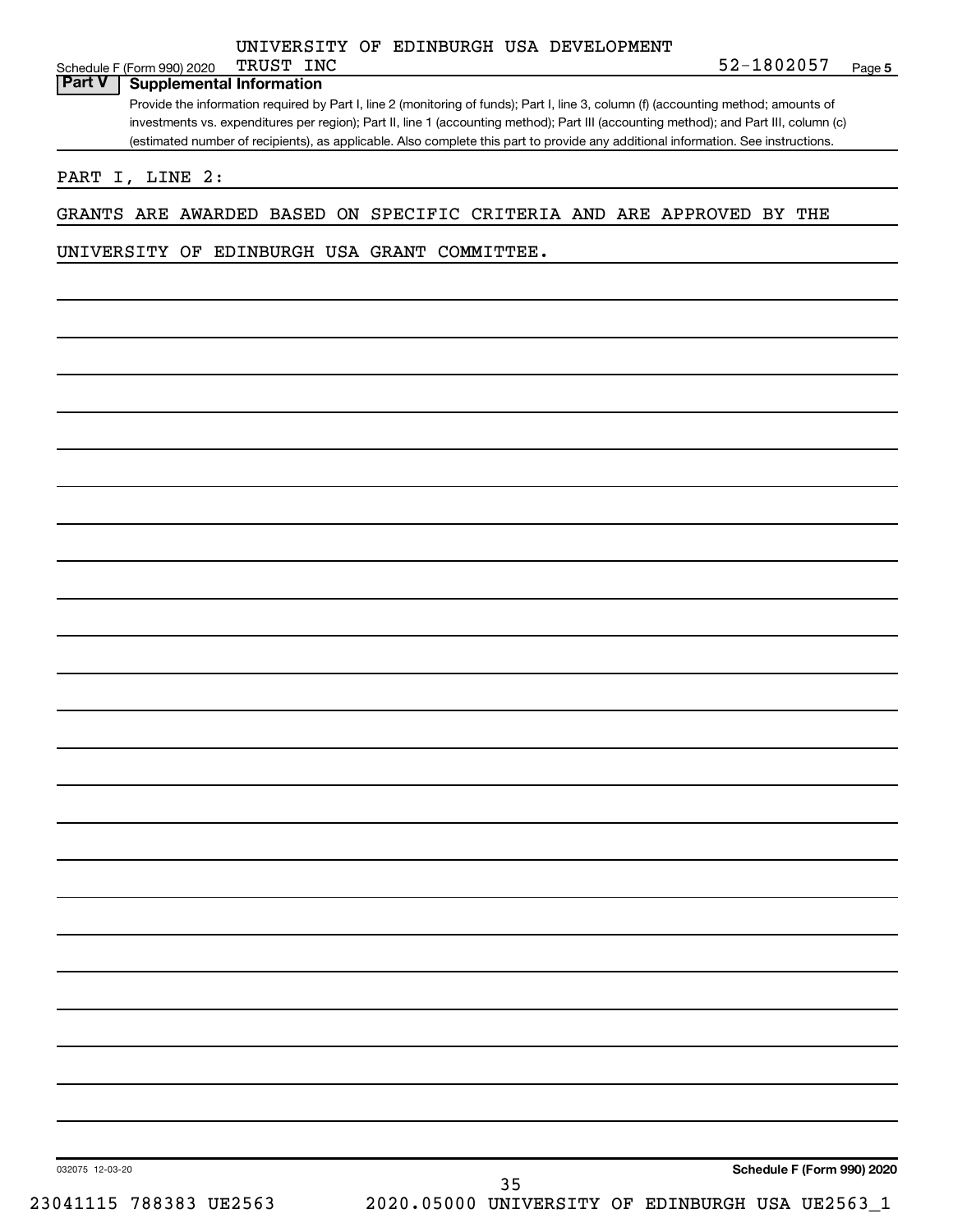UNIVERSITY OF EDINBURGH USA DEVELOPMENT TRUST INC 52-1802057

Schedule F (Form 990) 2020

## Part V Supplemental Information

Provide the information required by Part I, line 2 (monitoring of funds); Part I, line 3, column (f) (accounting method; amounts of investments vs. expenditures per region); Part II, line 1 (accounting method); Part III (accounting method); and Part III, column (c) (estimated number of recipients), as applicable. Also complete this part to provide any additional information. See instructions.

PART I, LINE 2:

GRANTS ARE AWARDED BASED ON SPECIFIC CRITERIA AND ARE APPROVED BY THE UNIVERSITY OF EDINBURGH USA GRANT COMMITTEE.

032075 12-03-20

Schedule F (Form 990) 2020

23041115 788383 UE2563 2020.05000 UNIVERSITY OF EDINBURGH USA UE2563_1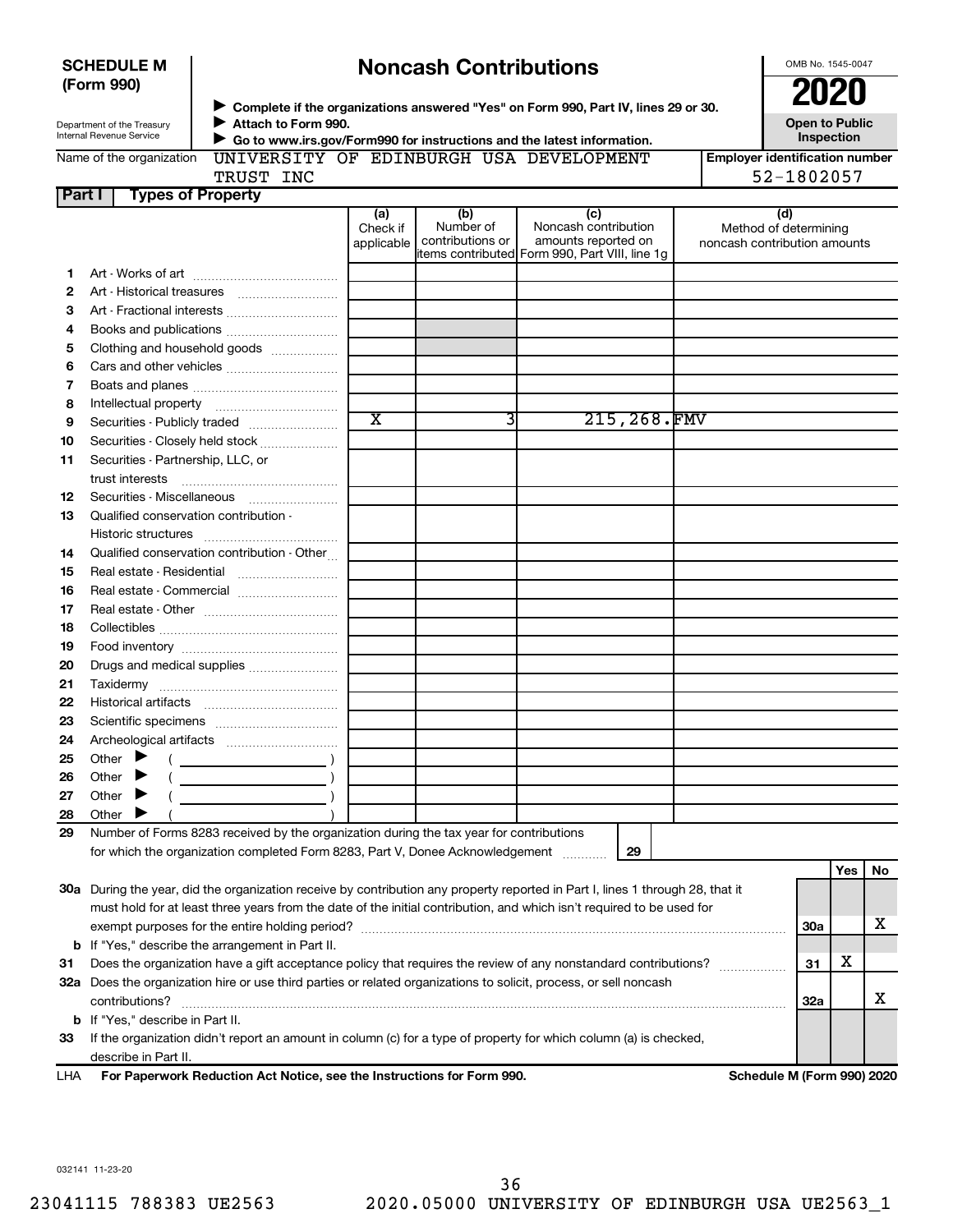**SCHEDULE M (Form 990)**

Department of the Treasury
Internal Revenue Service

# Noncash Contributions

▶ Complete if the organizations answered "Yes" on Form 990, Part IV, lines 29 or 30.
▶ Attach to Form 990.
▶ Go to www.irs.gov/Form990 for instructions and the latest information.

OMB No. 1545-0047

**2020**

**Open to Public Inspection**

Name of the organization: UNIVERSITY OF EDINBURGH USA DEVELOPMENT TRUST INC

Employer identification number: 52-1802057

## Part I Types of Property

| | | (a) Check if applicable | (b) Number of contributions or items contributed | (c) Noncash contribution amounts reported on Form 990, Part VIII, line 1g | (d) Method of determining noncash contribution amounts |
|---|---|---|---|---|---|
| 1 | Art - Works of art | | | | |
| 2 | Art - Historical treasures | | | | |
| 3 | Art - Fractional interests | | | | |
| 4 | Books and publications | | | | |
| 5 | Clothing and household goods | | | | |
| 6 | Cars and other vehicles | | | | |
| 7 | Boats and planes | | | | |
| 8 | Intellectual property | | | | |
| 9 | Securities - Publicly traded | X | 3 | 215,268. | FMV |
| 10 | Securities - Closely held stock | | | | |
| 11 | Securities - Partnership, LLC, or trust interests | | | | |
| 12 | Securities - Miscellaneous | | | | |
| 13 | Qualified conservation contribution - Historic structures | | | | |
| 14 | Qualified conservation contribution - Other | | | | |
| 15 | Real estate - Residential | | | | |
| 16 | Real estate - Commercial | | | | |
| 17 | Real estate - Other | | | | |
| 18 | Collectibles | | | | |
| 19 | Food inventory | | | | |
| 20 | Drugs and medical supplies | | | | |
| 21 | Taxidermy | | | | |
| 22 | Historical artifacts | | | | |
| 23 | Scientific specimens | | | | |
| 24 | Archeological artifacts | | | | |
| 25 | Other ▶ ( ) | | | | |
| 26 | Other ▶ ( ) | | | | |
| 27 | Other ▶ ( ) | | | | |
| 28 | Other ▶ ( ) | | | | |

29 Number of Forms 8283 received by the organization during the tax year for contributions for which the organization completed Form 8283, Part V, Donee Acknowledgement ..... 29

| | | | Yes | No |
|---|---|---|---|---|
| 30a | During the year, did the organization receive by contribution any property reported in Part I, lines 1 through 28, that it must hold for at least three years from the date of the initial contribution, and which isn't required to be used for exempt purposes for the entire holding period? | 30a | | X |
| b | If "Yes," describe the arrangement in Part II. | | | |
| 31 | Does the organization have a gift acceptance policy that requires the review of any nonstandard contributions? | 31 | X | |
| 32a | Does the organization hire or use third parties or related organizations to solicit, process, or sell noncash contributions? | 32a | | X |
| b | If "Yes," describe in Part II. | | | |
| 33 | If the organization didn't report an amount in column (c) for a type of property for which column (a) is checked, describe in Part II. | | | |

LHA For Paperwork Reduction Act Notice, see the Instructions for Form 990. Schedule M (Form 990) 2020

032141 11-23-20

23041115 788383 UE2563 2020.05000 UNIVERSITY OF EDINBURGH USA UE2563_1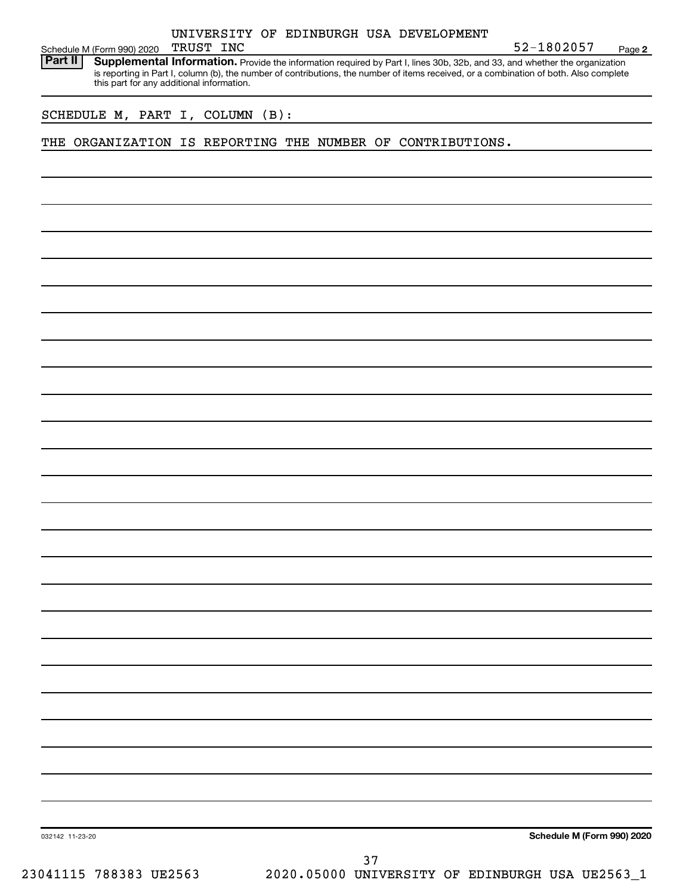UNIVERSITY OF EDINBURGH USA DEVELOPMENT TRUST INC 52-1802057

Schedule M (Form 990) 2020 Page 2

**Part II** **Supplemental Information.** Provide the information required by Part I, lines 30b, 32b, and 33, and whether the organization is reporting in Part I, column (b), the number of contributions, the number of items received, or a combination of both. Also complete this part for any additional information.

SCHEDULE M, PART I, COLUMN (B):

THE ORGANIZATION IS REPORTING THE NUMBER OF CONTRIBUTIONS.

032142 11-23-20 **Schedule M (Form 990) 2020**

23041115 788383 UE2563 2020.05000 UNIVERSITY OF EDINBURGH USA UE2563_1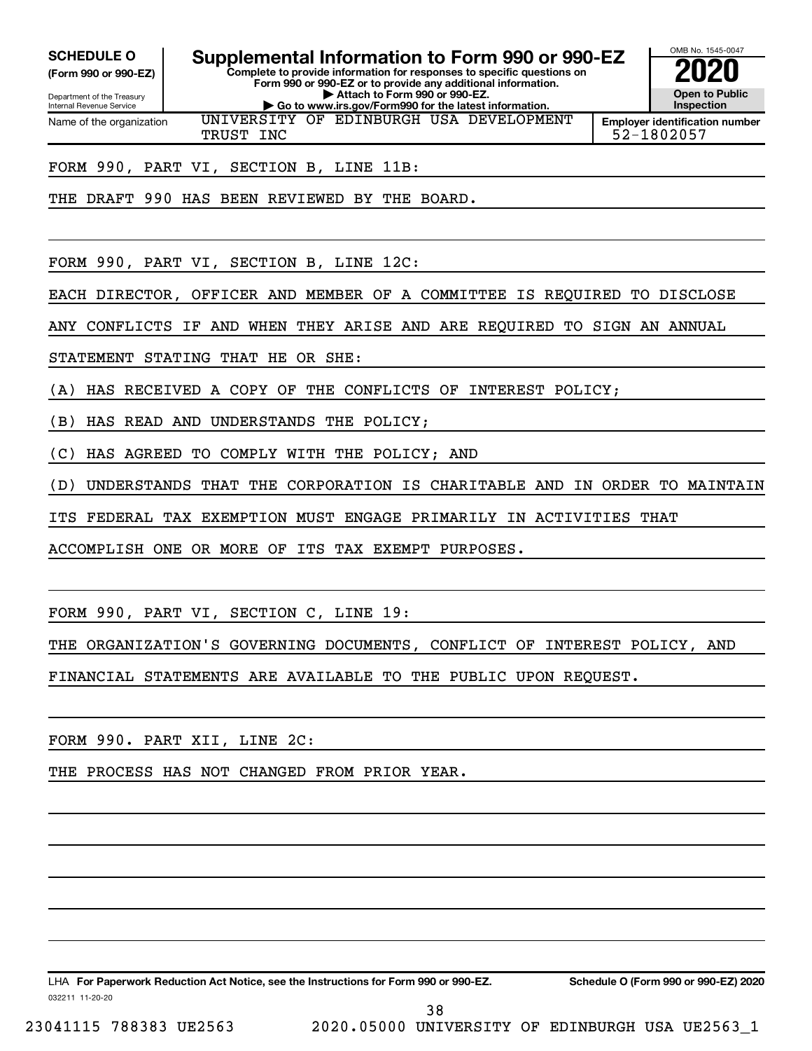**SCHEDULE O**
**(Form 990 or 990-EZ)**

Department of the Treasury
Internal Revenue Service

# Supplemental Information to Form 990 or 990-EZ

**Complete to provide information for responses to specific questions on Form 990 or 990-EZ or to provide any additional information.**
**▶ Attach to Form 990 or 990-EZ.**
**▶ Go to www.irs.gov/Form990 for the latest information.**

OMB No. 1545-0047
**2020**
**Open to Public Inspection**

| Name of the organization | Employer identification number |
|---|---|
| UNIVERSITY OF EDINBURGH USA DEVELOPMENT TRUST INC | 52-1802057 |

FORM 990, PART VI, SECTION B, LINE 11B:

THE DRAFT 990 HAS BEEN REVIEWED BY THE BOARD.

FORM 990, PART VI, SECTION B, LINE 12C:

EACH DIRECTOR, OFFICER AND MEMBER OF A COMMITTEE IS REQUIRED TO DISCLOSE ANY CONFLICTS IF AND WHEN THEY ARISE AND ARE REQUIRED TO SIGN AN ANNUAL STATEMENT STATING THAT HE OR SHE:

(A) HAS RECEIVED A COPY OF THE CONFLICTS OF INTEREST POLICY;

(B) HAS READ AND UNDERSTANDS THE POLICY;

(C) HAS AGREED TO COMPLY WITH THE POLICY; AND

(D) UNDERSTANDS THAT THE CORPORATION IS CHARITABLE AND IN ORDER TO MAINTAIN ITS FEDERAL TAX EXEMPTION MUST ENGAGE PRIMARILY IN ACTIVITIES THAT ACCOMPLISH ONE OR MORE OF ITS TAX EXEMPT PURPOSES.

FORM 990, PART VI, SECTION C, LINE 19:

THE ORGANIZATION'S GOVERNING DOCUMENTS, CONFLICT OF INTEREST POLICY, AND FINANCIAL STATEMENTS ARE AVAILABLE TO THE PUBLIC UPON REQUEST.

FORM 990. PART XII, LINE 2C:

THE PROCESS HAS NOT CHANGED FROM PRIOR YEAR.

LHA **For Paperwork Reduction Act Notice, see the Instructions for Form 990 or 990-EZ.** **Schedule O (Form 990 or 990-EZ) 2020**

032211 11-20-20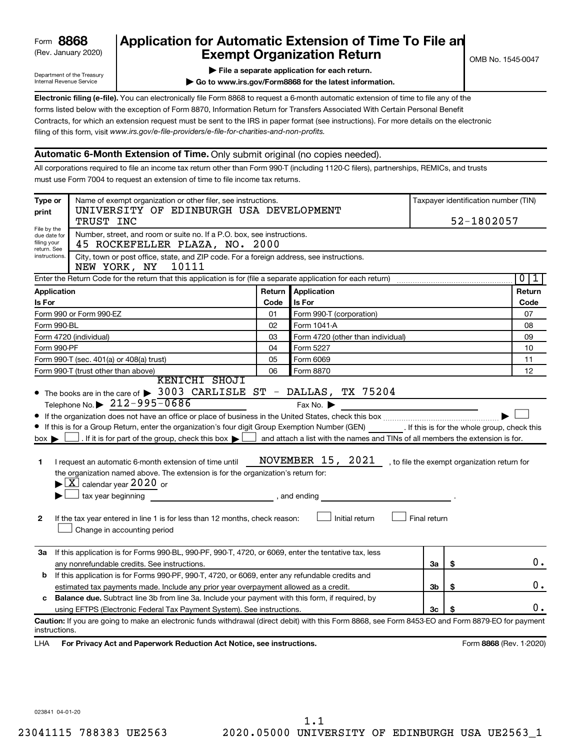Form **8868** (Rev. January 2020)

Department of the Treasury Internal Revenue Service

# Application for Automatic Extension of Time To File an Exempt Organization Return

▶ **File a separate application for each return.**

▶ **Go to www.irs.gov/Form8868 for the latest information.**

OMB No. 1545-0047

**Electronic filing (e-file).** You can electronically file Form 8868 to request a 6-month automatic extension of time to file any of the forms listed below with the exception of Form 8870, Information Return for Transfers Associated With Certain Personal Benefit Contracts, for which an extension request must be sent to the IRS in paper format (see instructions). For more details on the electronic filing of this form, visit *www.irs.gov/e-file-providers/e-file-for-charities-and-non-profits.*

## Automatic 6-Month Extension of Time. Only submit original (no copies needed).

All corporations required to file an income tax return other than Form 990-T (including 1120-C filers), partnerships, REMICs, and trusts must use Form 7004 to request an extension of time to file income tax returns.

**Type or print** — File by the due date for filing your return. See instructions.

Name of exempt organization or other filer, see instructions.
UNIVERSITY OF EDINBURGH USA DEVELOPMENT TRUST INC

Taxpayer identification number (TIN): 52-1802057

Number, street, and room or suite no. If a P.O. box, see instructions.
45 ROCKEFELLER PLAZA, NO. 2000

City, town or post office, state, and ZIP code. For a foreign address, see instructions.
NEW YORK, NY 10111

Enter the Return Code for the return that this application is for (file a separate application for each return): 0 1

| Application Is For | Return Code | Application Is For | Return Code |
|---|---|---|---|
| Form 990 or Form 990-EZ | 01 | Form 990-T (corporation) | 07 |
| Form 990-BL | 02 | Form 1041-A | 08 |
| Form 4720 (individual) | 03 | Form 4720 (other than individual) | 09 |
| Form 990-PF | 04 | Form 5227 | 10 |
| Form 990-T (sec. 401(a) or 408(a) trust) | 05 | Form 6069 | 11 |
| Form 990-T (trust other than above) | 06 | Form 8870 | 12 |

- The books are in the care of ▶ KENICHI SHOJI 3003 CARLISLE ST - DALLAS, TX 75204
  Telephone No. ▶ 212-995-0686 Fax No. ▶
- If the organization does not have an office or place of business in the United States, check this box ▶ ☐
- If this is for a Group Return, enter the organization's four digit Group Exemption Number (GEN) ________. If this is for the whole group, check this box ▶ ☐. If it is for part of the group, check this box ▶ ☐ and attach a list with the names and TINs of all members the extension is for.

**1** I request an automatic 6-month extension of time until NOVEMBER 15, 2021, to file the exempt organization return for the organization named above. The extension is for the organization's return for:
▶ ☒ calendar year 2020 or
▶ ☐ tax year beginning ____________, and ending ____________.

**2** If the tax year entered in line 1 is for less than 12 months, check reason: ☐ Initial return ☐ Final return ☐ Change in accounting period

| | | | |
|---|---|---|---|
| **3a** | If this application is for Forms 990-BL, 990-PF, 990-T, 4720, or 6069, enter the tentative tax, less any nonrefundable credits. See instructions. | 3a | $ 0. |
| **b** | If this application is for Forms 990-PF, 990-T, 4720, or 6069, enter any refundable credits and estimated tax payments made. Include any prior year overpayment allowed as a credit. | 3b | $ 0. |
| **c** | **Balance due.** Subtract line 3b from line 3a. Include your payment with this form, if required, by using EFTPS (Electronic Federal Tax Payment System). See instructions. | 3c | $ 0. |

**Caution:** If you are going to make an electronic funds withdrawal (direct debit) with this Form 8868, see Form 8453-EO and Form 8879-EO for payment instructions.

LHA **For Privacy Act and Paperwork Reduction Act Notice, see instructions.** Form **8868** (Rev. 1-2020)

023841 04-01-20

1.1

23041115 788383 UE2563 2020.05000 UNIVERSITY OF EDINBURGH USA UE2563_1